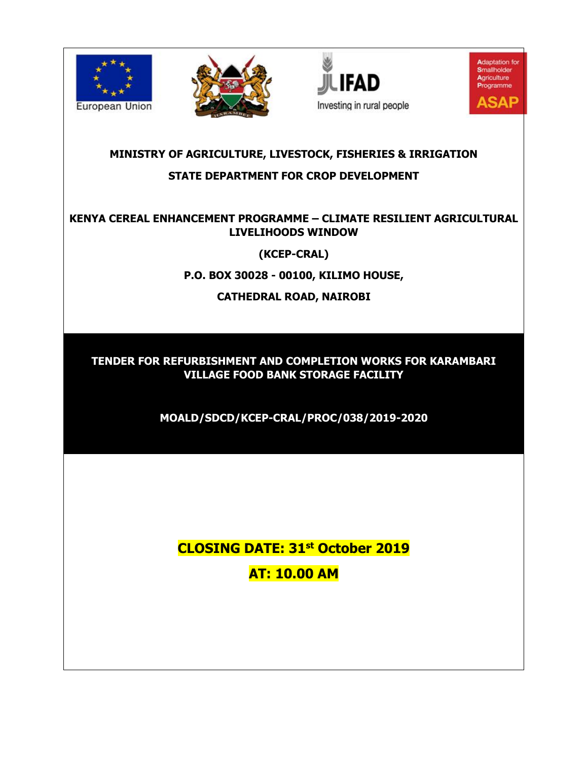European Union

IFAD
Investing in rural people

Adaptation for Smallholder Agriculture Programme
ASAP

**MINISTRY OF AGRICULTURE, LIVESTOCK, FISHERIES & IRRIGATION**

**STATE DEPARTMENT FOR CROP DEVELOPMENT**

**KENYA CEREAL ENHANCEMENT PROGRAMME – CLIMATE RESILIENT AGRICULTURAL LIVELIHOODS WINDOW**

**(KCEP-CRAL)**

**P.O. BOX 30028 - 00100, KILIMO HOUSE,**

**CATHEDRAL ROAD, NAIROBI**

# TENDER FOR REFURBISHMENT AND COMPLETION WORKS FOR KARAMBARI VILLAGE FOOD BANK STORAGE FACILITY

**MOALD/SDCD/KCEP-CRAL/PROC/038/2019-2020**

**CLOSING DATE: 31st October 2019**

**AT: 10.00 AM**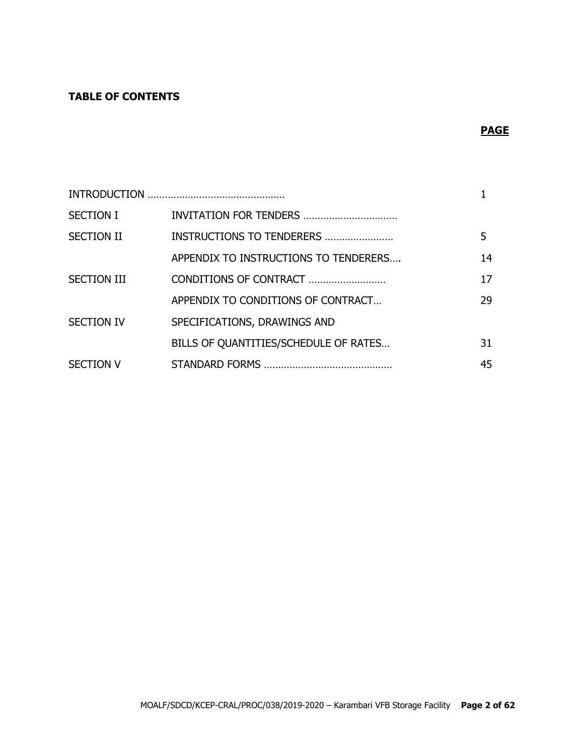**TABLE OF CONTENTS**

| | | **PAGE** |
|---|---|---|
| INTRODUCTION ……………………………………… | | 1 |
| SECTION I | INVITATION FOR TENDERS …………………………… | |
| SECTION II | INSTRUCTIONS TO TENDERERS …………………… | 5 |
| | APPENDIX TO INSTRUCTIONS TO TENDERERS…. | 14 |
| SECTION III | CONDITIONS OF CONTRACT ……………………… | 17 |
| | APPENDIX TO CONDITIONS OF CONTRACT… | 29 |
| SECTION IV | SPECIFICATIONS, DRAWINGS AND | |
| | BILLS OF QUANTITIES/SCHEDULE OF RATES… | 31 |
| SECTION V | STANDARD FORMS ……………………………………… | 45 |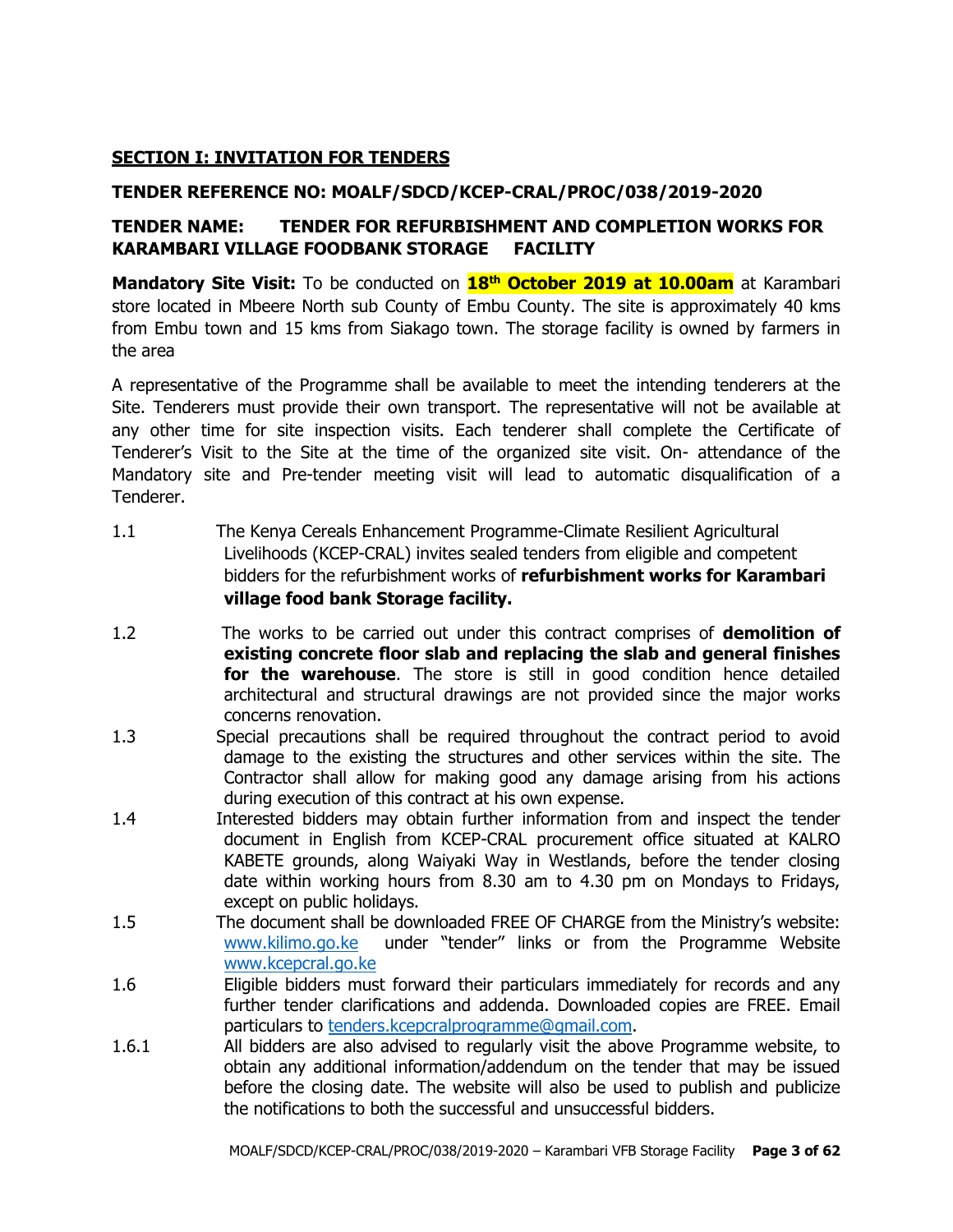## SECTION I: INVITATION FOR TENDERS

**TENDER REFERENCE NO: MOALF/SDCD/KCEP-CRAL/PROC/038/2019-2020**

**TENDER NAME: TENDER FOR REFURBISHMENT AND COMPLETION WORKS FOR KARAMBARI VILLAGE FOODBANK STORAGE FACILITY**

**Mandatory Site Visit:** To be conducted on **18th October 2019 at 10.00am** at Karambari store located in Mbeere North sub County of Embu County. The site is approximately 40 kms from Embu town and 15 kms from Siakago town. The storage facility is owned by farmers in the area

A representative of the Programme shall be available to meet the intending tenderers at the Site. Tenderers must provide their own transport. The representative will not be available at any other time for site inspection visits. Each tenderer shall complete the Certificate of Tenderer's Visit to the Site at the time of the organized site visit. On- attendance of the Mandatory site and Pre-tender meeting visit will lead to automatic disqualification of a Tenderer.

1.1 The Kenya Cereals Enhancement Programme-Climate Resilient Agricultural Livelihoods (KCEP-CRAL) invites sealed tenders from eligible and competent bidders for the refurbishment works of **refurbishment works for Karambari village food bank Storage facility.**

1.2 The works to be carried out under this contract comprises of **demolition of existing concrete floor slab and replacing the slab and general finishes for the warehouse**. The store is still in good condition hence detailed architectural and structural drawings are not provided since the major works concerns renovation.

1.3 Special precautions shall be required throughout the contract period to avoid damage to the existing the structures and other services within the site. The Contractor shall allow for making good any damage arising from his actions during execution of this contract at his own expense.

1.4 Interested bidders may obtain further information from and inspect the tender document in English from KCEP-CRAL procurement office situated at KALRO KABETE grounds, along Waiyaki Way in Westlands, before the tender closing date within working hours from 8.30 am to 4.30 pm on Mondays to Fridays, except on public holidays.

1.5 The document shall be downloaded FREE OF CHARGE from the Ministry's website: www.kilimo.go.ke under "tender" links or from the Programme Website www.kcepcral.go.ke

1.6 Eligible bidders must forward their particulars immediately for records and any further tender clarifications and addenda. Downloaded copies are FREE. Email particulars to tenders.kcepcralprogramme@gmail.com.

1.6.1 All bidders are also advised to regularly visit the above Programme website, to obtain any additional information/addendum on the tender that may be issued before the closing date. The website will also be used to publish and publicize the notifications to both the successful and unsuccessful bidders.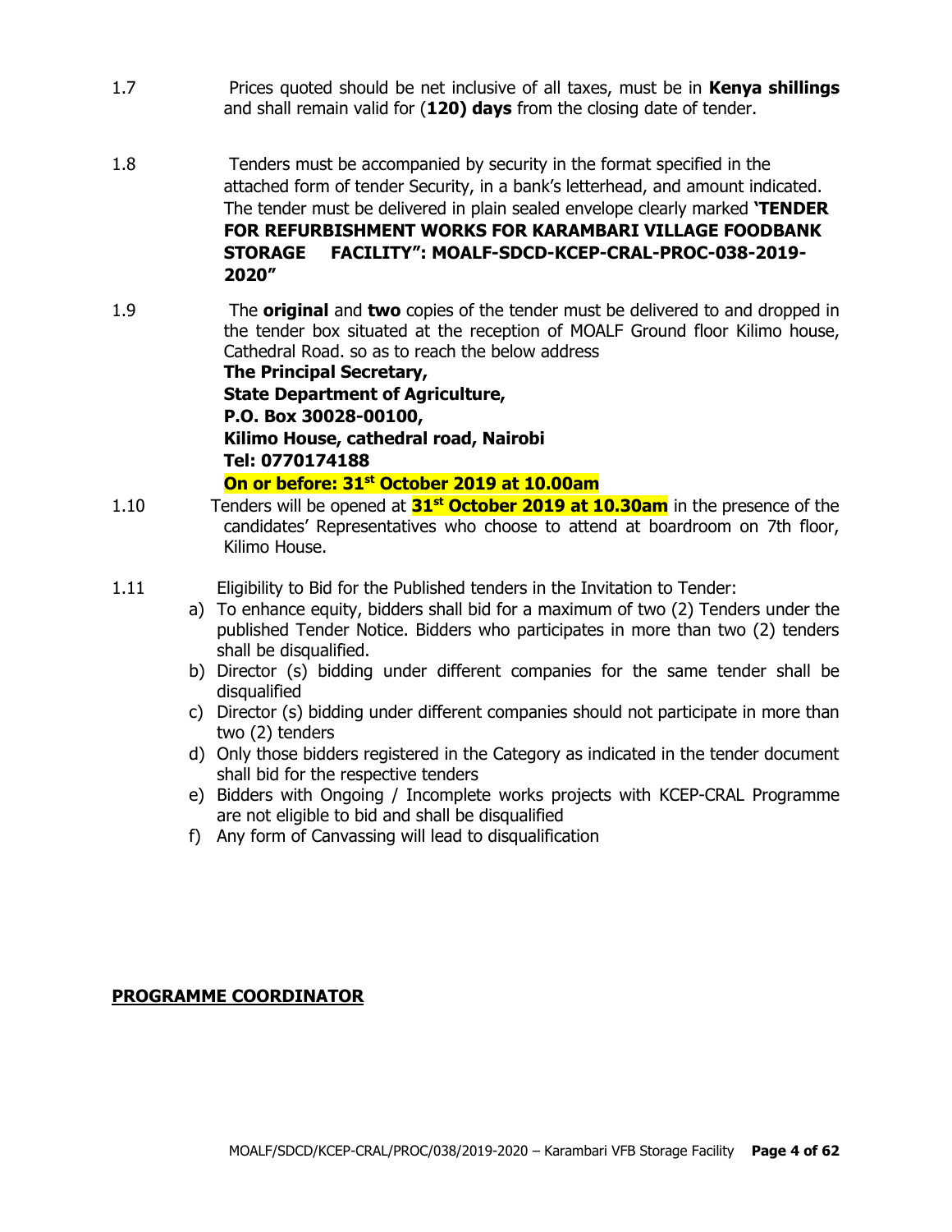1.7 Prices quoted should be net inclusive of all taxes, must be in **Kenya shillings** and shall remain valid for (**120) days** from the closing date of tender.

1.8 Tenders must be accompanied by security in the format specified in the attached form of tender Security, in a bank's letterhead, and amount indicated. The tender must be delivered in plain sealed envelope clearly marked **'TENDER FOR REFURBISHMENT WORKS FOR KARAMBARI VILLAGE FOODBANK STORAGE FACILITY": MOALF-SDCD-KCEP-CRAL-PROC-038-2019-2020"**

1.9 The **original** and **two** copies of the tender must be delivered to and dropped in the tender box situated at the reception of MOALF Ground floor Kilimo house, Cathedral Road. so as to reach the below address

**The Principal Secretary,**
**State Department of Agriculture,**
**P.O. Box 30028-00100,**
**Kilimo House, cathedral road, Nairobi**
**Tel: 0770174188**
**On or before: 31st October 2019 at 10.00am**

1.10 Tenders will be opened at **31st October 2019 at 10.30am** in the presence of the candidates' Representatives who choose to attend at boardroom on 7th floor, Kilimo House.

1.11 Eligibility to Bid for the Published tenders in the Invitation to Tender:

a) To enhance equity, bidders shall bid for a maximum of two (2) Tenders under the published Tender Notice. Bidders who participates in more than two (2) tenders shall be disqualified.
b) Director (s) bidding under different companies for the same tender shall be disqualified
c) Director (s) bidding under different companies should not participate in more than two (2) tenders
d) Only those bidders registered in the Category as indicated in the tender document shall bid for the respective tenders
e) Bidders with Ongoing / Incomplete works projects with KCEP-CRAL Programme are not eligible to bid and shall be disqualified
f) Any form of Canvassing will lead to disqualification

**PROGRAMME COORDINATOR**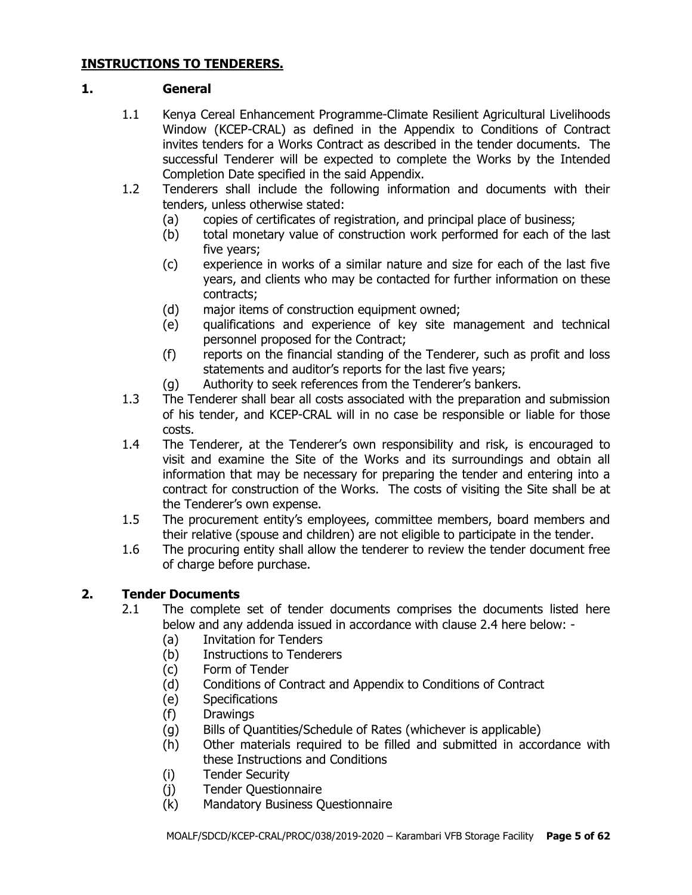## INSTRUCTIONS TO TENDERERS.

### 1. General

1.1 Kenya Cereal Enhancement Programme-Climate Resilient Agricultural Livelihoods Window (KCEP-CRAL) as defined in the Appendix to Conditions of Contract invites tenders for a Works Contract as described in the tender documents. The successful Tenderer will be expected to complete the Works by the Intended Completion Date specified in the said Appendix.

1.2 Tenderers shall include the following information and documents with their tenders, unless otherwise stated:

- (a) copies of certificates of registration, and principal place of business;
- (b) total monetary value of construction work performed for each of the last five years;
- (c) experience in works of a similar nature and size for each of the last five years, and clients who may be contacted for further information on these contracts;
- (d) major items of construction equipment owned;
- (e) qualifications and experience of key site management and technical personnel proposed for the Contract;
- (f) reports on the financial standing of the Tenderer, such as profit and loss statements and auditor's reports for the last five years;
- (g) Authority to seek references from the Tenderer's bankers.

1.3 The Tenderer shall bear all costs associated with the preparation and submission of his tender, and KCEP-CRAL will in no case be responsible or liable for those costs.

1.4 The Tenderer, at the Tenderer's own responsibility and risk, is encouraged to visit and examine the Site of the Works and its surroundings and obtain all information that may be necessary for preparing the tender and entering into a contract for construction of the Works. The costs of visiting the Site shall be at the Tenderer's own expense.

1.5 The procurement entity's employees, committee members, board members and their relative (spouse and children) are not eligible to participate in the tender.

1.6 The procuring entity shall allow the tenderer to review the tender document free of charge before purchase.

### 2. Tender Documents

2.1 The complete set of tender documents comprises the documents listed here below and any addenda issued in accordance with clause 2.4 here below: -

- (a) Invitation for Tenders
- (b) Instructions to Tenderers
- (c) Form of Tender
- (d) Conditions of Contract and Appendix to Conditions of Contract
- (e) Specifications
- (f) Drawings
- (g) Bills of Quantities/Schedule of Rates (whichever is applicable)
- (h) Other materials required to be filled and submitted in accordance with these Instructions and Conditions
- (i) Tender Security
- (j) Tender Questionnaire
- (k) Mandatory Business Questionnaire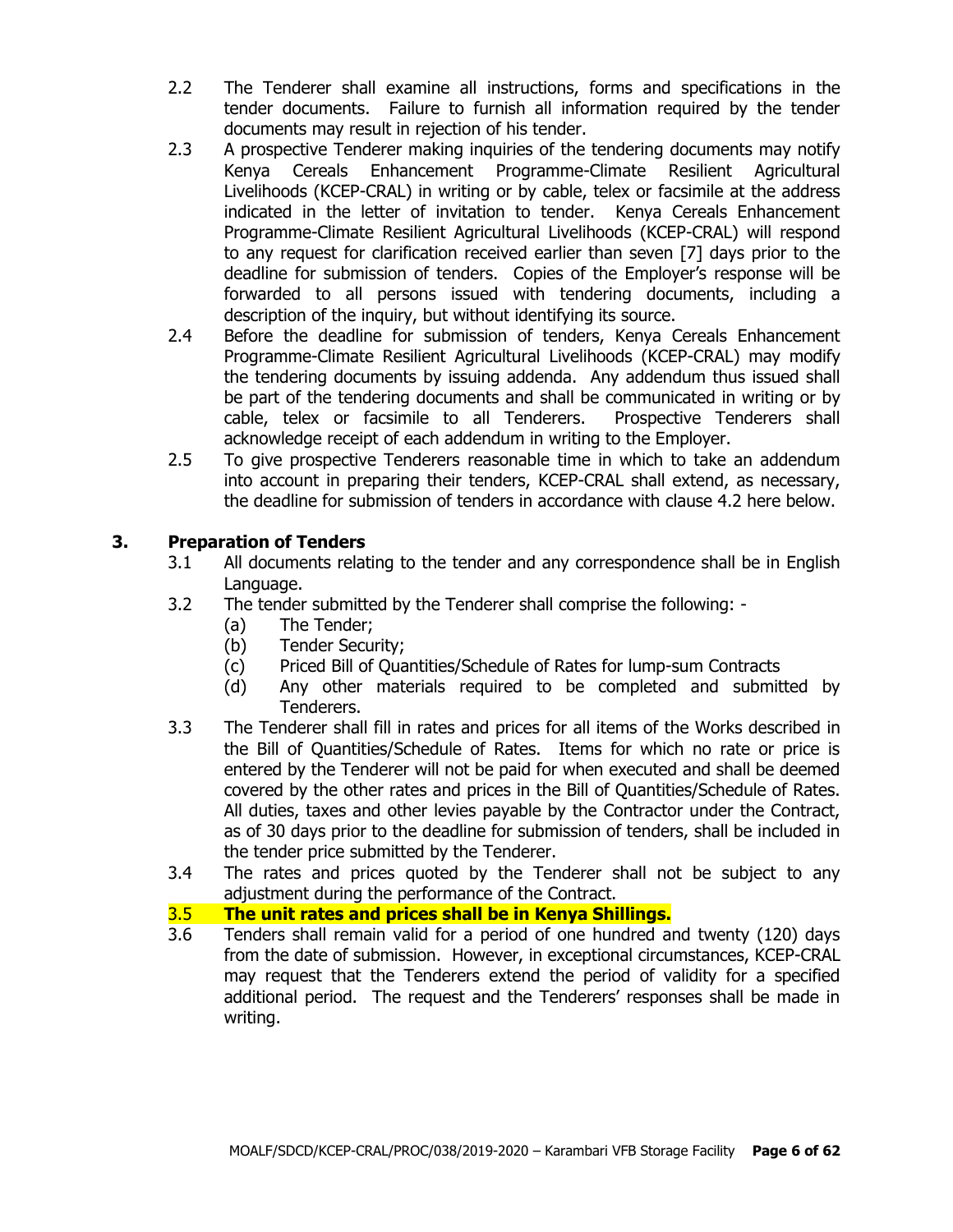2.2 The Tenderer shall examine all instructions, forms and specifications in the tender documents. Failure to furnish all information required by the tender documents may result in rejection of his tender.

2.3 A prospective Tenderer making inquiries of the tendering documents may notify Kenya Cereals Enhancement Programme-Climate Resilient Agricultural Livelihoods (KCEP-CRAL) in writing or by cable, telex or facsimile at the address indicated in the letter of invitation to tender. Kenya Cereals Enhancement Programme-Climate Resilient Agricultural Livelihoods (KCEP-CRAL) will respond to any request for clarification received earlier than seven [7] days prior to the deadline for submission of tenders. Copies of the Employer's response will be forwarded to all persons issued with tendering documents, including a description of the inquiry, but without identifying its source.

2.4 Before the deadline for submission of tenders, Kenya Cereals Enhancement Programme-Climate Resilient Agricultural Livelihoods (KCEP-CRAL) may modify the tendering documents by issuing addenda. Any addendum thus issued shall be part of the tendering documents and shall be communicated in writing or by cable, telex or facsimile to all Tenderers. Prospective Tenderers shall acknowledge receipt of each addendum in writing to the Employer.

2.5 To give prospective Tenderers reasonable time in which to take an addendum into account in preparing their tenders, KCEP-CRAL shall extend, as necessary, the deadline for submission of tenders in accordance with clause 4.2 here below.

## 3. Preparation of Tenders

3.1 All documents relating to the tender and any correspondence shall be in English Language.

3.2 The tender submitted by the Tenderer shall comprise the following: -

- (a) The Tender;
- (b) Tender Security;
- (c) Priced Bill of Quantities/Schedule of Rates for lump-sum Contracts
- (d) Any other materials required to be completed and submitted by Tenderers.

3.3 The Tenderer shall fill in rates and prices for all items of the Works described in the Bill of Quantities/Schedule of Rates. Items for which no rate or price is entered by the Tenderer will not be paid for when executed and shall be deemed covered by the other rates and prices in the Bill of Quantities/Schedule of Rates. All duties, taxes and other levies payable by the Contractor under the Contract, as of 30 days prior to the deadline for submission of tenders, shall be included in the tender price submitted by the Tenderer.

3.4 The rates and prices quoted by the Tenderer shall not be subject to any adjustment during the performance of the Contract.

**3.5 The unit rates and prices shall be in Kenya Shillings.**

3.6 Tenders shall remain valid for a period of one hundred and twenty (120) days from the date of submission. However, in exceptional circumstances, KCEP-CRAL may request that the Tenderers extend the period of validity for a specified additional period. The request and the Tenderers' responses shall be made in writing.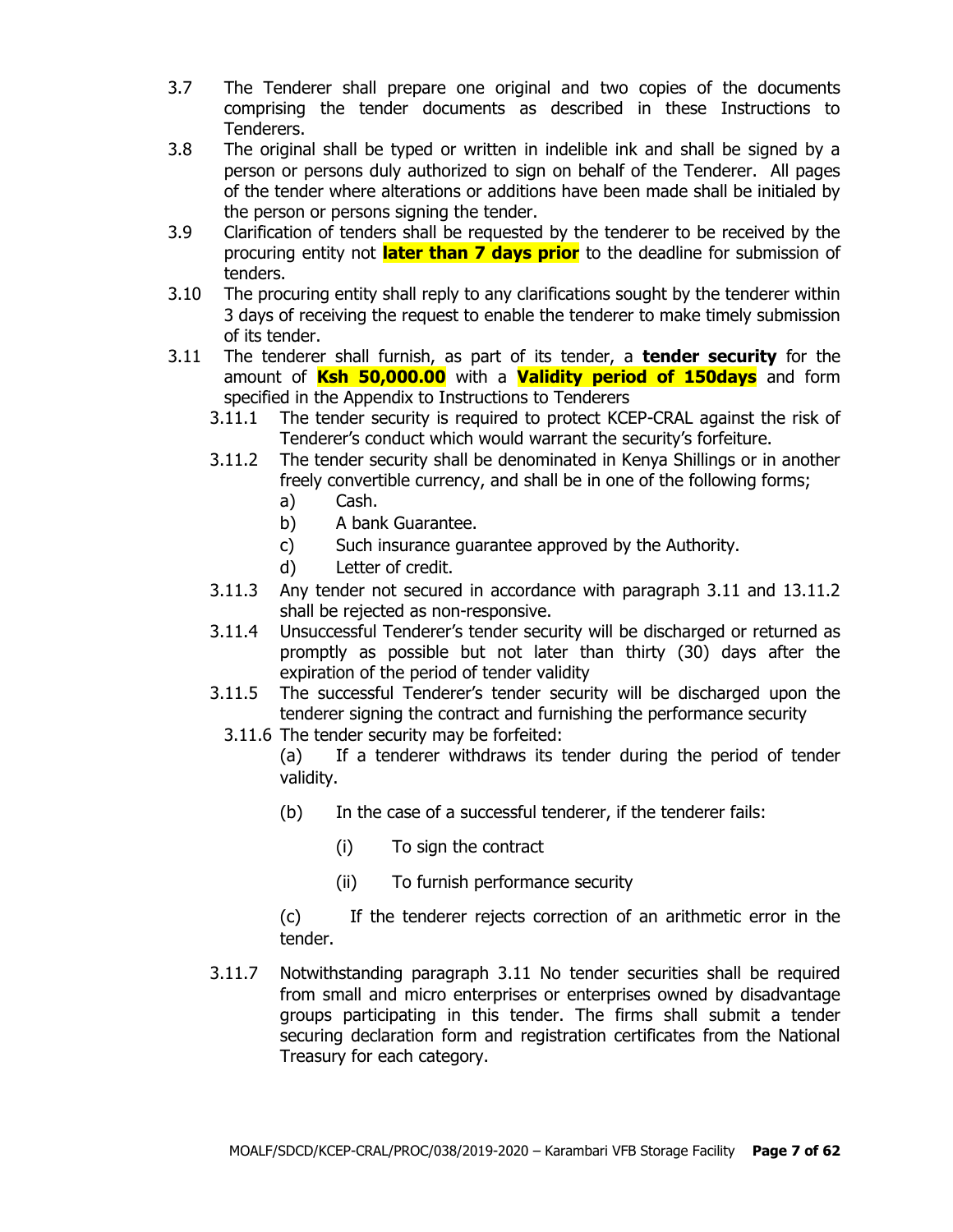3.7 The Tenderer shall prepare one original and two copies of the documents comprising the tender documents as described in these Instructions to Tenderers.

3.8 The original shall be typed or written in indelible ink and shall be signed by a person or persons duly authorized to sign on behalf of the Tenderer. All pages of the tender where alterations or additions have been made shall be initialed by the person or persons signing the tender.

3.9 Clarification of tenders shall be requested by the tenderer to be received by the procuring entity not **later than 7 days prior** to the deadline for submission of tenders.

3.10 The procuring entity shall reply to any clarifications sought by the tenderer within 3 days of receiving the request to enable the tenderer to make timely submission of its tender.

3.11 The tenderer shall furnish, as part of its tender, a **tender security** for the amount of **Ksh 50,000.00** with a **Validity period of 150days** and form specified in the Appendix to Instructions to Tenderers

- 3.11.1 The tender security is required to protect KCEP-CRAL against the risk of Tenderer's conduct which would warrant the security's forfeiture.
- 3.11.2 The tender security shall be denominated in Kenya Shillings or in another freely convertible currency, and shall be in one of the following forms;
  - a) Cash.
  - b) A bank Guarantee.
  - c) Such insurance guarantee approved by the Authority.
  - d) Letter of credit.
- 3.11.3 Any tender not secured in accordance with paragraph 3.11 and 13.11.2 shall be rejected as non-responsive.
- 3.11.4 Unsuccessful Tenderer's tender security will be discharged or returned as promptly as possible but not later than thirty (30) days after the expiration of the period of tender validity
- 3.11.5 The successful Tenderer's tender security will be discharged upon the tenderer signing the contract and furnishing the performance security
- 3.11.6 The tender security may be forfeited:

  (a) If a tenderer withdraws its tender during the period of tender validity.

  (b) In the case of a successful tenderer, if the tenderer fails:

  - (i) To sign the contract
  - (ii) To furnish performance security

  (c) If the tenderer rejects correction of an arithmetic error in the tender.

- 3.11.7 Notwithstanding paragraph 3.11 No tender securities shall be required from small and micro enterprises or enterprises owned by disadvantage groups participating in this tender. The firms shall submit a tender securing declaration form and registration certificates from the National Treasury for each category.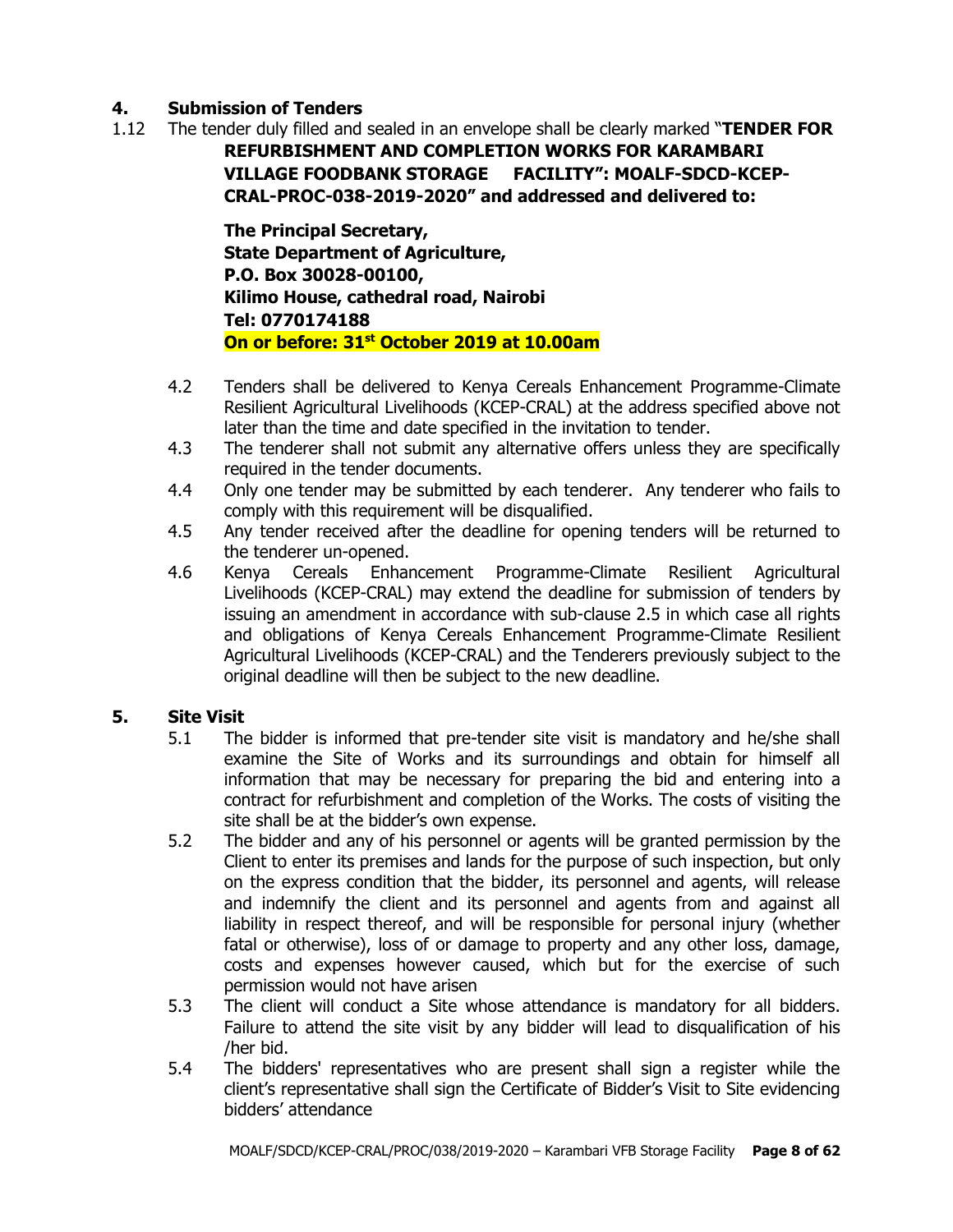## 4. Submission of Tenders

1.12 The tender duly filled and sealed in an envelope shall be clearly marked "**TENDER FOR REFURBISHMENT AND COMPLETION WORKS FOR KARAMBARI VILLAGE FOODBANK STORAGE FACILITY": MOALF-SDCD-KCEP-CRAL-PROC-038-2019-2020" and addressed and delivered to:**

**The Principal Secretary,**
**State Department of Agriculture,**
**P.O. Box 30028-00100,**
**Kilimo House, cathedral road, Nairobi**
**Tel: 0770174188**
**On or before: 31st October 2019 at 10.00am**

4.2 Tenders shall be delivered to Kenya Cereals Enhancement Programme-Climate Resilient Agricultural Livelihoods (KCEP-CRAL) at the address specified above not later than the time and date specified in the invitation to tender.

4.3 The tenderer shall not submit any alternative offers unless they are specifically required in the tender documents.

4.4 Only one tender may be submitted by each tenderer. Any tenderer who fails to comply with this requirement will be disqualified.

4.5 Any tender received after the deadline for opening tenders will be returned to the tenderer un-opened.

4.6 Kenya Cereals Enhancement Programme-Climate Resilient Agricultural Livelihoods (KCEP-CRAL) may extend the deadline for submission of tenders by issuing an amendment in accordance with sub-clause 2.5 in which case all rights and obligations of Kenya Cereals Enhancement Programme-Climate Resilient Agricultural Livelihoods (KCEP-CRAL) and the Tenderers previously subject to the original deadline will then be subject to the new deadline.

## 5. Site Visit

5.1 The bidder is informed that pre-tender site visit is mandatory and he/she shall examine the Site of Works and its surroundings and obtain for himself all information that may be necessary for preparing the bid and entering into a contract for refurbishment and completion of the Works. The costs of visiting the site shall be at the bidder's own expense.

5.2 The bidder and any of his personnel or agents will be granted permission by the Client to enter its premises and lands for the purpose of such inspection, but only on the express condition that the bidder, its personnel and agents, will release and indemnify the client and its personnel and agents from and against all liability in respect thereof, and will be responsible for personal injury (whether fatal or otherwise), loss of or damage to property and any other loss, damage, costs and expenses however caused, which but for the exercise of such permission would not have arisen

5.3 The client will conduct a Site whose attendance is mandatory for all bidders. Failure to attend the site visit by any bidder will lead to disqualification of his /her bid.

5.4 The bidders' representatives who are present shall sign a register while the client's representative shall sign the Certificate of Bidder's Visit to Site evidencing bidders' attendance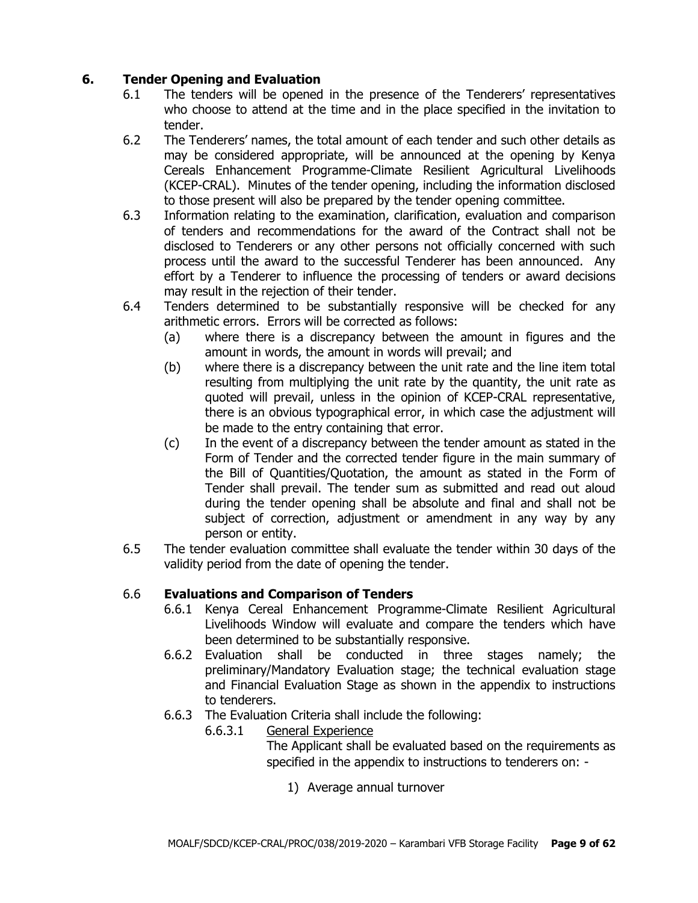## 6. Tender Opening and Evaluation

6.1 The tenders will be opened in the presence of the Tenderers' representatives who choose to attend at the time and in the place specified in the invitation to tender.

6.2 The Tenderers' names, the total amount of each tender and such other details as may be considered appropriate, will be announced at the opening by Kenya Cereals Enhancement Programme-Climate Resilient Agricultural Livelihoods (KCEP-CRAL). Minutes of the tender opening, including the information disclosed to those present will also be prepared by the tender opening committee.

6.3 Information relating to the examination, clarification, evaluation and comparison of tenders and recommendations for the award of the Contract shall not be disclosed to Tenderers or any other persons not officially concerned with such process until the award to the successful Tenderer has been announced. Any effort by a Tenderer to influence the processing of tenders or award decisions may result in the rejection of their tender.

6.4 Tenders determined to be substantially responsive will be checked for any arithmetic errors. Errors will be corrected as follows:

- (a) where there is a discrepancy between the amount in figures and the amount in words, the amount in words will prevail; and
- (b) where there is a discrepancy between the unit rate and the line item total resulting from multiplying the unit rate by the quantity, the unit rate as quoted will prevail, unless in the opinion of KCEP-CRAL representative, there is an obvious typographical error, in which case the adjustment will be made to the entry containing that error.
- (c) In the event of a discrepancy between the tender amount as stated in the Form of Tender and the corrected tender figure in the main summary of the Bill of Quantities/Quotation, the amount as stated in the Form of Tender shall prevail. The tender sum as submitted and read out aloud during the tender opening shall be absolute and final and shall not be subject of correction, adjustment or amendment in any way by any person or entity.

6.5 The tender evaluation committee shall evaluate the tender within 30 days of the validity period from the date of opening the tender.

### 6.6 Evaluations and Comparison of Tenders

6.6.1 Kenya Cereal Enhancement Programme-Climate Resilient Agricultural Livelihoods Window will evaluate and compare the tenders which have been determined to be substantially responsive.

6.6.2 Evaluation shall be conducted in three stages namely; the preliminary/Mandatory Evaluation stage; the technical evaluation stage and Financial Evaluation Stage as shown in the appendix to instructions to tenderers.

6.6.3 The Evaluation Criteria shall include the following:

6.6.3.1 General Experience

The Applicant shall be evaluated based on the requirements as specified in the appendix to instructions to tenderers on: -

1) Average annual turnover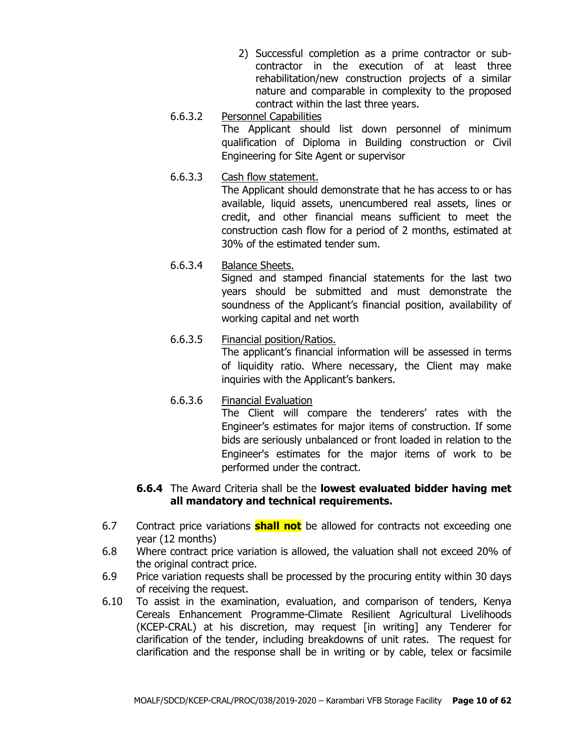2) Successful completion as a prime contractor or sub-contractor in the execution of at least three rehabilitation/new construction projects of a similar nature and comparable in complexity to the proposed contract within the last three years.

6.6.3.2 Personnel Capabilities

The Applicant should list down personnel of minimum qualification of Diploma in Building construction or Civil Engineering for Site Agent or supervisor

6.6.3.3 Cash flow statement.

The Applicant should demonstrate that he has access to or has available, liquid assets, unencumbered real assets, lines or credit, and other financial means sufficient to meet the construction cash flow for a period of 2 months, estimated at 30% of the estimated tender sum.

6.6.3.4 Balance Sheets.

Signed and stamped financial statements for the last two years should be submitted and must demonstrate the soundness of the Applicant's financial position, availability of working capital and net worth

6.6.3.5 Financial position/Ratios.

The applicant's financial information will be assessed in terms of liquidity ratio. Where necessary, the Client may make inquiries with the Applicant's bankers.

6.6.3.6 Financial Evaluation

The Client will compare the tenderers' rates with the Engineer's estimates for major items of construction. If some bids are seriously unbalanced or front loaded in relation to the Engineer's estimates for the major items of work to be performed under the contract.

**6.6.4** The Award Criteria shall be the **lowest evaluated bidder having met all mandatory and technical requirements.**

6.7 Contract price variations **shall not** be allowed for contracts not exceeding one year (12 months)

6.8 Where contract price variation is allowed, the valuation shall not exceed 20% of the original contract price.

6.9 Price variation requests shall be processed by the procuring entity within 30 days of receiving the request.

6.10 To assist in the examination, evaluation, and comparison of tenders, Kenya Cereals Enhancement Programme-Climate Resilient Agricultural Livelihoods (KCEP-CRAL) at his discretion, may request [in writing] any Tenderer for clarification of the tender, including breakdowns of unit rates. The request for clarification and the response shall be in writing or by cable, telex or facsimile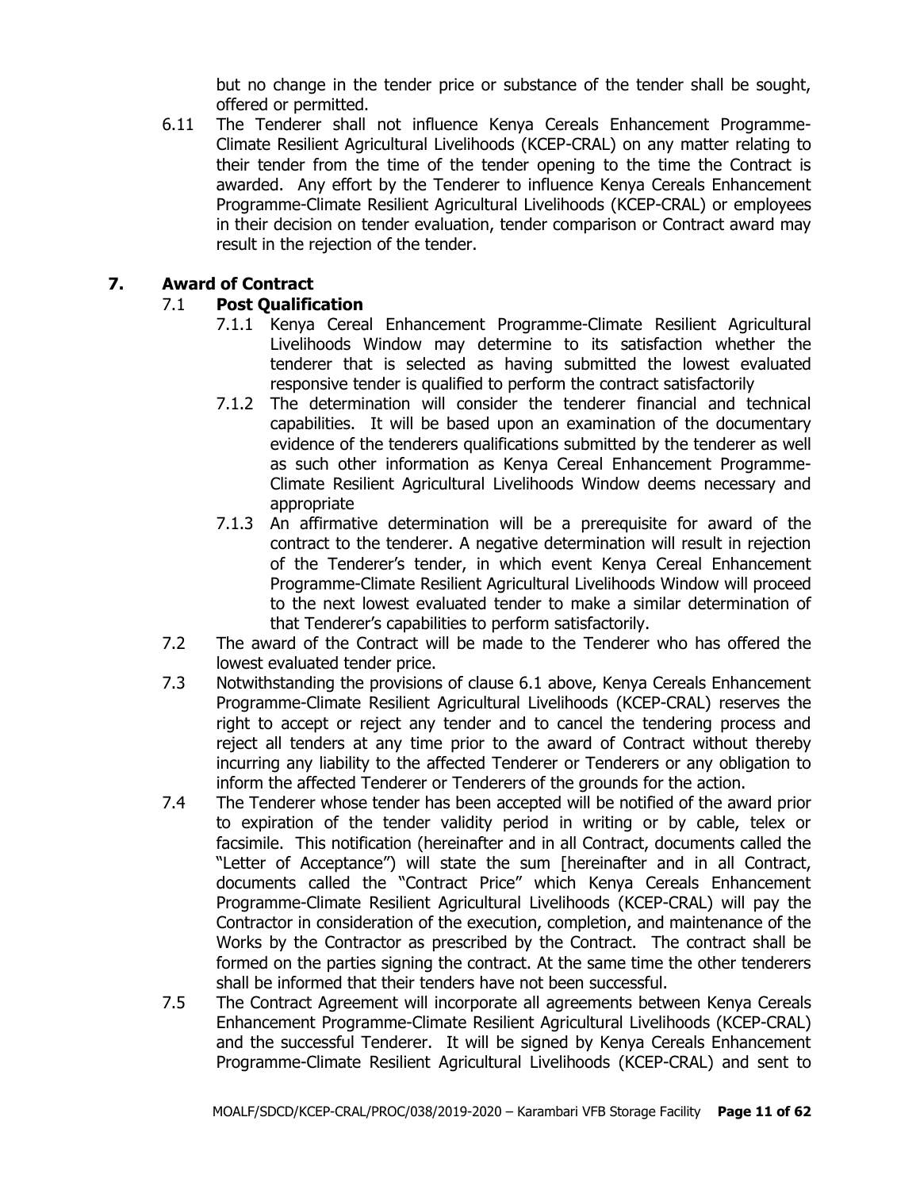but no change in the tender price or substance of the tender shall be sought, offered or permitted.

6.11 The Tenderer shall not influence Kenya Cereals Enhancement Programme-Climate Resilient Agricultural Livelihoods (KCEP-CRAL) on any matter relating to their tender from the time of the tender opening to the time the Contract is awarded. Any effort by the Tenderer to influence Kenya Cereals Enhancement Programme-Climate Resilient Agricultural Livelihoods (KCEP-CRAL) or employees in their decision on tender evaluation, tender comparison or Contract award may result in the rejection of the tender.

## 7. Award of Contract

### 7.1 Post Qualification

7.1.1 Kenya Cereal Enhancement Programme-Climate Resilient Agricultural Livelihoods Window may determine to its satisfaction whether the tenderer that is selected as having submitted the lowest evaluated responsive tender is qualified to perform the contract satisfactorily

7.1.2 The determination will consider the tenderer financial and technical capabilities. It will be based upon an examination of the documentary evidence of the tenderers qualifications submitted by the tenderer as well as such other information as Kenya Cereal Enhancement Programme-Climate Resilient Agricultural Livelihoods Window deems necessary and appropriate

7.1.3 An affirmative determination will be a prerequisite for award of the contract to the tenderer. A negative determination will result in rejection of the Tenderer's tender, in which event Kenya Cereal Enhancement Programme-Climate Resilient Agricultural Livelihoods Window will proceed to the next lowest evaluated tender to make a similar determination of that Tenderer's capabilities to perform satisfactorily.

7.2 The award of the Contract will be made to the Tenderer who has offered the lowest evaluated tender price.

7.3 Notwithstanding the provisions of clause 6.1 above, Kenya Cereals Enhancement Programme-Climate Resilient Agricultural Livelihoods (KCEP-CRAL) reserves the right to accept or reject any tender and to cancel the tendering process and reject all tenders at any time prior to the award of Contract without thereby incurring any liability to the affected Tenderer or Tenderers or any obligation to inform the affected Tenderer or Tenderers of the grounds for the action.

7.4 The Tenderer whose tender has been accepted will be notified of the award prior to expiration of the tender validity period in writing or by cable, telex or facsimile. This notification (hereinafter and in all Contract, documents called the "Letter of Acceptance") will state the sum [hereinafter and in all Contract, documents called the "Contract Price" which Kenya Cereals Enhancement Programme-Climate Resilient Agricultural Livelihoods (KCEP-CRAL) will pay the Contractor in consideration of the execution, completion, and maintenance of the Works by the Contractor as prescribed by the Contract. The contract shall be formed on the parties signing the contract. At the same time the other tenderers shall be informed that their tenders have not been successful.

7.5 The Contract Agreement will incorporate all agreements between Kenya Cereals Enhancement Programme-Climate Resilient Agricultural Livelihoods (KCEP-CRAL) and the successful Tenderer. It will be signed by Kenya Cereals Enhancement Programme-Climate Resilient Agricultural Livelihoods (KCEP-CRAL) and sent to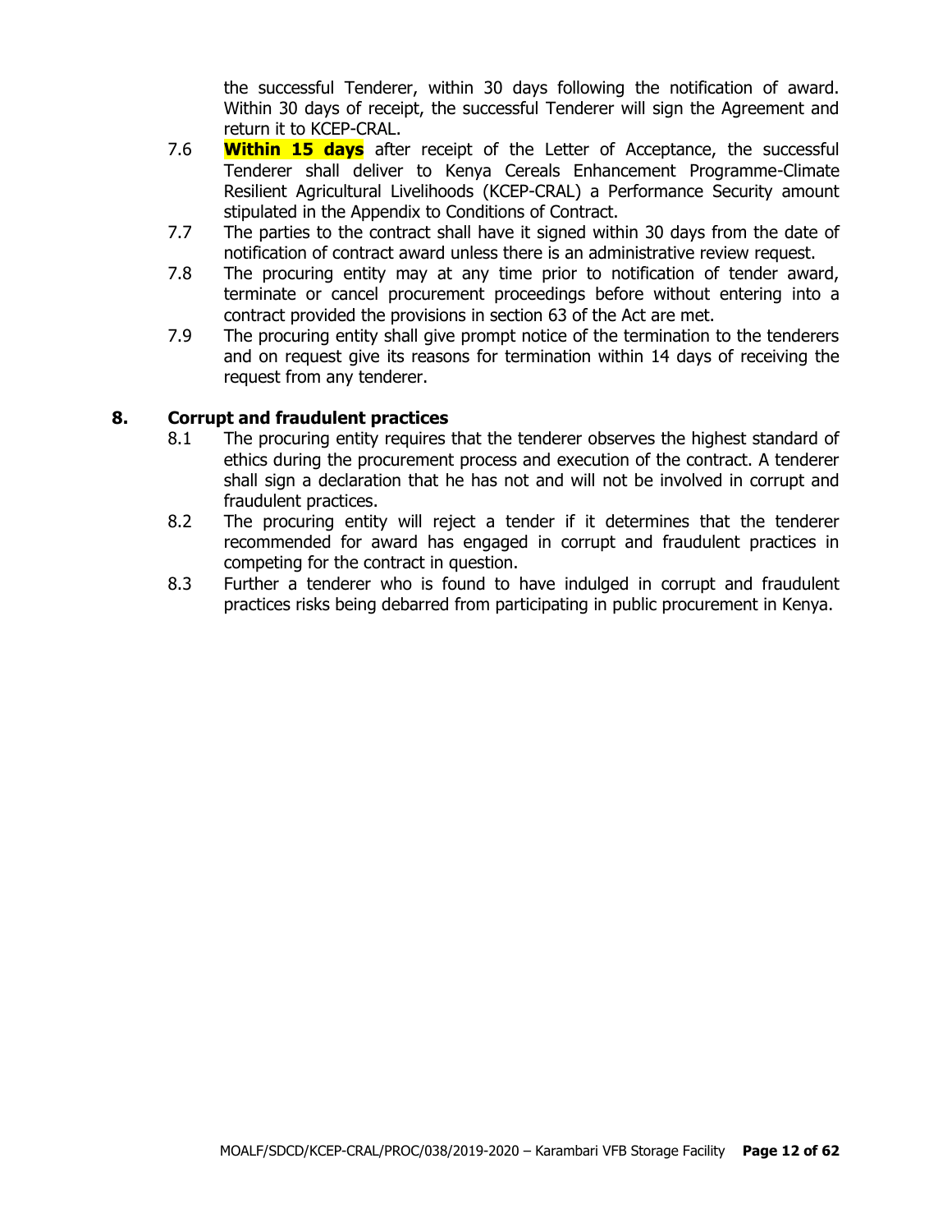the successful Tenderer, within 30 days following the notification of award. Within 30 days of receipt, the successful Tenderer will sign the Agreement and return it to KCEP-CRAL.

7.6 **Within 15 days** after receipt of the Letter of Acceptance, the successful Tenderer shall deliver to Kenya Cereals Enhancement Programme-Climate Resilient Agricultural Livelihoods (KCEP-CRAL) a Performance Security amount stipulated in the Appendix to Conditions of Contract.

7.7 The parties to the contract shall have it signed within 30 days from the date of notification of contract award unless there is an administrative review request.

7.8 The procuring entity may at any time prior to notification of tender award, terminate or cancel procurement proceedings before without entering into a contract provided the provisions in section 63 of the Act are met.

7.9 The procuring entity shall give prompt notice of the termination to the tenderers and on request give its reasons for termination within 14 days of receiving the request from any tenderer.

## 8. Corrupt and fraudulent practices

8.1 The procuring entity requires that the tenderer observes the highest standard of ethics during the procurement process and execution of the contract. A tenderer shall sign a declaration that he has not and will not be involved in corrupt and fraudulent practices.

8.2 The procuring entity will reject a tender if it determines that the tenderer recommended for award has engaged in corrupt and fraudulent practices in competing for the contract in question.

8.3 Further a tenderer who is found to have indulged in corrupt and fraudulent practices risks being debarred from participating in public procurement in Kenya.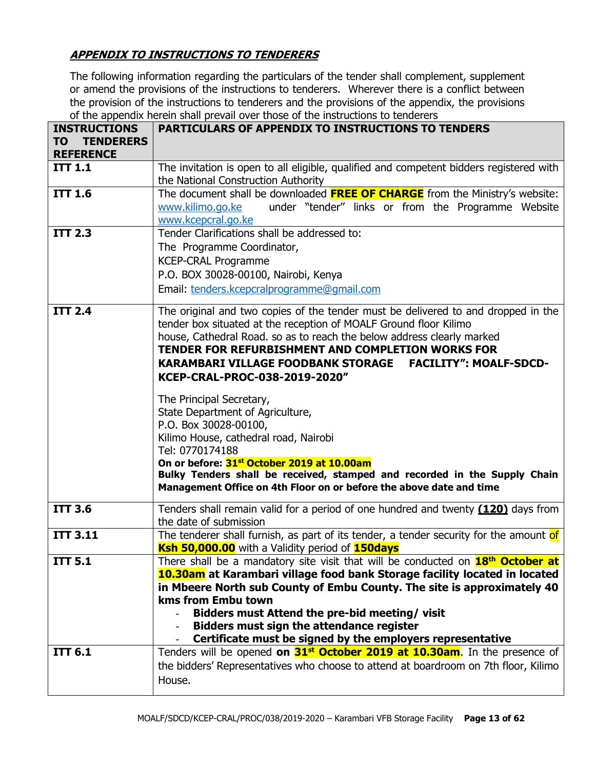## ***APPENDIX TO INSTRUCTIONS TO TENDERERS***

The following information regarding the particulars of the tender shall complement, supplement or amend the provisions of the instructions to tenderers. Wherever there is a conflict between the provision of the instructions to tenderers and the provisions of the appendix, the provisions of the appendix herein shall prevail over those of the instructions to tenderers

| INSTRUCTIONS TO TENDERERS REFERENCE | PARTICULARS OF APPENDIX TO INSTRUCTIONS TO TENDERS |
|---|---|
| **ITT 1.1** | The invitation is open to all eligible, qualified and competent bidders registered with the National Construction Authority |
| **ITT 1.6** | The document shall be downloaded **FREE OF CHARGE** from the Ministry's website: www.kilimo.go.ke under "tender" links or from the Programme Website www.kcepcral.go.ke |
| **ITT 2.3** | Tender Clarifications shall be addressed to:<br>The Programme Coordinator,<br>KCEP-CRAL Programme<br>P.O. BOX 30028-00100, Nairobi, Kenya<br>Email: tenders.kcepcralprogramme@gmail.com |
| **ITT 2.4** | The original and two copies of the tender must be delivered to and dropped in the tender box situated at the reception of MOALF Ground floor Kilimo house, Cathedral Road. so as to reach the below address clearly marked **TENDER FOR REFURBISHMENT AND COMPLETION WORKS FOR KARAMBARI VILLAGE FOODBANK STORAGE FACILITY": MOALF-SDCD-KCEP-CRAL-PROC-038-2019-2020"**<br><br>The Principal Secretary,<br>State Department of Agriculture,<br>P.O. Box 30028-00100,<br>Kilimo House, cathedral road, Nairobi<br>Tel: 0770174188<br>**On or before: 31st October 2019 at 10.00am**<br>**Bulky Tenders shall be received, stamped and recorded in the Supply Chain Management Office on 4th Floor on or before the above date and time** |
| **ITT 3.6** | Tenders shall remain valid for a period of one hundred and twenty **(120)** days from the date of submission |
| **ITT 3.11** | The tenderer shall furnish, as part of its tender, a tender security for the amount of **Ksh 50,000.00** with a Validity period of **150days** |
| **ITT 5.1** | There shall be a mandatory site visit that will be conducted on **18th October at 10.30am at Karambari village food bank Storage facility located in located in Mbeere North sub County of Embu County. The site is approximately 40 kms from Embu town**<br>- **Bidders must Attend the pre-bid meeting/ visit**<br>- **Bidders must sign the attendance register**<br>- **Certificate must be signed by the employers representative** |
| **ITT 6.1** | Tenders will be opened **on 31st October 2019 at 10.30am**. In the presence of the bidders' Representatives who choose to attend at boardroom on 7th floor, Kilimo House. |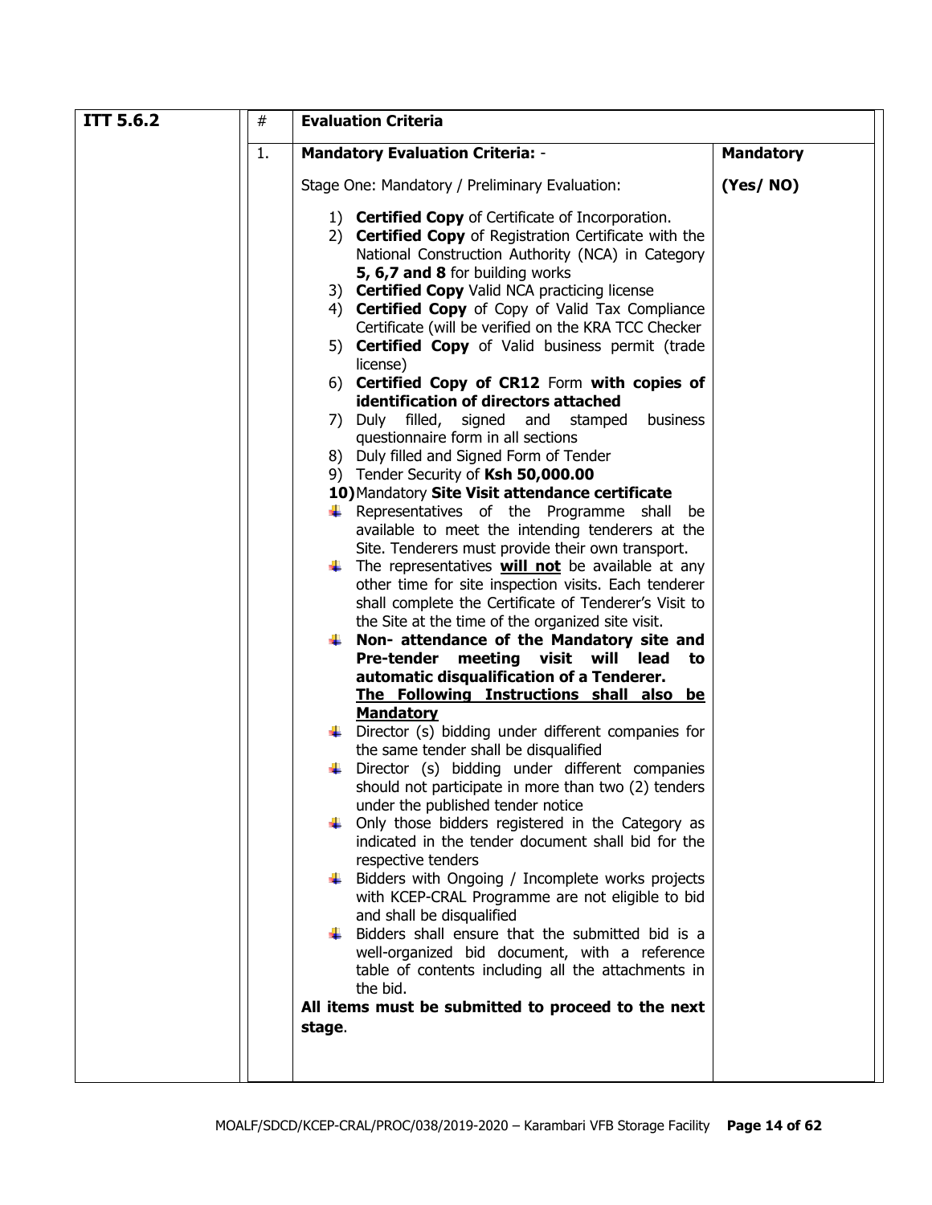| ITT 5.6.2 | # | Evaluation Criteria | |
|---|---|---|---|
| | 1. | **Mandatory Evaluation Criteria:** -<br><br>Stage One: Mandatory / Preliminary Evaluation:<br><br>1) **Certified Copy** of Certificate of Incorporation.<br>2) **Certified Copy** of Registration Certificate with the National Construction Authority (NCA) in Category **5, 6,7 and 8** for building works<br>3) **Certified Copy** Valid NCA practicing license<br>4) **Certified Copy** of Copy of Valid Tax Compliance Certificate (will be verified on the KRA TCC Checker<br>5) **Certified Copy** of Valid business permit (trade license)<br>6) **Certified Copy of CR12** Form **with copies of identification of directors attached**<br>7) Duly filled, signed and stamped business questionnaire form in all sections<br>8) Duly filled and Signed Form of Tender<br>9) Tender Security of **Ksh 50,000.00**<br>**10)** Mandatory **Site Visit attendance certificate**<br>- Representatives of the Programme shall be available to meet the intending tenderers at the Site. Tenderers must provide their own transport.<br>- The representatives **will not** be available at any other time for site inspection visits. Each tenderer shall complete the Certificate of Tenderer's Visit to the Site at the time of the organized site visit.<br>- **Non- attendance of the Mandatory site and Pre-tender meeting visit will lead to automatic disqualification of a Tenderer.**<br>**The Following Instructions shall also be Mandatory**<br>- Director (s) bidding under different companies for the same tender shall be disqualified<br>- Director (s) bidding under different companies should not participate in more than two (2) tenders under the published tender notice<br>- Only those bidders registered in the Category as indicated in the tender document shall bid for the respective tenders<br>- Bidders with Ongoing / Incomplete works projects with KCEP-CRAL Programme are not eligible to bid and shall be disqualified<br>- Bidders shall ensure that the submitted bid is a well-organized bid document, with a reference table of contents including all the attachments in the bid.<br><br>**All items must be submitted to proceed to the next stage**. | **Mandatory**<br><br>**(Yes/ NO)** |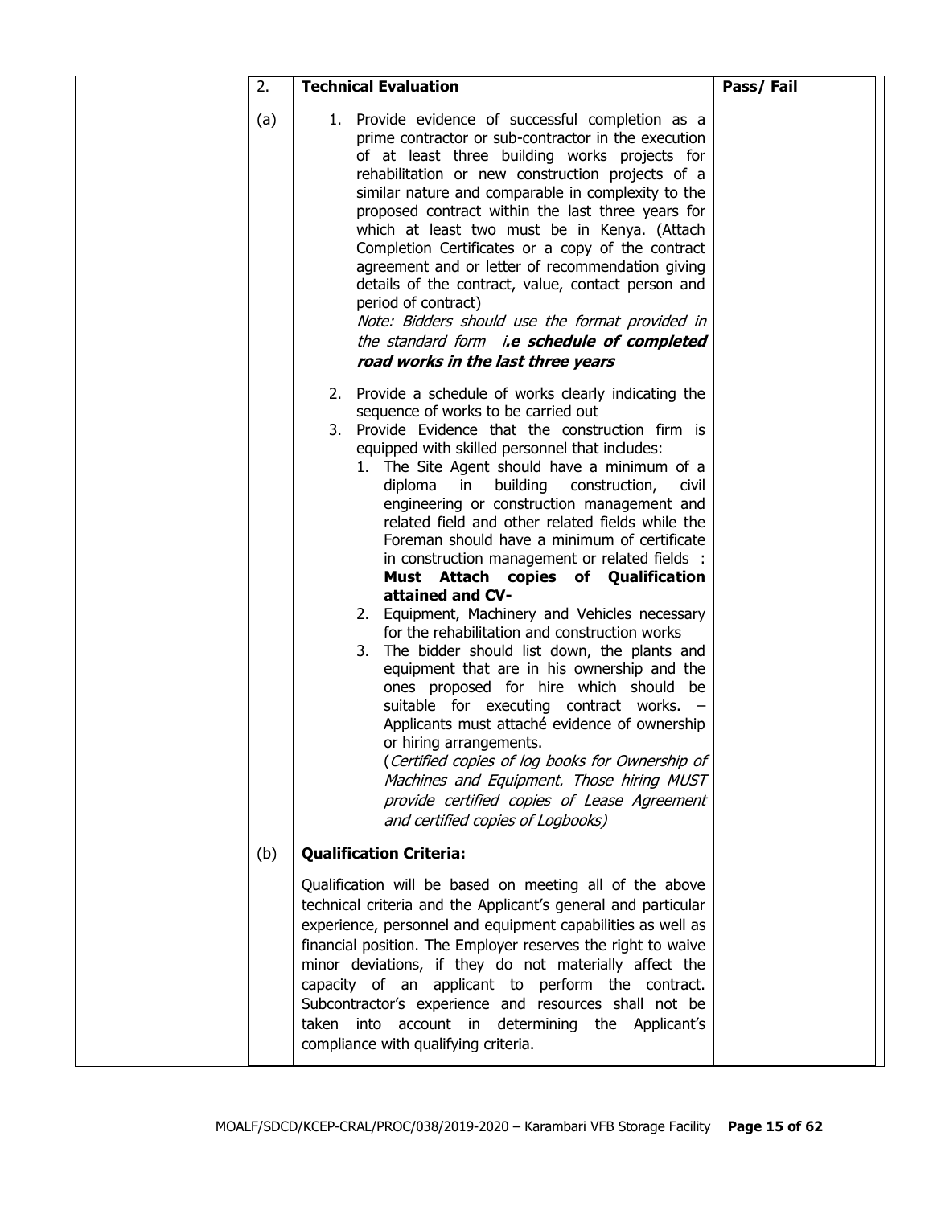| | 2. | **Technical Evaluation** | **Pass/ Fail** |
|---|---|---|---|
| | (a) | 1. Provide evidence of successful completion as a prime contractor or sub-contractor in the execution of at least three building works projects for rehabilitation or new construction projects of a similar nature and comparable in complexity to the proposed contract within the last three years for which at least two must be in Kenya. (Attach Completion Certificates or a copy of the contract agreement and or letter of recommendation giving details of the contract, value, contact person and period of contract)<br>*Note: Bidders should use the format provided in the standard form i.**e schedule of completed road works in the last three years***<br><br>2. Provide a schedule of works clearly indicating the sequence of works to be carried out<br>3. Provide Evidence that the construction firm is equipped with skilled personnel that includes:<br>&nbsp;&nbsp;&nbsp;1. The Site Agent should have a minimum of a diploma in building construction, civil engineering or construction management and related field and other related fields while the Foreman should have a minimum of certificate in construction management or related fields : **Must Attach copies of Qualification attained and CV-**<br>&nbsp;&nbsp;&nbsp;2. Equipment, Machinery and Vehicles necessary for the rehabilitation and construction works<br>&nbsp;&nbsp;&nbsp;3. The bidder should list down, the plants and equipment that are in his ownership and the ones proposed for hire which should be suitable for executing contract works. – Applicants must attaché evidence of ownership or hiring arrangements.<br>&nbsp;&nbsp;&nbsp;(*Certified copies of log books for Ownership of Machines and Equipment. Those hiring MUST provide certified copies of Lease Agreement and certified copies of Logbooks)* | |
| | (b) | **Qualification Criteria:**<br><br>Qualification will be based on meeting all of the above technical criteria and the Applicant's general and particular experience, personnel and equipment capabilities as well as financial position. The Employer reserves the right to waive minor deviations, if they do not materially affect the capacity of an applicant to perform the contract. Subcontractor's experience and resources shall not be taken into account in determining the Applicant's compliance with qualifying criteria. | |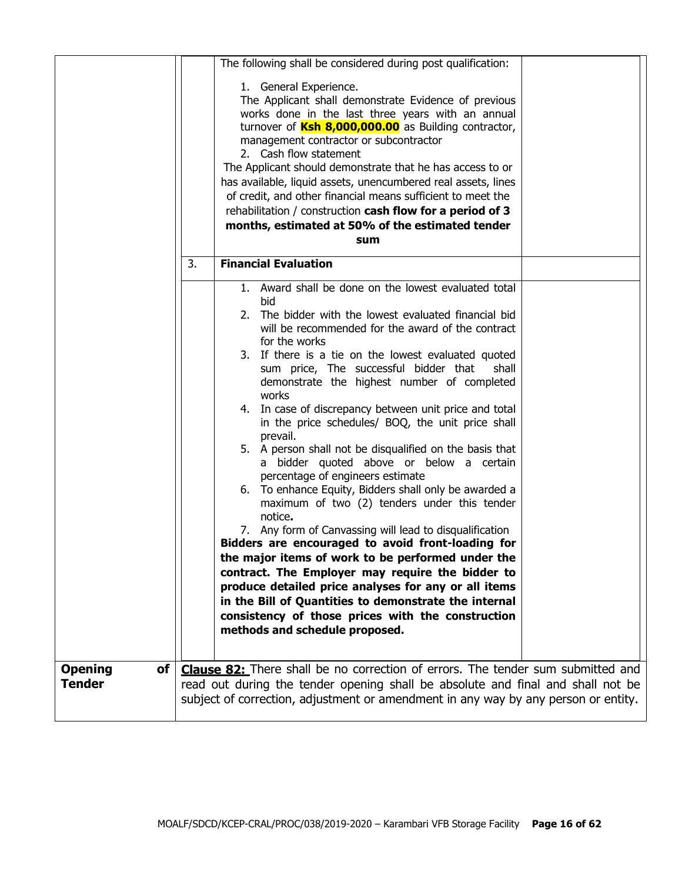| | | | |
|---|---|---|---|
| | | The following shall be considered during post qualification:<br><br>1. General Experience.<br>The Applicant shall demonstrate Evidence of previous works done in the last three years with an annual turnover of **Ksh 8,000,000.00** as Building contractor, management contractor or subcontractor<br>2. Cash flow statement<br>The Applicant should demonstrate that he has access to or has available, liquid assets, unencumbered real assets, lines of credit, and other financial means sufficient to meet the rehabilitation / construction **cash flow for a period of 3 months, estimated at 50% of the estimated tender sum** | |
| | 3. | **Financial Evaluation** | |
| | | 1. Award shall be done on the lowest evaluated total bid<br>2. The bidder with the lowest evaluated financial bid will be recommended for the award of the contract for the works<br>3. If there is a tie on the lowest evaluated quoted sum price, The successful bidder that shall demonstrate the highest number of completed works<br>4. In case of discrepancy between unit price and total in the price schedules/ BOQ, the unit price shall prevail.<br>5. A person shall not be disqualified on the basis that a bidder quoted above or below a certain percentage of engineers estimate<br>6. To enhance Equity, Bidders shall only be awarded a maximum of two (2) tenders under this tender notice**.**<br>7. Any form of Canvassing will lead to disqualification<br>**Bidders are encouraged to avoid front-loading for the major items of work to be performed under the contract. The Employer may require the bidder to produce detailed price analyses for any or all items in the Bill of Quantities to demonstrate the internal consistency of those prices with the construction methods and schedule proposed.** | |
| **Opening of Tender** | **Clause 82:** There shall be no correction of errors. The tender sum submitted and read out during the tender opening shall be absolute and final and shall not be subject of correction, adjustment or amendment in any way by any person or entity. | | |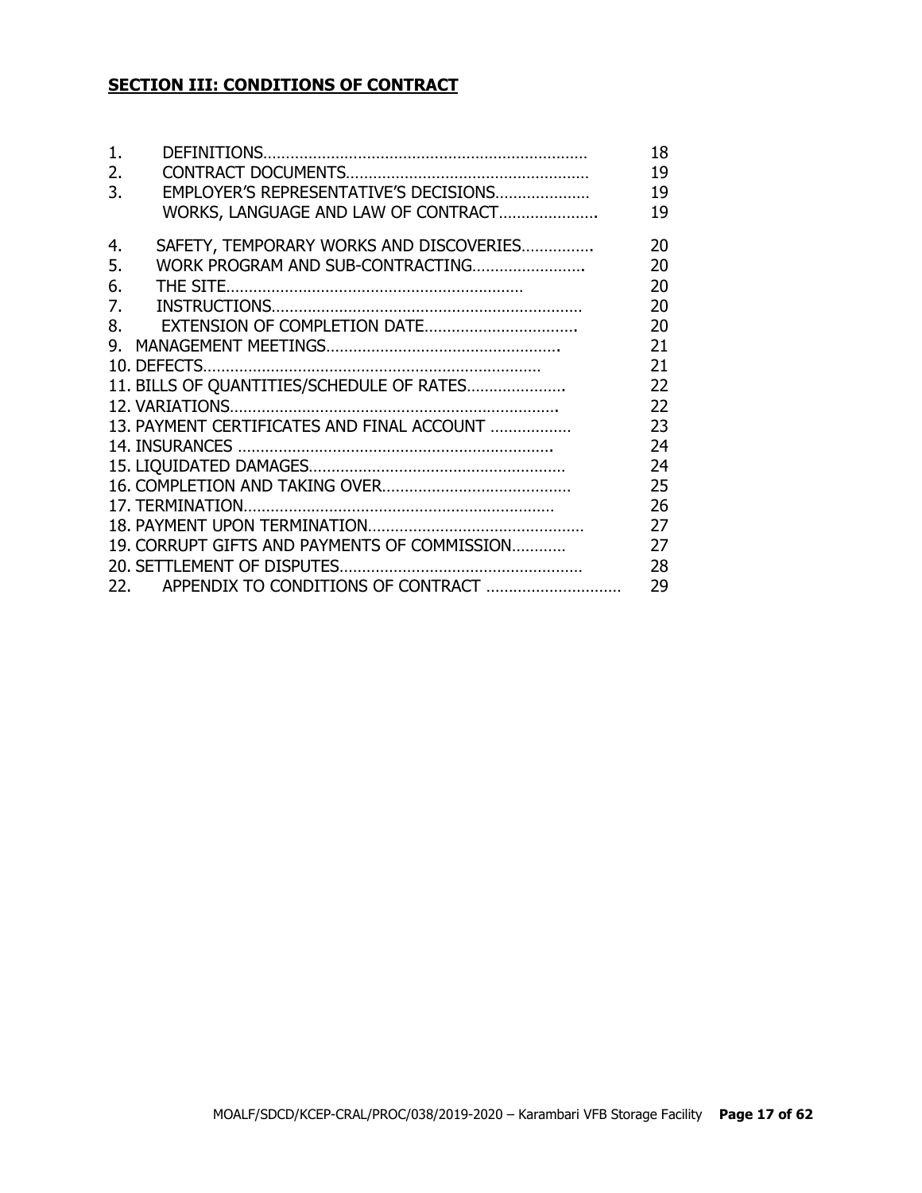## SECTION III: CONDITIONS OF CONTRACT

| | | |
|---|---|---|
| 1. | DEFINITIONS……………………………………………………………… | 18 |
| 2. | CONTRACT DOCUMENTS……………………………………………… | 19 |
| 3. | EMPLOYER'S REPRESENTATIVE'S DECISIONS………………… | 19 |
| | WORKS, LANGUAGE AND LAW OF CONTRACT…………………. | 19 |
| 4. | SAFETY, TEMPORARY WORKS AND DISCOVERIES……………. | 20 |
| 5. | WORK PROGRAM AND SUB-CONTRACTING……………………. | 20 |
| 6. | THE SITE………………………………………………………… | 20 |
| 7. | INSTRUCTIONS…………………………………………………………… | 20 |
| 8. | EXTENSION OF COMPLETION DATE……………………………. | 20 |
| 9. | MANAGEMENT MEETINGS……………………………………………. | 21 |
| 10. | DEFECTS…………………………………………………………………… | 21 |
| 11. | BILLS OF QUANTITIES/SCHEDULE OF RATES…………………. | 22 |
| 12. | VARIATIONS………………………………………………………………. | 22 |
| 13. | PAYMENT CERTIFICATES AND FINAL ACCOUNT ……………… | 23 |
| 14. | INSURANCES …………………………………………………………. | 24 |
| 15. | LIQUIDATED DAMAGES………………………………………………… | 24 |
| 16. | COMPLETION AND TAKING OVER…………………………………… | 25 |
| 17. | TERMINATION…………………………………………………………… | 26 |
| 18. | PAYMENT UPON TERMINATION………………………………………… | 27 |
| 19. | CORRUPT GIFTS AND PAYMENTS OF COMMISSION………… | 27 |
| 20. | SETTLEMENT OF DISPUTES……………………………………………… | 28 |
| 22. | APPENDIX TO CONDITIONS OF CONTRACT ………………………… | 29 |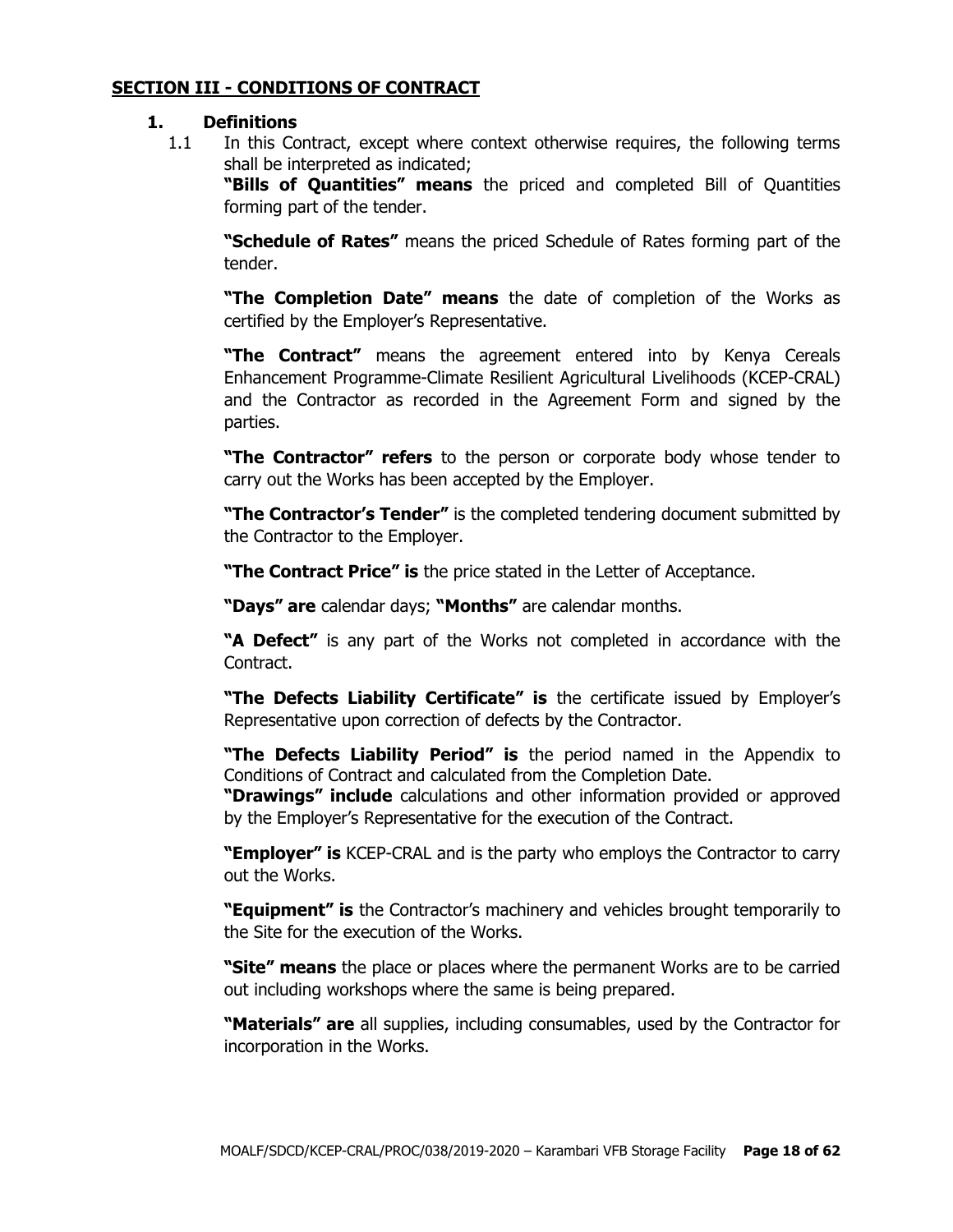## SECTION III - CONDITIONS OF CONTRACT

### 1. Definitions

1.1 In this Contract, except where context otherwise requires, the following terms shall be interpreted as indicated;

**"Bills of Quantities" means** the priced and completed Bill of Quantities forming part of the tender.

**"Schedule of Rates"** means the priced Schedule of Rates forming part of the tender.

**"The Completion Date" means** the date of completion of the Works as certified by the Employer's Representative.

**"The Contract"** means the agreement entered into by Kenya Cereals Enhancement Programme-Climate Resilient Agricultural Livelihoods (KCEP-CRAL) and the Contractor as recorded in the Agreement Form and signed by the parties.

**"The Contractor" refers** to the person or corporate body whose tender to carry out the Works has been accepted by the Employer.

**"The Contractor's Tender"** is the completed tendering document submitted by the Contractor to the Employer.

**"The Contract Price" is** the price stated in the Letter of Acceptance.

**"Days" are** calendar days; **"Months"** are calendar months.

**"A Defect"** is any part of the Works not completed in accordance with the Contract.

**"The Defects Liability Certificate" is** the certificate issued by Employer's Representative upon correction of defects by the Contractor.

**"The Defects Liability Period" is** the period named in the Appendix to Conditions of Contract and calculated from the Completion Date.

**"Drawings" include** calculations and other information provided or approved by the Employer's Representative for the execution of the Contract.

**"Employer" is** KCEP-CRAL and is the party who employs the Contractor to carry out the Works.

**"Equipment" is** the Contractor's machinery and vehicles brought temporarily to the Site for the execution of the Works.

**"Site" means** the place or places where the permanent Works are to be carried out including workshops where the same is being prepared.

**"Materials" are** all supplies, including consumables, used by the Contractor for incorporation in the Works.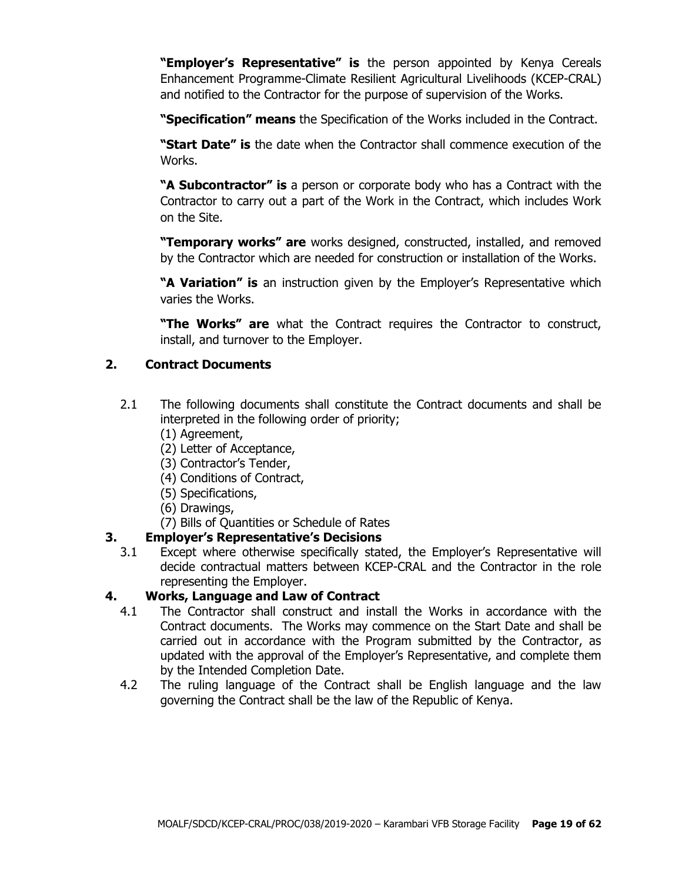**"Employer's Representative" is** the person appointed by Kenya Cereals Enhancement Programme-Climate Resilient Agricultural Livelihoods (KCEP-CRAL) and notified to the Contractor for the purpose of supervision of the Works.

**"Specification" means** the Specification of the Works included in the Contract.

**"Start Date" is** the date when the Contractor shall commence execution of the Works.

**"A Subcontractor" is** a person or corporate body who has a Contract with the Contractor to carry out a part of the Work in the Contract, which includes Work on the Site.

**"Temporary works" are** works designed, constructed, installed, and removed by the Contractor which are needed for construction or installation of the Works.

**"A Variation" is** an instruction given by the Employer's Representative which varies the Works.

**"The Works" are** what the Contract requires the Contractor to construct, install, and turnover to the Employer.

## 2. Contract Documents

2.1 The following documents shall constitute the Contract documents and shall be interpreted in the following order of priority;

(1) Agreement,
(2) Letter of Acceptance,
(3) Contractor's Tender,
(4) Conditions of Contract,
(5) Specifications,
(6) Drawings,
(7) Bills of Quantities or Schedule of Rates

## 3. Employer's Representative's Decisions

3.1 Except where otherwise specifically stated, the Employer's Representative will decide contractual matters between KCEP-CRAL and the Contractor in the role representing the Employer.

## 4. Works, Language and Law of Contract

4.1 The Contractor shall construct and install the Works in accordance with the Contract documents. The Works may commence on the Start Date and shall be carried out in accordance with the Program submitted by the Contractor, as updated with the approval of the Employer's Representative, and complete them by the Intended Completion Date.

4.2 The ruling language of the Contract shall be English language and the law governing the Contract shall be the law of the Republic of Kenya.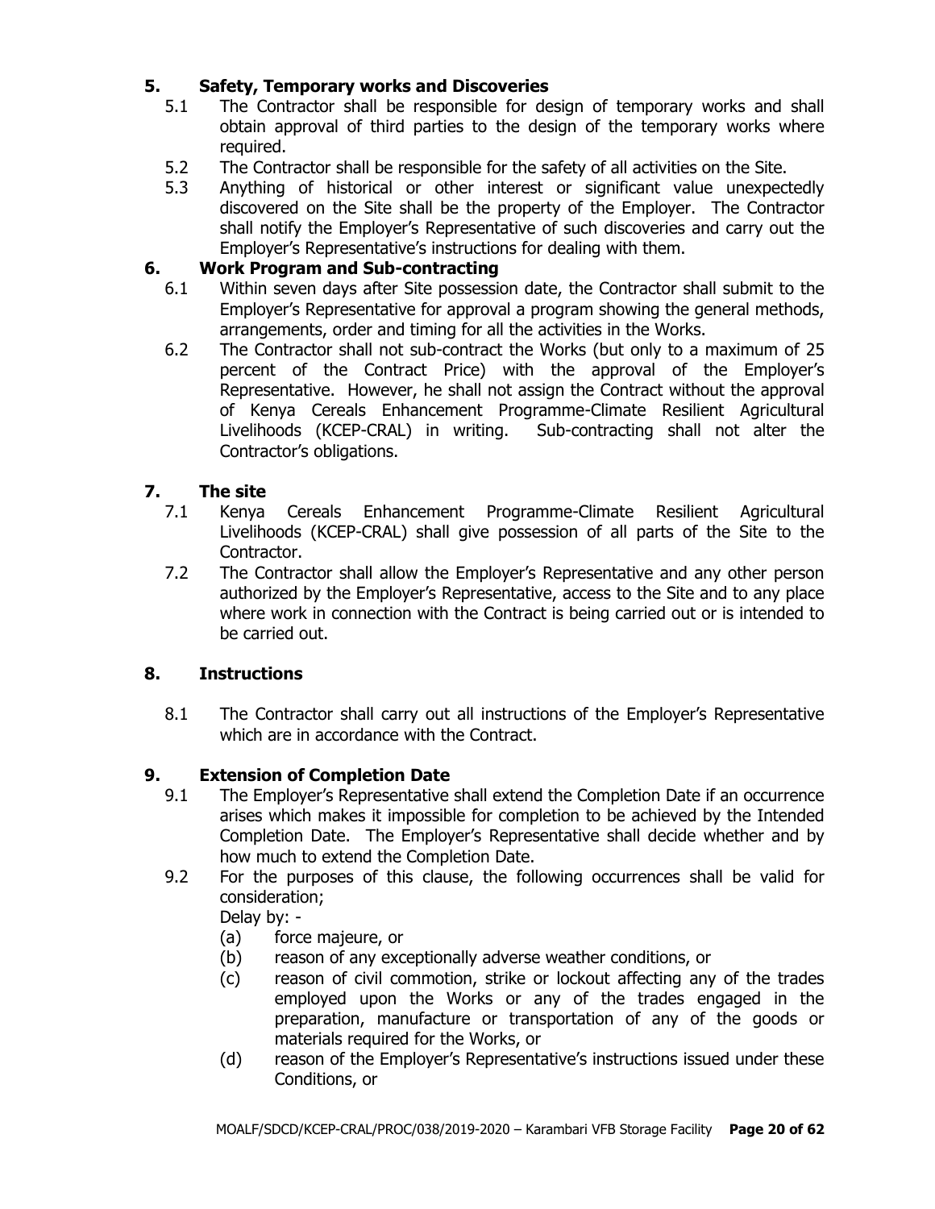## 5. Safety, Temporary works and Discoveries

5.1 The Contractor shall be responsible for design of temporary works and shall obtain approval of third parties to the design of the temporary works where required.

5.2 The Contractor shall be responsible for the safety of all activities on the Site.

5.3 Anything of historical or other interest or significant value unexpectedly discovered on the Site shall be the property of the Employer. The Contractor shall notify the Employer's Representative of such discoveries and carry out the Employer's Representative's instructions for dealing with them.

## 6. Work Program and Sub-contracting

6.1 Within seven days after Site possession date, the Contractor shall submit to the Employer's Representative for approval a program showing the general methods, arrangements, order and timing for all the activities in the Works.

6.2 The Contractor shall not sub-contract the Works (but only to a maximum of 25 percent of the Contract Price) with the approval of the Employer's Representative. However, he shall not assign the Contract without the approval of Kenya Cereals Enhancement Programme-Climate Resilient Agricultural Livelihoods (KCEP-CRAL) in writing. Sub-contracting shall not alter the Contractor's obligations.

## 7. The site

7.1 Kenya Cereals Enhancement Programme-Climate Resilient Agricultural Livelihoods (KCEP-CRAL) shall give possession of all parts of the Site to the Contractor.

7.2 The Contractor shall allow the Employer's Representative and any other person authorized by the Employer's Representative, access to the Site and to any place where work in connection with the Contract is being carried out or is intended to be carried out.

## 8. Instructions

8.1 The Contractor shall carry out all instructions of the Employer's Representative which are in accordance with the Contract.

## 9. Extension of Completion Date

9.1 The Employer's Representative shall extend the Completion Date if an occurrence arises which makes it impossible for completion to be achieved by the Intended Completion Date. The Employer's Representative shall decide whether and by how much to extend the Completion Date.

9.2 For the purposes of this clause, the following occurrences shall be valid for consideration;

Delay by: -

(a) force majeure, or

(b) reason of any exceptionally adverse weather conditions, or

(c) reason of civil commotion, strike or lockout affecting any of the trades employed upon the Works or any of the trades engaged in the preparation, manufacture or transportation of any of the goods or materials required for the Works, or

(d) reason of the Employer's Representative's instructions issued under these Conditions, or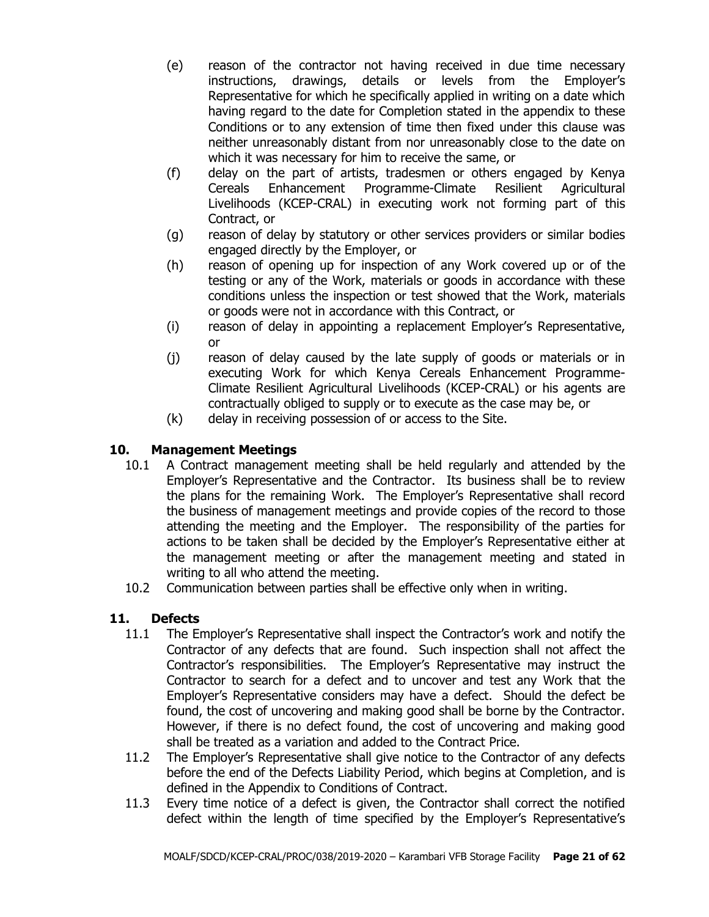(e) reason of the contractor not having received in due time necessary instructions, drawings, details or levels from the Employer's Representative for which he specifically applied in writing on a date which having regard to the date for Completion stated in the appendix to these Conditions or to any extension of time then fixed under this clause was neither unreasonably distant from nor unreasonably close to the date on which it was necessary for him to receive the same, or

(f) delay on the part of artists, tradesmen or others engaged by Kenya Cereals Enhancement Programme-Climate Resilient Agricultural Livelihoods (KCEP-CRAL) in executing work not forming part of this Contract, or

(g) reason of delay by statutory or other services providers or similar bodies engaged directly by the Employer, or

(h) reason of opening up for inspection of any Work covered up or of the testing or any of the Work, materials or goods in accordance with these conditions unless the inspection or test showed that the Work, materials or goods were not in accordance with this Contract, or

(i) reason of delay in appointing a replacement Employer's Representative, or

(j) reason of delay caused by the late supply of goods or materials or in executing Work for which Kenya Cereals Enhancement Programme-Climate Resilient Agricultural Livelihoods (KCEP-CRAL) or his agents are contractually obliged to supply or to execute as the case may be, or

(k) delay in receiving possession of or access to the Site.

## 10. Management Meetings

10.1 A Contract management meeting shall be held regularly and attended by the Employer's Representative and the Contractor. Its business shall be to review the plans for the remaining Work. The Employer's Representative shall record the business of management meetings and provide copies of the record to those attending the meeting and the Employer. The responsibility of the parties for actions to be taken shall be decided by the Employer's Representative either at the management meeting or after the management meeting and stated in writing to all who attend the meeting.

10.2 Communication between parties shall be effective only when in writing.

## 11. Defects

11.1 The Employer's Representative shall inspect the Contractor's work and notify the Contractor of any defects that are found. Such inspection shall not affect the Contractor's responsibilities. The Employer's Representative may instruct the Contractor to search for a defect and to uncover and test any Work that the Employer's Representative considers may have a defect. Should the defect be found, the cost of uncovering and making good shall be borne by the Contractor. However, if there is no defect found, the cost of uncovering and making good shall be treated as a variation and added to the Contract Price.

11.2 The Employer's Representative shall give notice to the Contractor of any defects before the end of the Defects Liability Period, which begins at Completion, and is defined in the Appendix to Conditions of Contract.

11.3 Every time notice of a defect is given, the Contractor shall correct the notified defect within the length of time specified by the Employer's Representative's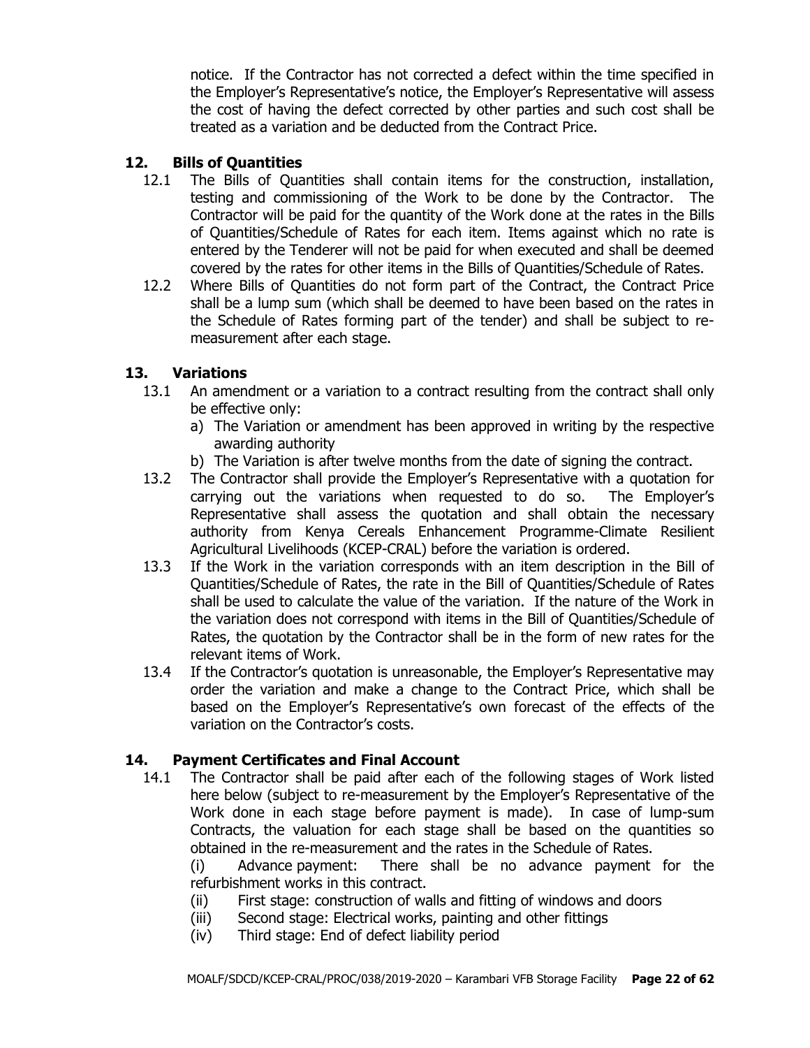notice. If the Contractor has not corrected a defect within the time specified in the Employer's Representative's notice, the Employer's Representative will assess the cost of having the defect corrected by other parties and such cost shall be treated as a variation and be deducted from the Contract Price.

## 12. Bills of Quantities

12.1 The Bills of Quantities shall contain items for the construction, installation, testing and commissioning of the Work to be done by the Contractor. The Contractor will be paid for the quantity of the Work done at the rates in the Bills of Quantities/Schedule of Rates for each item. Items against which no rate is entered by the Tenderer will not be paid for when executed and shall be deemed covered by the rates for other items in the Bills of Quantities/Schedule of Rates.

12.2 Where Bills of Quantities do not form part of the Contract, the Contract Price shall be a lump sum (which shall be deemed to have been based on the rates in the Schedule of Rates forming part of the tender) and shall be subject to re-measurement after each stage.

## 13. Variations

13.1 An amendment or a variation to a contract resulting from the contract shall only be effective only:

a) The Variation or amendment has been approved in writing by the respective awarding authority

b) The Variation is after twelve months from the date of signing the contract.

13.2 The Contractor shall provide the Employer's Representative with a quotation for carrying out the variations when requested to do so. The Employer's Representative shall assess the quotation and shall obtain the necessary authority from Kenya Cereals Enhancement Programme-Climate Resilient Agricultural Livelihoods (KCEP-CRAL) before the variation is ordered.

13.3 If the Work in the variation corresponds with an item description in the Bill of Quantities/Schedule of Rates, the rate in the Bill of Quantities/Schedule of Rates shall be used to calculate the value of the variation. If the nature of the Work in the variation does not correspond with items in the Bill of Quantities/Schedule of Rates, the quotation by the Contractor shall be in the form of new rates for the relevant items of Work.

13.4 If the Contractor's quotation is unreasonable, the Employer's Representative may order the variation and make a change to the Contract Price, which shall be based on the Employer's Representative's own forecast of the effects of the variation on the Contractor's costs.

## 14. Payment Certificates and Final Account

14.1 The Contractor shall be paid after each of the following stages of Work listed here below (subject to re-measurement by the Employer's Representative of the Work done in each stage before payment is made). In case of lump-sum Contracts, the valuation for each stage shall be based on the quantities so obtained in the re-measurement and the rates in the Schedule of Rates.

(i) Advance payment: There shall be no advance payment for the refurbishment works in this contract.

(ii) First stage: construction of walls and fitting of windows and doors

(iii) Second stage: Electrical works, painting and other fittings

(iv) Third stage: End of defect liability period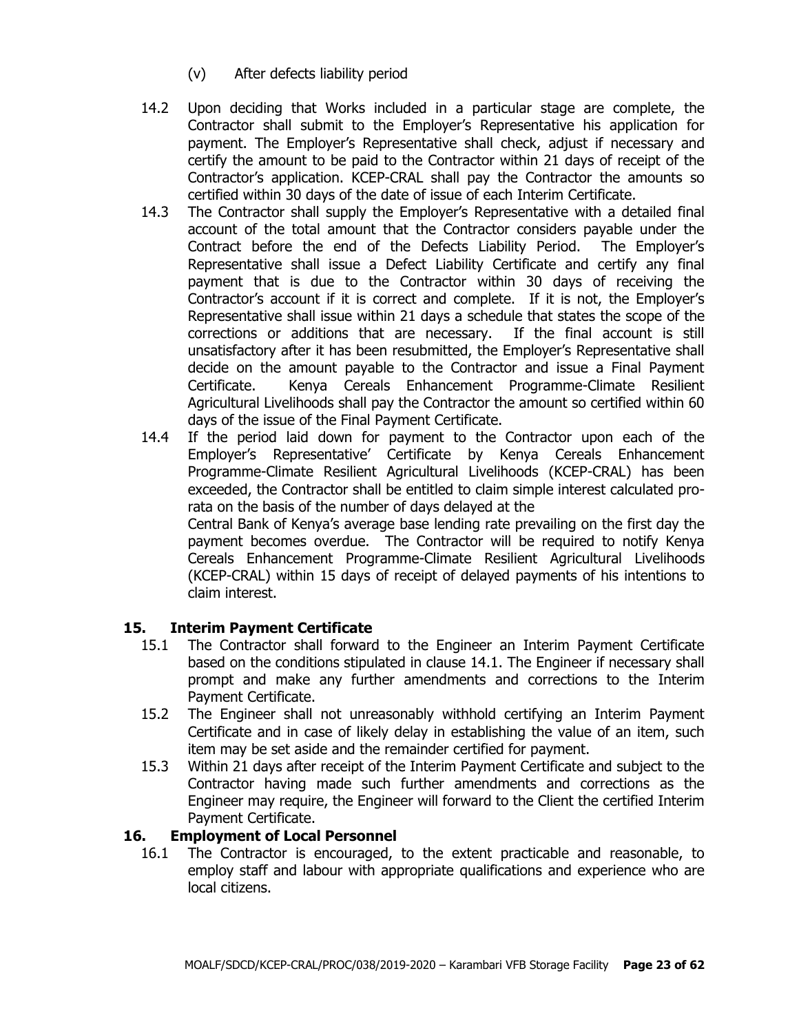(v) After defects liability period

14.2 Upon deciding that Works included in a particular stage are complete, the Contractor shall submit to the Employer's Representative his application for payment. The Employer's Representative shall check, adjust if necessary and certify the amount to be paid to the Contractor within 21 days of receipt of the Contractor's application. KCEP-CRAL shall pay the Contractor the amounts so certified within 30 days of the date of issue of each Interim Certificate.

14.3 The Contractor shall supply the Employer's Representative with a detailed final account of the total amount that the Contractor considers payable under the Contract before the end of the Defects Liability Period. The Employer's Representative shall issue a Defect Liability Certificate and certify any final payment that is due to the Contractor within 30 days of receiving the Contractor's account if it is correct and complete. If it is not, the Employer's Representative shall issue within 21 days a schedule that states the scope of the corrections or additions that are necessary. If the final account is still unsatisfactory after it has been resubmitted, the Employer's Representative shall decide on the amount payable to the Contractor and issue a Final Payment Certificate. Kenya Cereals Enhancement Programme-Climate Resilient Agricultural Livelihoods shall pay the Contractor the amount so certified within 60 days of the issue of the Final Payment Certificate.

14.4 If the period laid down for payment to the Contractor upon each of the Employer's Representative' Certificate by Kenya Cereals Enhancement Programme-Climate Resilient Agricultural Livelihoods (KCEP-CRAL) has been exceeded, the Contractor shall be entitled to claim simple interest calculated pro-rata on the basis of the number of days delayed at the
Central Bank of Kenya's average base lending rate prevailing on the first day the payment becomes overdue. The Contractor will be required to notify Kenya Cereals Enhancement Programme-Climate Resilient Agricultural Livelihoods (KCEP-CRAL) within 15 days of receipt of delayed payments of his intentions to claim interest.

## 15. Interim Payment Certificate

15.1 The Contractor shall forward to the Engineer an Interim Payment Certificate based on the conditions stipulated in clause 14.1. The Engineer if necessary shall prompt and make any further amendments and corrections to the Interim Payment Certificate.

15.2 The Engineer shall not unreasonably withhold certifying an Interim Payment Certificate and in case of likely delay in establishing the value of an item, such item may be set aside and the remainder certified for payment.

15.3 Within 21 days after receipt of the Interim Payment Certificate and subject to the Contractor having made such further amendments and corrections as the Engineer may require, the Engineer will forward to the Client the certified Interim Payment Certificate.

## 16. Employment of Local Personnel

16.1 The Contractor is encouraged, to the extent practicable and reasonable, to employ staff and labour with appropriate qualifications and experience who are local citizens.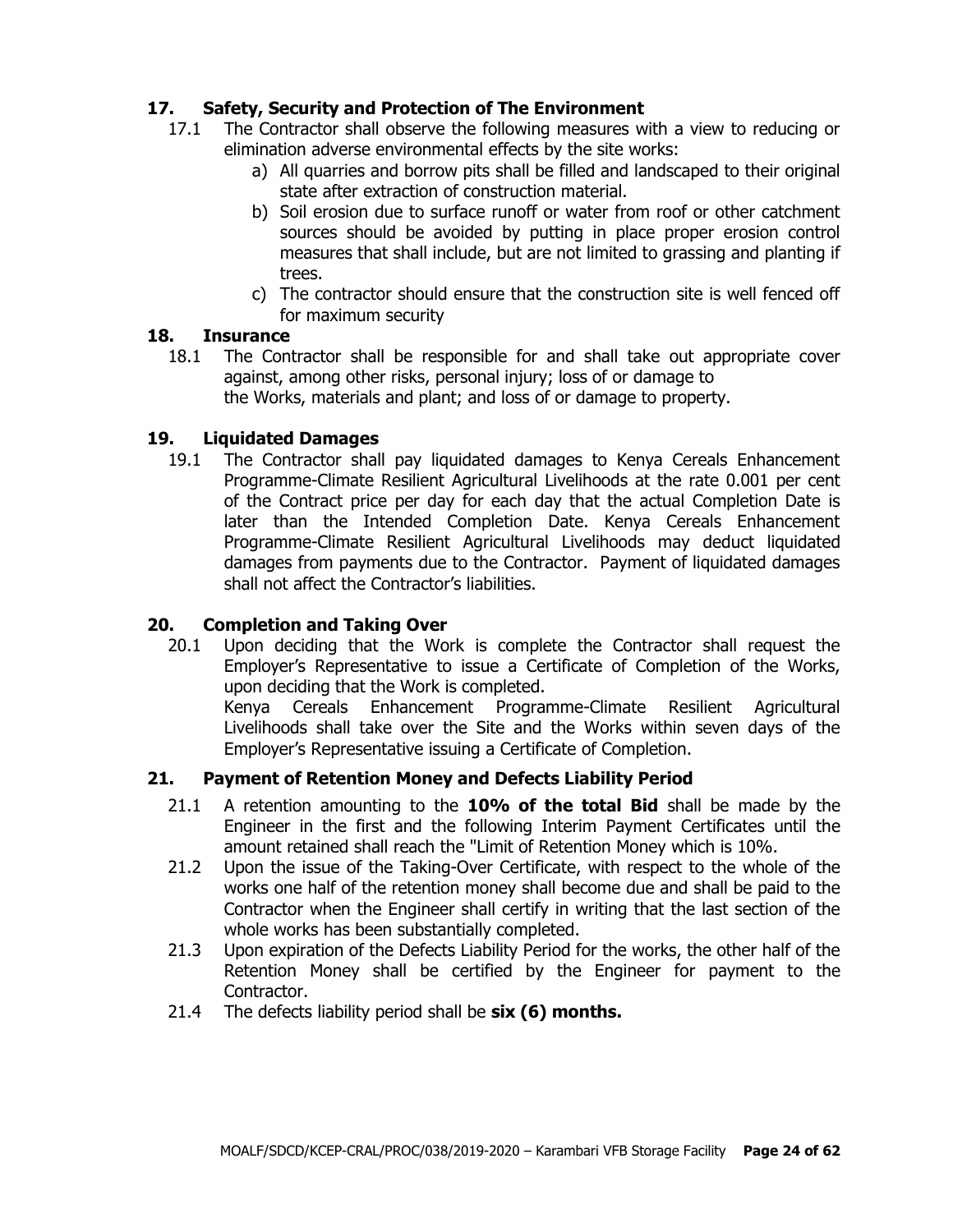## 17. Safety, Security and Protection of The Environment

17.1 The Contractor shall observe the following measures with a view to reducing or elimination adverse environmental effects by the site works:

a) All quarries and borrow pits shall be filled and landscaped to their original state after extraction of construction material.

b) Soil erosion due to surface runoff or water from roof or other catchment sources should be avoided by putting in place proper erosion control measures that shall include, but are not limited to grassing and planting if trees.

c) The contractor should ensure that the construction site is well fenced off for maximum security

## 18. Insurance

18.1 The Contractor shall be responsible for and shall take out appropriate cover against, among other risks, personal injury; loss of or damage to the Works, materials and plant; and loss of or damage to property.

## 19. Liquidated Damages

19.1 The Contractor shall pay liquidated damages to Kenya Cereals Enhancement Programme-Climate Resilient Agricultural Livelihoods at the rate 0.001 per cent of the Contract price per day for each day that the actual Completion Date is later than the Intended Completion Date. Kenya Cereals Enhancement Programme-Climate Resilient Agricultural Livelihoods may deduct liquidated damages from payments due to the Contractor. Payment of liquidated damages shall not affect the Contractor's liabilities.

## 20. Completion and Taking Over

20.1 Upon deciding that the Work is complete the Contractor shall request the Employer's Representative to issue a Certificate of Completion of the Works, upon deciding that the Work is completed.

Kenya Cereals Enhancement Programme-Climate Resilient Agricultural Livelihoods shall take over the Site and the Works within seven days of the Employer's Representative issuing a Certificate of Completion.

## 21. Payment of Retention Money and Defects Liability Period

21.1 A retention amounting to the **10% of the total Bid** shall be made by the Engineer in the first and the following Interim Payment Certificates until the amount retained shall reach the "Limit of Retention Money which is 10%.

21.2 Upon the issue of the Taking-Over Certificate, with respect to the whole of the works one half of the retention money shall become due and shall be paid to the Contractor when the Engineer shall certify in writing that the last section of the whole works has been substantially completed.

21.3 Upon expiration of the Defects Liability Period for the works, the other half of the Retention Money shall be certified by the Engineer for payment to the Contractor.

21.4 The defects liability period shall be **six (6) months.**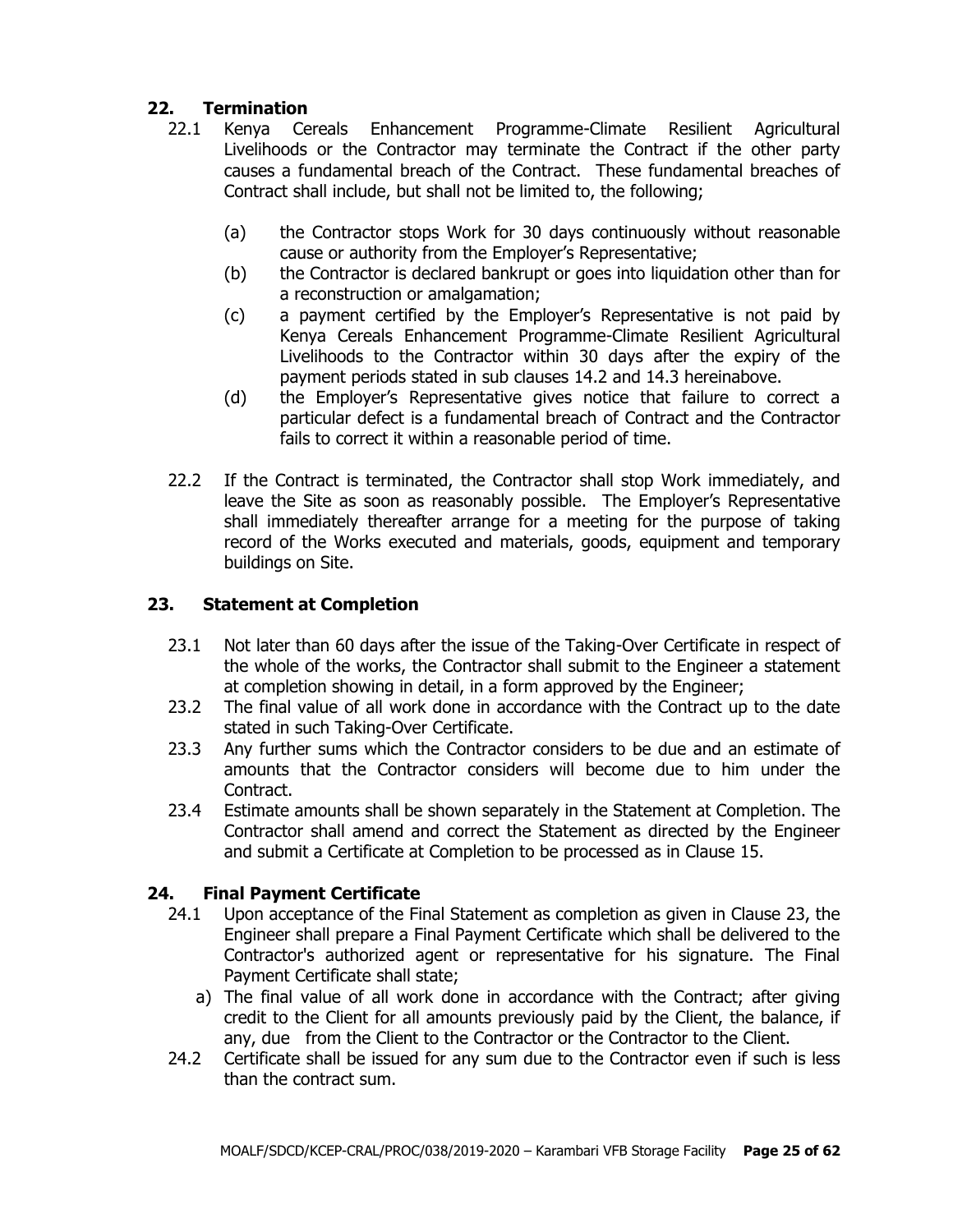## 22. Termination

22.1 Kenya Cereals Enhancement Programme-Climate Resilient Agricultural Livelihoods or the Contractor may terminate the Contract if the other party causes a fundamental breach of the Contract. These fundamental breaches of Contract shall include, but shall not be limited to, the following;

- (a) the Contractor stops Work for 30 days continuously without reasonable cause or authority from the Employer's Representative;
- (b) the Contractor is declared bankrupt or goes into liquidation other than for a reconstruction or amalgamation;
- (c) a payment certified by the Employer's Representative is not paid by Kenya Cereals Enhancement Programme-Climate Resilient Agricultural Livelihoods to the Contractor within 30 days after the expiry of the payment periods stated in sub clauses 14.2 and 14.3 hereinabove.
- (d) the Employer's Representative gives notice that failure to correct a particular defect is a fundamental breach of Contract and the Contractor fails to correct it within a reasonable period of time.

22.2 If the Contract is terminated, the Contractor shall stop Work immediately, and leave the Site as soon as reasonably possible. The Employer's Representative shall immediately thereafter arrange for a meeting for the purpose of taking record of the Works executed and materials, goods, equipment and temporary buildings on Site.

## 23. Statement at Completion

23.1 Not later than 60 days after the issue of the Taking-Over Certificate in respect of the whole of the works, the Contractor shall submit to the Engineer a statement at completion showing in detail, in a form approved by the Engineer;

23.2 The final value of all work done in accordance with the Contract up to the date stated in such Taking-Over Certificate.

23.3 Any further sums which the Contractor considers to be due and an estimate of amounts that the Contractor considers will become due to him under the Contract.

23.4 Estimate amounts shall be shown separately in the Statement at Completion. The Contractor shall amend and correct the Statement as directed by the Engineer and submit a Certificate at Completion to be processed as in Clause 15.

## 24. Final Payment Certificate

24.1 Upon acceptance of the Final Statement as completion as given in Clause 23, the Engineer shall prepare a Final Payment Certificate which shall be delivered to the Contractor's authorized agent or representative for his signature. The Final Payment Certificate shall state;

a) The final value of all work done in accordance with the Contract; after giving credit to the Client for all amounts previously paid by the Client, the balance, if any, due from the Client to the Contractor or the Contractor to the Client.

24.2 Certificate shall be issued for any sum due to the Contractor even if such is less than the contract sum.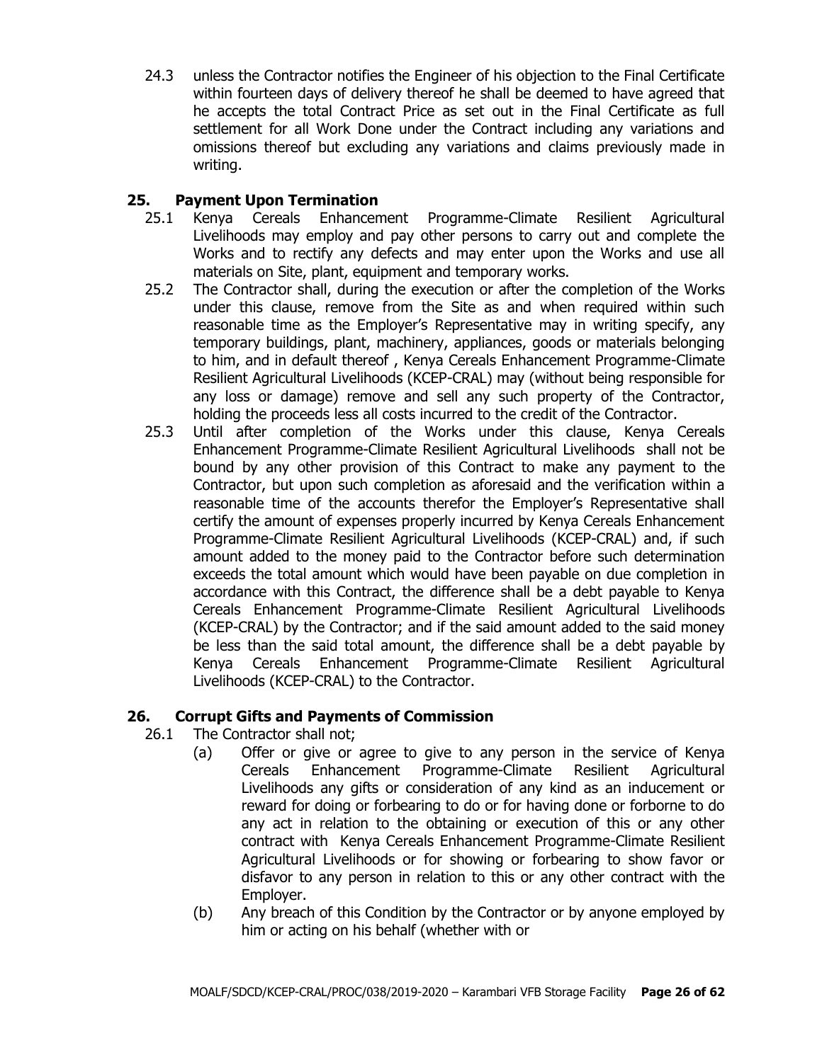24.3 unless the Contractor notifies the Engineer of his objection to the Final Certificate within fourteen days of delivery thereof he shall be deemed to have agreed that he accepts the total Contract Price as set out in the Final Certificate as full settlement for all Work Done under the Contract including any variations and omissions thereof but excluding any variations and claims previously made in writing.

## 25. Payment Upon Termination

25.1 Kenya Cereals Enhancement Programme-Climate Resilient Agricultural Livelihoods may employ and pay other persons to carry out and complete the Works and to rectify any defects and may enter upon the Works and use all materials on Site, plant, equipment and temporary works.

25.2 The Contractor shall, during the execution or after the completion of the Works under this clause, remove from the Site as and when required within such reasonable time as the Employer's Representative may in writing specify, any temporary buildings, plant, machinery, appliances, goods or materials belonging to him, and in default thereof , Kenya Cereals Enhancement Programme-Climate Resilient Agricultural Livelihoods (KCEP-CRAL) may (without being responsible for any loss or damage) remove and sell any such property of the Contractor, holding the proceeds less all costs incurred to the credit of the Contractor.

25.3 Until after completion of the Works under this clause, Kenya Cereals Enhancement Programme-Climate Resilient Agricultural Livelihoods shall not be bound by any other provision of this Contract to make any payment to the Contractor, but upon such completion as aforesaid and the verification within a reasonable time of the accounts therefor the Employer's Representative shall certify the amount of expenses properly incurred by Kenya Cereals Enhancement Programme-Climate Resilient Agricultural Livelihoods (KCEP-CRAL) and, if such amount added to the money paid to the Contractor before such determination exceeds the total amount which would have been payable on due completion in accordance with this Contract, the difference shall be a debt payable to Kenya Cereals Enhancement Programme-Climate Resilient Agricultural Livelihoods (KCEP-CRAL) by the Contractor; and if the said amount added to the said money be less than the said total amount, the difference shall be a debt payable by Kenya Cereals Enhancement Programme-Climate Resilient Agricultural Livelihoods (KCEP-CRAL) to the Contractor.

## 26. Corrupt Gifts and Payments of Commission

26.1 The Contractor shall not;

(a) Offer or give or agree to give to any person in the service of Kenya Cereals Enhancement Programme-Climate Resilient Agricultural Livelihoods any gifts or consideration of any kind as an inducement or reward for doing or forbearing to do or for having done or forborne to do any act in relation to the obtaining or execution of this or any other contract with Kenya Cereals Enhancement Programme-Climate Resilient Agricultural Livelihoods or for showing or forbearing to show favor or disfavor to any person in relation to this or any other contract with the Employer.

(b) Any breach of this Condition by the Contractor or by anyone employed by him or acting on his behalf (whether with or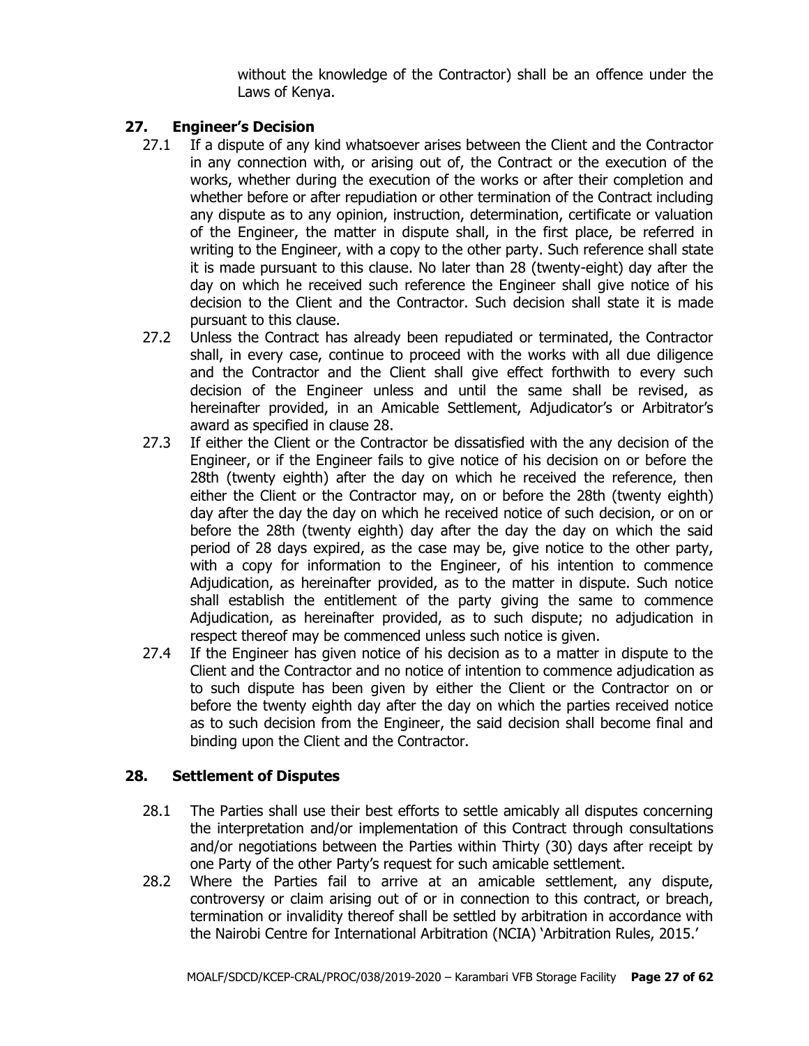without the knowledge of the Contractor) shall be an offence under the Laws of Kenya.

## 27. Engineer's Decision

27.1 If a dispute of any kind whatsoever arises between the Client and the Contractor in any connection with, or arising out of, the Contract or the execution of the works, whether during the execution of the works or after their completion and whether before or after repudiation or other termination of the Contract including any dispute as to any opinion, instruction, determination, certificate or valuation of the Engineer, the matter in dispute shall, in the first place, be referred in writing to the Engineer, with a copy to the other party. Such reference shall state it is made pursuant to this clause. No later than 28 (twenty-eight) day after the day on which he received such reference the Engineer shall give notice of his decision to the Client and the Contractor. Such decision shall state it is made pursuant to this clause.

27.2 Unless the Contract has already been repudiated or terminated, the Contractor shall, in every case, continue to proceed with the works with all due diligence and the Contractor and the Client shall give effect forthwith to every such decision of the Engineer unless and until the same shall be revised, as hereinafter provided, in an Amicable Settlement, Adjudicator's or Arbitrator's award as specified in clause 28.

27.3 If either the Client or the Contractor be dissatisfied with the any decision of the Engineer, or if the Engineer fails to give notice of his decision on or before the 28th (twenty eighth) after the day on which he received the reference, then either the Client or the Contractor may, on or before the 28th (twenty eighth) day after the day the day on which he received notice of such decision, or on or before the 28th (twenty eighth) day after the day the day on which the said period of 28 days expired, as the case may be, give notice to the other party, with a copy for information to the Engineer, of his intention to commence Adjudication, as hereinafter provided, as to the matter in dispute. Such notice shall establish the entitlement of the party giving the same to commence Adjudication, as hereinafter provided, as to such dispute; no adjudication in respect thereof may be commenced unless such notice is given.

27.4 If the Engineer has given notice of his decision as to a matter in dispute to the Client and the Contractor and no notice of intention to commence adjudication as to such dispute has been given by either the Client or the Contractor on or before the twenty eighth day after the day on which the parties received notice as to such decision from the Engineer, the said decision shall become final and binding upon the Client and the Contractor.

## 28. Settlement of Disputes

28.1 The Parties shall use their best efforts to settle amicably all disputes concerning the interpretation and/or implementation of this Contract through consultations and/or negotiations between the Parties within Thirty (30) days after receipt by one Party of the other Party's request for such amicable settlement.

28.2 Where the Parties fail to arrive at an amicable settlement, any dispute, controversy or claim arising out of or in connection to this contract, or breach, termination or invalidity thereof shall be settled by arbitration in accordance with the Nairobi Centre for International Arbitration (NCIA) 'Arbitration Rules, 2015.'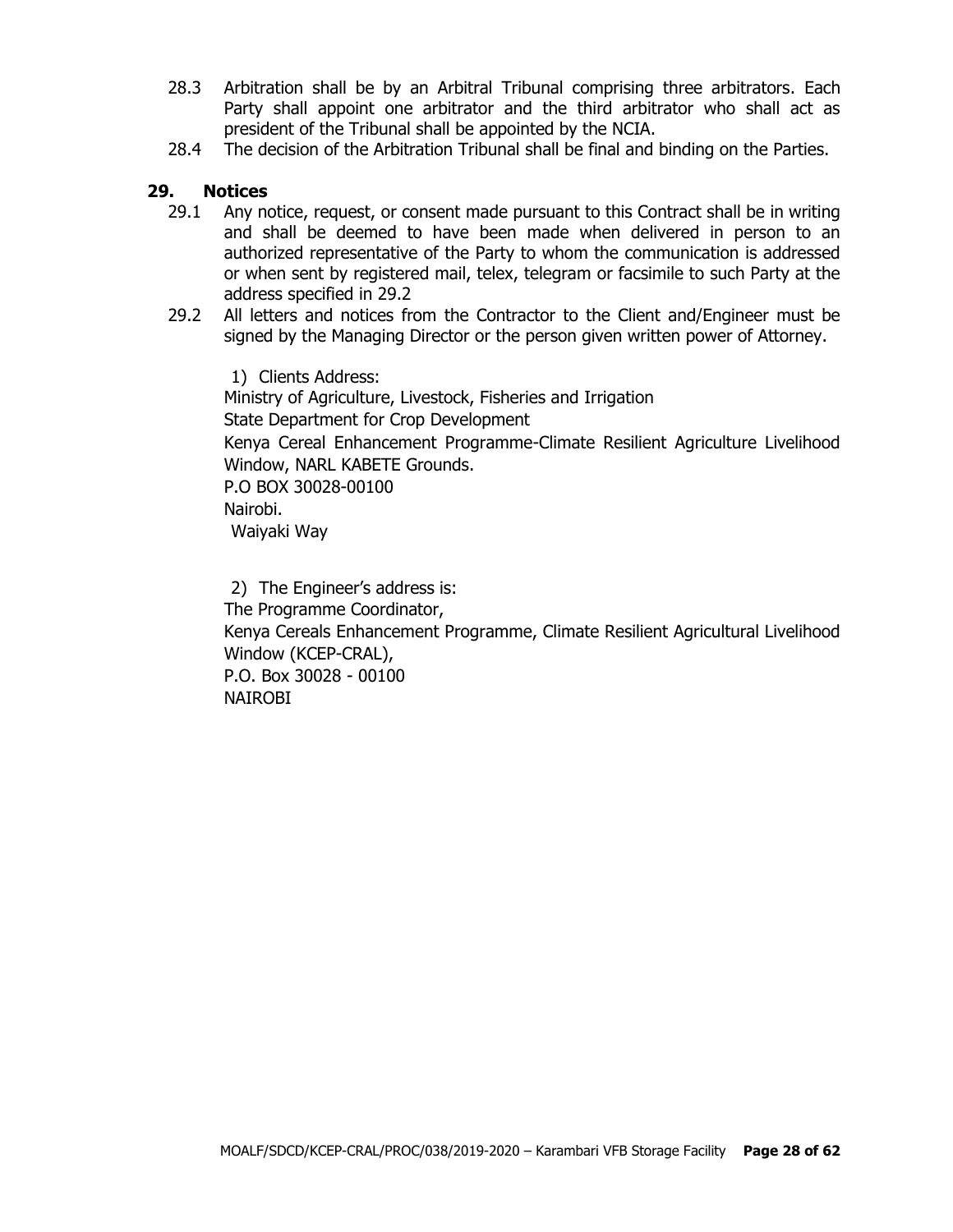28.3 Arbitration shall be by an Arbitral Tribunal comprising three arbitrators. Each Party shall appoint one arbitrator and the third arbitrator who shall act as president of the Tribunal shall be appointed by the NCIA.

28.4 The decision of the Arbitration Tribunal shall be final and binding on the Parties.

## 29. Notices

29.1 Any notice, request, or consent made pursuant to this Contract shall be in writing and shall be deemed to have been made when delivered in person to an authorized representative of the Party to whom the communication is addressed or when sent by registered mail, telex, telegram or facsimile to such Party at the address specified in 29.2

29.2 All letters and notices from the Contractor to the Client and/Engineer must be signed by the Managing Director or the person given written power of Attorney.

1) Clients Address:

Ministry of Agriculture, Livestock, Fisheries and Irrigation
State Department for Crop Development
Kenya Cereal Enhancement Programme-Climate Resilient Agriculture Livelihood Window, NARL KABETE Grounds.
P.O BOX 30028-00100
Nairobi.
Waiyaki Way

2) The Engineer's address is:

The Programme Coordinator,
Kenya Cereals Enhancement Programme, Climate Resilient Agricultural Livelihood Window (KCEP-CRAL),
P.O. Box 30028 - 00100
NAIROBI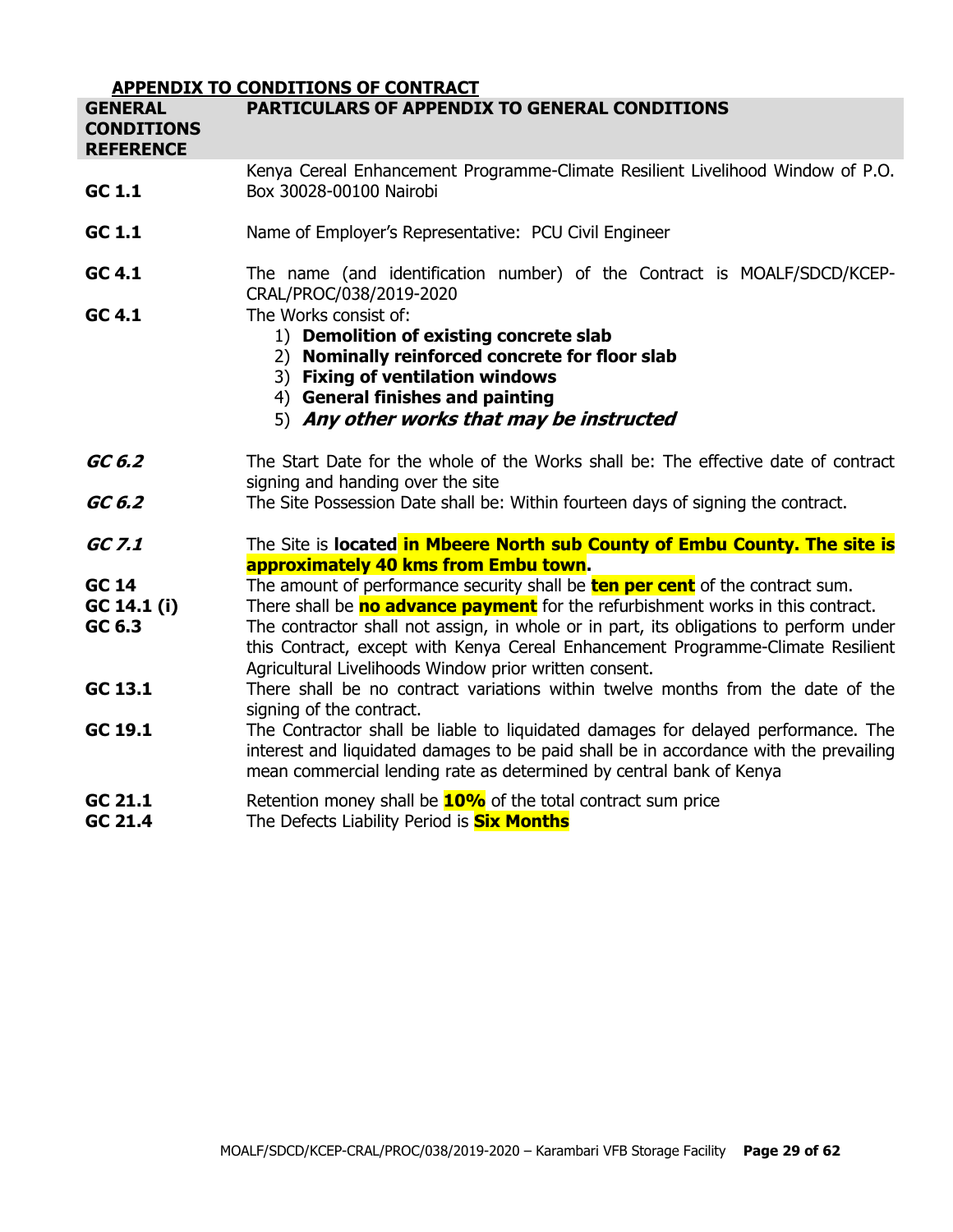## APPENDIX TO CONDITIONS OF CONTRACT

| GENERAL CONDITIONS REFERENCE | PARTICULARS OF APPENDIX TO GENERAL CONDITIONS |
| --- | --- |
| **GC 1.1** | Kenya Cereal Enhancement Programme-Climate Resilient Livelihood Window of P.O. Box 30028-00100 Nairobi |
| **GC 1.1** | Name of Employer's Representative: PCU Civil Engineer |
| **GC 4.1** | The name (and identification number) of the Contract is MOALF/SDCD/KCEP-CRAL/PROC/038/2019-2020 |
| **GC 4.1** | The Works consist of: 1) **Demolition of existing concrete slab** 2) **Nominally reinforced concrete for floor slab** 3) **Fixing of ventilation windows** 4) **General finishes and painting** 5) ***Any other works that may be instructed*** |
| ***GC 6.2*** | The Start Date for the whole of the Works shall be: The effective date of contract signing and handing over the site |
| ***GC 6.2*** | The Site Possession Date shall be: Within fourteen days of signing the contract. |
| ***GC 7.1*** | The Site is **located in Mbeere North sub County of Embu County. The site is approximately 40 kms from Embu town.** |
| **GC 14** | The amount of performance security shall be **ten per cent** of the contract sum. |
| **GC 14.1 (i)** | There shall be **no advance payment** for the refurbishment works in this contract. |
| **GC 6.3** | The contractor shall not assign, in whole or in part, its obligations to perform under this Contract, except with Kenya Cereal Enhancement Programme-Climate Resilient Agricultural Livelihoods Window prior written consent. |
| **GC 13.1** | There shall be no contract variations within twelve months from the date of the signing of the contract. |
| **GC 19.1** | The Contractor shall be liable to liquidated damages for delayed performance. The interest and liquidated damages to be paid shall be in accordance with the prevailing mean commercial lending rate as determined by central bank of Kenya |
| **GC 21.1** | Retention money shall be **10%** of the total contract sum price |
| **GC 21.4** | The Defects Liability Period is **Six Months** |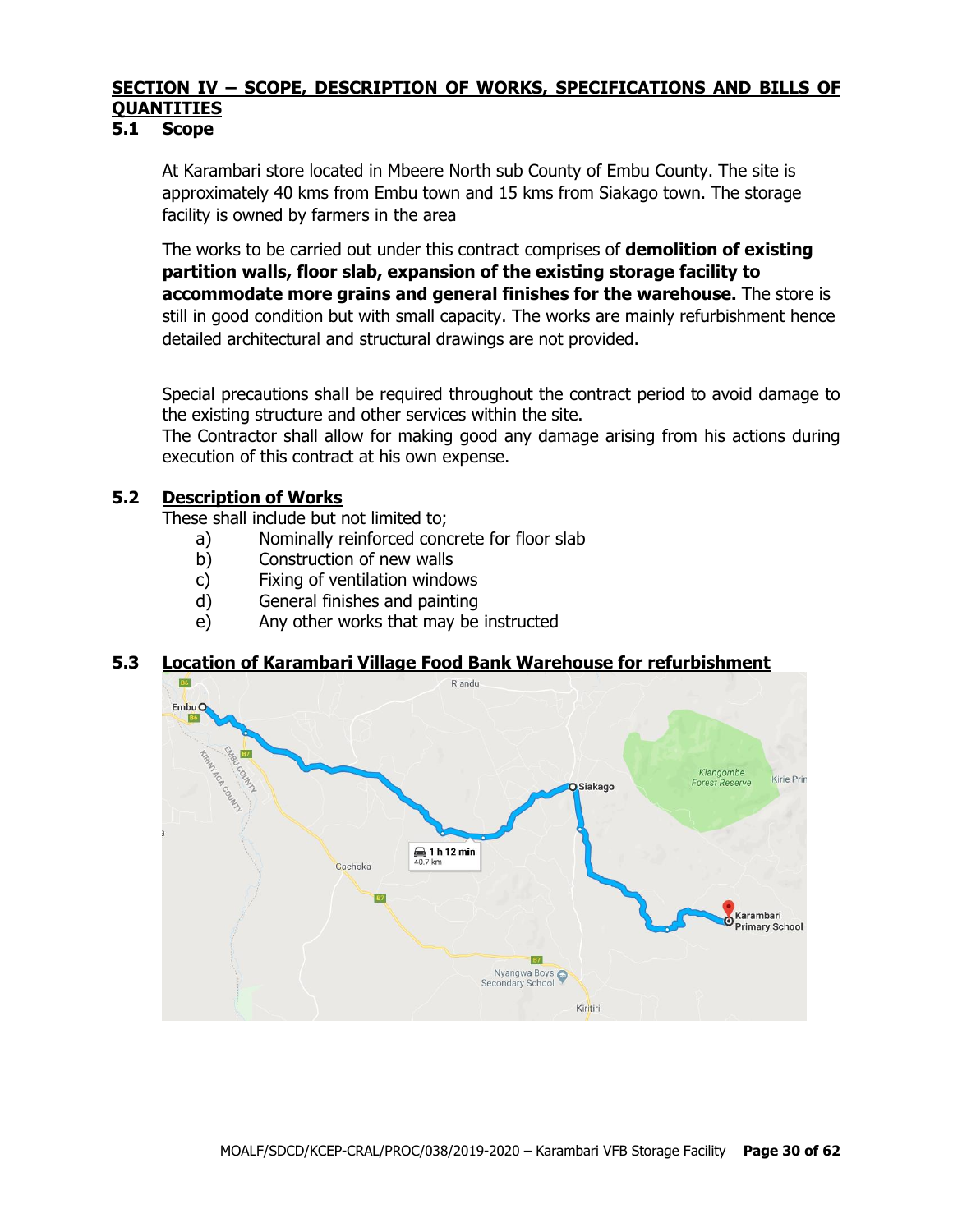## SECTION IV – SCOPE, DESCRIPTION OF WORKS, SPECIFICATIONS AND BILLS OF QUANTITIES

### 5.1 Scope

At Karambari store located in Mbeere North sub County of Embu County. The site is approximately 40 kms from Embu town and 15 kms from Siakago town. The storage facility is owned by farmers in the area

The works to be carried out under this contract comprises of **demolition of existing partition walls, floor slab, expansion of the existing storage facility to accommodate more grains and general finishes for the warehouse.** The store is still in good condition but with small capacity. The works are mainly refurbishment hence detailed architectural and structural drawings are not provided.

Special precautions shall be required throughout the contract period to avoid damage to the existing structure and other services within the site.
The Contractor shall allow for making good any damage arising from his actions during execution of this contract at his own expense.

### 5.2 Description of Works

These shall include but not limited to;

a) Nominally reinforced concrete for floor slab
b) Construction of new walls
c) Fixing of ventilation windows
d) General finishes and painting
e) Any other works that may be instructed

### 5.3 Location of Karambari Village Food Bank Warehouse for refurbishment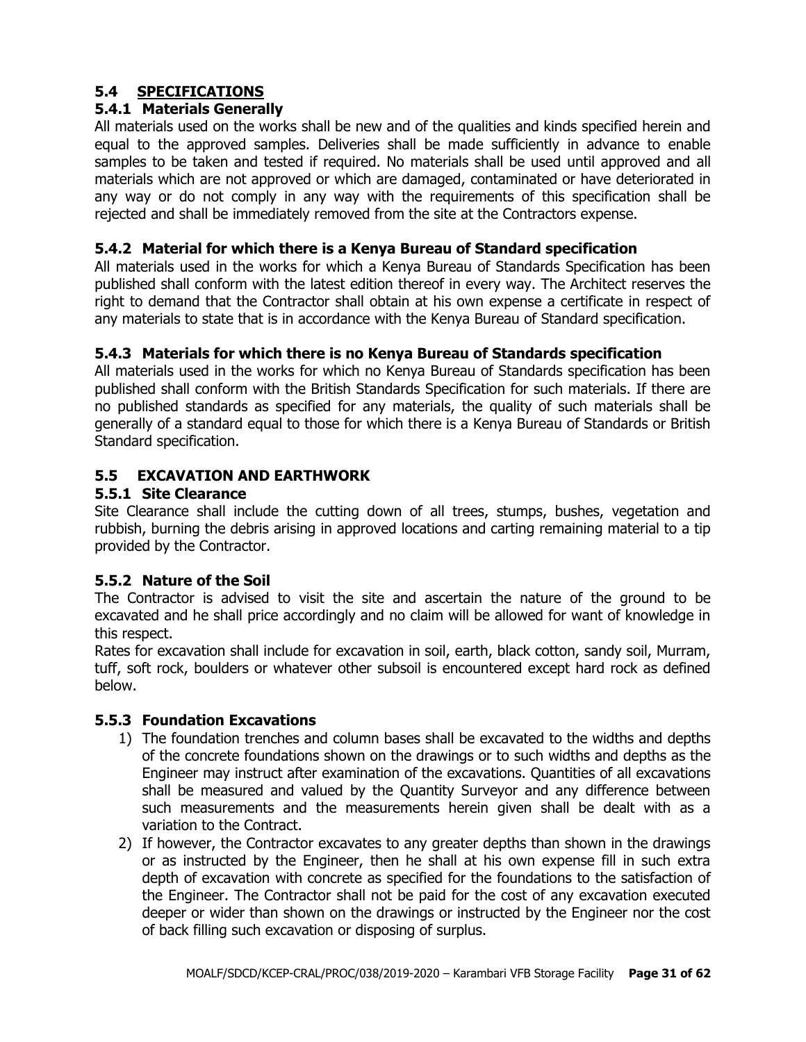## 5.4 SPECIFICATIONS

### 5.4.1 Materials Generally

All materials used on the works shall be new and of the qualities and kinds specified herein and equal to the approved samples. Deliveries shall be made sufficiently in advance to enable samples to be taken and tested if required. No materials shall be used until approved and all materials which are not approved or which are damaged, contaminated or have deteriorated in any way or do not comply in any way with the requirements of this specification shall be rejected and shall be immediately removed from the site at the Contractors expense.

### 5.4.2 Material for which there is a Kenya Bureau of Standard specification

All materials used in the works for which a Kenya Bureau of Standards Specification has been published shall conform with the latest edition thereof in every way. The Architect reserves the right to demand that the Contractor shall obtain at his own expense a certificate in respect of any materials to state that is in accordance with the Kenya Bureau of Standard specification.

### 5.4.3 Materials for which there is no Kenya Bureau of Standards specification

All materials used in the works for which no Kenya Bureau of Standards specification has been published shall conform with the British Standards Specification for such materials. If there are no published standards as specified for any materials, the quality of such materials shall be generally of a standard equal to those for which there is a Kenya Bureau of Standards or British Standard specification.

## 5.5 EXCAVATION AND EARTHWORK

### 5.5.1 Site Clearance

Site Clearance shall include the cutting down of all trees, stumps, bushes, vegetation and rubbish, burning the debris arising in approved locations and carting remaining material to a tip provided by the Contractor.

### 5.5.2 Nature of the Soil

The Contractor is advised to visit the site and ascertain the nature of the ground to be excavated and he shall price accordingly and no claim will be allowed for want of knowledge in this respect.

Rates for excavation shall include for excavation in soil, earth, black cotton, sandy soil, Murram, tuff, soft rock, boulders or whatever other subsoil is encountered except hard rock as defined below.

### 5.5.3 Foundation Excavations

1) The foundation trenches and column bases shall be excavated to the widths and depths of the concrete foundations shown on the drawings or to such widths and depths as the Engineer may instruct after examination of the excavations. Quantities of all excavations shall be measured and valued by the Quantity Surveyor and any difference between such measurements and the measurements herein given shall be dealt with as a variation to the Contract.
2) If however, the Contractor excavates to any greater depths than shown in the drawings or as instructed by the Engineer, then he shall at his own expense fill in such extra depth of excavation with concrete as specified for the foundations to the satisfaction of the Engineer. The Contractor shall not be paid for the cost of any excavation executed deeper or wider than shown on the drawings or instructed by the Engineer nor the cost of back filling such excavation or disposing of surplus.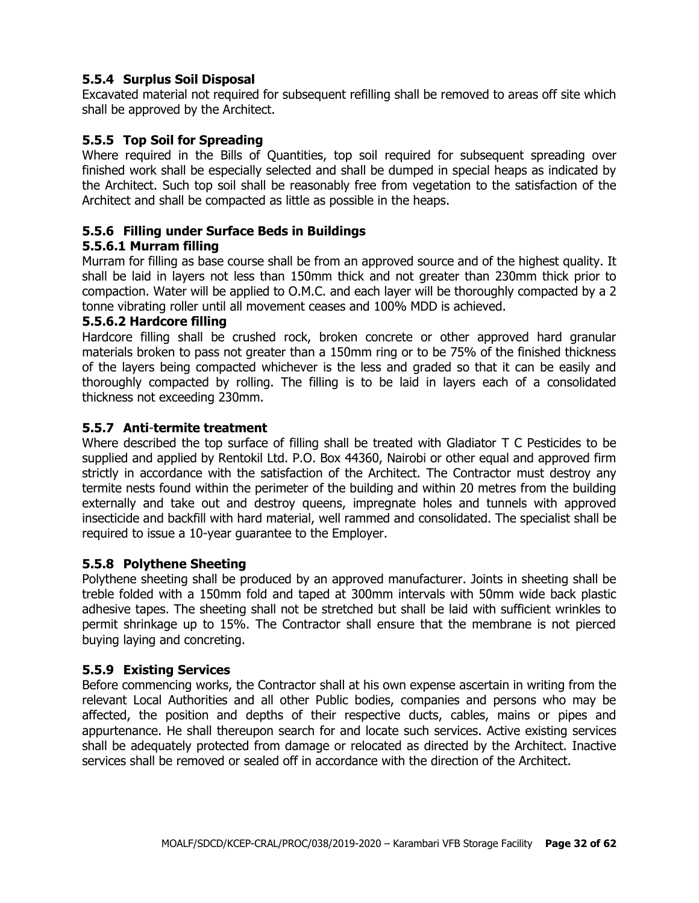### 5.5.4 Surplus Soil Disposal

Excavated material not required for subsequent refilling shall be removed to areas off site which shall be approved by the Architect.

### 5.5.5 Top Soil for Spreading

Where required in the Bills of Quantities, top soil required for subsequent spreading over finished work shall be especially selected and shall be dumped in special heaps as indicated by the Architect. Such top soil shall be reasonably free from vegetation to the satisfaction of the Architect and shall be compacted as little as possible in the heaps.

### 5.5.6 Filling under Surface Beds in Buildings

#### 5.5.6.1 Murram filling

Murram for filling as base course shall be from an approved source and of the highest quality. It shall be laid in layers not less than 150mm thick and not greater than 230mm thick prior to compaction. Water will be applied to O.M.C. and each layer will be thoroughly compacted by a 2 tonne vibrating roller until all movement ceases and 100% MDD is achieved.

#### 5.5.6.2 Hardcore filling

Hardcore filling shall be crushed rock, broken concrete or other approved hard granular materials broken to pass not greater than a 150mm ring or to be 75% of the finished thickness of the layers being compacted whichever is the less and graded so that it can be easily and thoroughly compacted by rolling. The filling is to be laid in layers each of a consolidated thickness not exceeding 230mm.

### 5.5.7 Anti-termite treatment

Where described the top surface of filling shall be treated with Gladiator T C Pesticides to be supplied and applied by Rentokil Ltd. P.O. Box 44360, Nairobi or other equal and approved firm strictly in accordance with the satisfaction of the Architect. The Contractor must destroy any termite nests found within the perimeter of the building and within 20 metres from the building externally and take out and destroy queens, impregnate holes and tunnels with approved insecticide and backfill with hard material, well rammed and consolidated. The specialist shall be required to issue a 10-year guarantee to the Employer.

### 5.5.8 Polythene Sheeting

Polythene sheeting shall be produced by an approved manufacturer. Joints in sheeting shall be treble folded with a 150mm fold and taped at 300mm intervals with 50mm wide back plastic adhesive tapes. The sheeting shall not be stretched but shall be laid with sufficient wrinkles to permit shrinkage up to 15%. The Contractor shall ensure that the membrane is not pierced buying laying and concreting.

### 5.5.9 Existing Services

Before commencing works, the Contractor shall at his own expense ascertain in writing from the relevant Local Authorities and all other Public bodies, companies and persons who may be affected, the position and depths of their respective ducts, cables, mains or pipes and appurtenance. He shall thereupon search for and locate such services. Active existing services shall be adequately protected from damage or relocated as directed by the Architect. Inactive services shall be removed or sealed off in accordance with the direction of the Architect.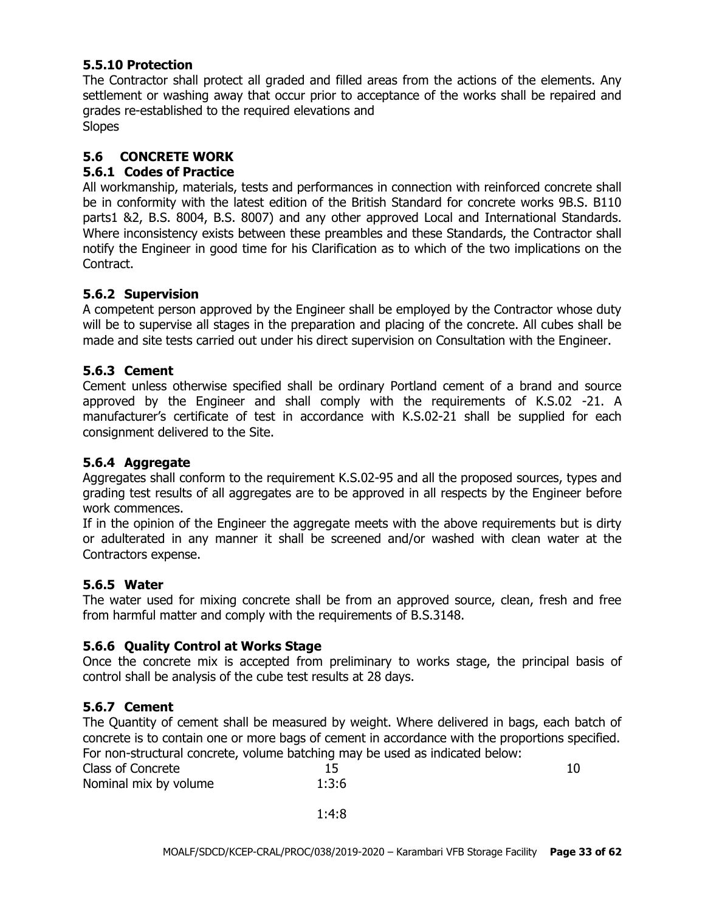### 5.5.10 Protection

The Contractor shall protect all graded and filled areas from the actions of the elements. Any settlement or washing away that occur prior to acceptance of the works shall be repaired and grades re-established to the required elevations and
Slopes

## 5.6 CONCRETE WORK

### 5.6.1 Codes of Practice

All workmanship, materials, tests and performances in connection with reinforced concrete shall be in conformity with the latest edition of the British Standard for concrete works 9B.S. B110 parts1 &2, B.S. 8004, B.S. 8007) and any other approved Local and International Standards. Where inconsistency exists between these preambles and these Standards, the Contractor shall notify the Engineer in good time for his Clarification as to which of the two implications on the Contract.

### 5.6.2 Supervision

A competent person approved by the Engineer shall be employed by the Contractor whose duty will be to supervise all stages in the preparation and placing of the concrete. All cubes shall be made and site tests carried out under his direct supervision on Consultation with the Engineer.

### 5.6.3 Cement

Cement unless otherwise specified shall be ordinary Portland cement of a brand and source approved by the Engineer and shall comply with the requirements of K.S.02 -21. A manufacturer's certificate of test in accordance with K.S.02-21 shall be supplied for each consignment delivered to the Site.

### 5.6.4 Aggregate

Aggregates shall conform to the requirement K.S.02-95 and all the proposed sources, types and grading test results of all aggregates are to be approved in all respects by the Engineer before work commences.

If in the opinion of the Engineer the aggregate meets with the above requirements but is dirty or adulterated in any manner it shall be screened and/or washed with clean water at the Contractors expense.

### 5.6.5 Water

The water used for mixing concrete shall be from an approved source, clean, fresh and free from harmful matter and comply with the requirements of B.S.3148.

### 5.6.6 Quality Control at Works Stage

Once the concrete mix is accepted from preliminary to works stage, the principal basis of control shall be analysis of the cube test results at 28 days.

### 5.6.7 Cement

The Quantity of cement shall be measured by weight. Where delivered in bags, each batch of concrete is to contain one or more bags of cement in accordance with the proportions specified. For non-structural concrete, volume batching may be used as indicated below:

| Class of Concrete | 15 | 10 |
|---|---|---|
| Nominal mix by volume | 1:3:6 | 1:4:8 |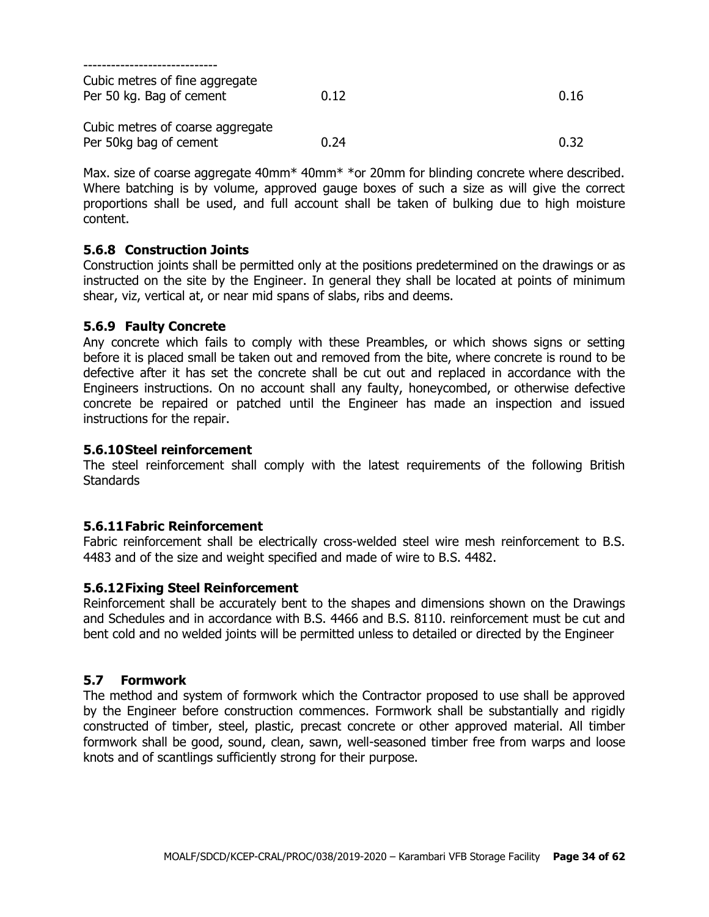-----------------------------

| | | |
|---|---|---|
| Cubic metres of fine aggregate Per 50 kg. Bag of cement | 0.12 | 0.16 |
| Cubic metres of coarse aggregate Per 50kg bag of cement | 0.24 | 0.32 |

Max. size of coarse aggregate 40mm* 40mm* *or 20mm for blinding concrete where described. Where batching is by volume, approved gauge boxes of such a size as will give the correct proportions shall be used, and full account shall be taken of bulking due to high moisture content.

### 5.6.8 Construction Joints

Construction joints shall be permitted only at the positions predetermined on the drawings or as instructed on the site by the Engineer. In general they shall be located at points of minimum shear, viz, vertical at, or near mid spans of slabs, ribs and deems.

### 5.6.9 Faulty Concrete

Any concrete which fails to comply with these Preambles, or which shows signs or setting before it is placed small be taken out and removed from the bite, where concrete is round to be defective after it has set the concrete shall be cut out and replaced in accordance with the Engineers instructions. On no account shall any faulty, honeycombed, or otherwise defective concrete be repaired or patched until the Engineer has made an inspection and issued instructions for the repair.

### 5.6.10 Steel reinforcement

The steel reinforcement shall comply with the latest requirements of the following British Standards

### 5.6.11 Fabric Reinforcement

Fabric reinforcement shall be electrically cross-welded steel wire mesh reinforcement to B.S. 4483 and of the size and weight specified and made of wire to B.S. 4482.

### 5.6.12 Fixing Steel Reinforcement

Reinforcement shall be accurately bent to the shapes and dimensions shown on the Drawings and Schedules and in accordance with B.S. 4466 and B.S. 8110. reinforcement must be cut and bent cold and no welded joints will be permitted unless to detailed or directed by the Engineer

## 5.7 Formwork

The method and system of formwork which the Contractor proposed to use shall be approved by the Engineer before construction commences. Formwork shall be substantially and rigidly constructed of timber, steel, plastic, precast concrete or other approved material. All timber formwork shall be good, sound, clean, sawn, well-seasoned timber free from warps and loose knots and of scantlings sufficiently strong for their purpose.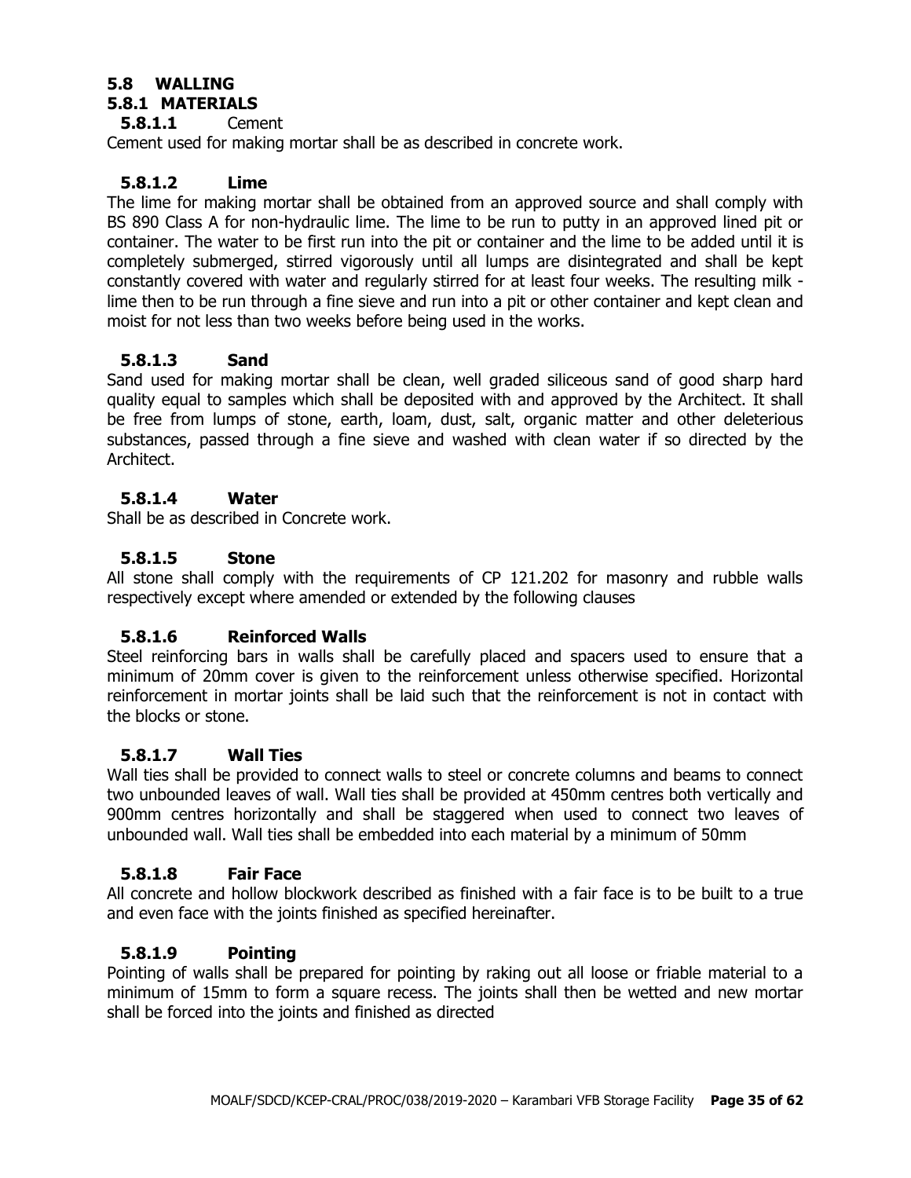## 5.8 WALLING

### 5.8.1 MATERIALS

#### 5.8.1.1 Cement

Cement used for making mortar shall be as described in concrete work.

#### 5.8.1.2 Lime

The lime for making mortar shall be obtained from an approved source and shall comply with BS 890 Class A for non-hydraulic lime. The lime to be run to putty in an approved lined pit or container. The water to be first run into the pit or container and the lime to be added until it is completely submerged, stirred vigorously until all lumps are disintegrated and shall be kept constantly covered with water and regularly stirred for at least four weeks. The resulting milk - lime then to be run through a fine sieve and run into a pit or other container and kept clean and moist for not less than two weeks before being used in the works.

#### 5.8.1.3 Sand

Sand used for making mortar shall be clean, well graded siliceous sand of good sharp hard quality equal to samples which shall be deposited with and approved by the Architect. It shall be free from lumps of stone, earth, loam, dust, salt, organic matter and other deleterious substances, passed through a fine sieve and washed with clean water if so directed by the Architect.

#### 5.8.1.4 Water

Shall be as described in Concrete work.

#### 5.8.1.5 Stone

All stone shall comply with the requirements of CP 121.202 for masonry and rubble walls respectively except where amended or extended by the following clauses

#### 5.8.1.6 Reinforced Walls

Steel reinforcing bars in walls shall be carefully placed and spacers used to ensure that a minimum of 20mm cover is given to the reinforcement unless otherwise specified. Horizontal reinforcement in mortar joints shall be laid such that the reinforcement is not in contact with the blocks or stone.

#### 5.8.1.7 Wall Ties

Wall ties shall be provided to connect walls to steel or concrete columns and beams to connect two unbounded leaves of wall. Wall ties shall be provided at 450mm centres both vertically and 900mm centres horizontally and shall be staggered when used to connect two leaves of unbounded wall. Wall ties shall be embedded into each material by a minimum of 50mm

#### 5.8.1.8 Fair Face

All concrete and hollow blockwork described as finished with a fair face is to be built to a true and even face with the joints finished as specified hereinafter.

#### 5.8.1.9 Pointing

Pointing of walls shall be prepared for pointing by raking out all loose or friable material to a minimum of 15mm to form a square recess. The joints shall then be wetted and new mortar shall be forced into the joints and finished as directed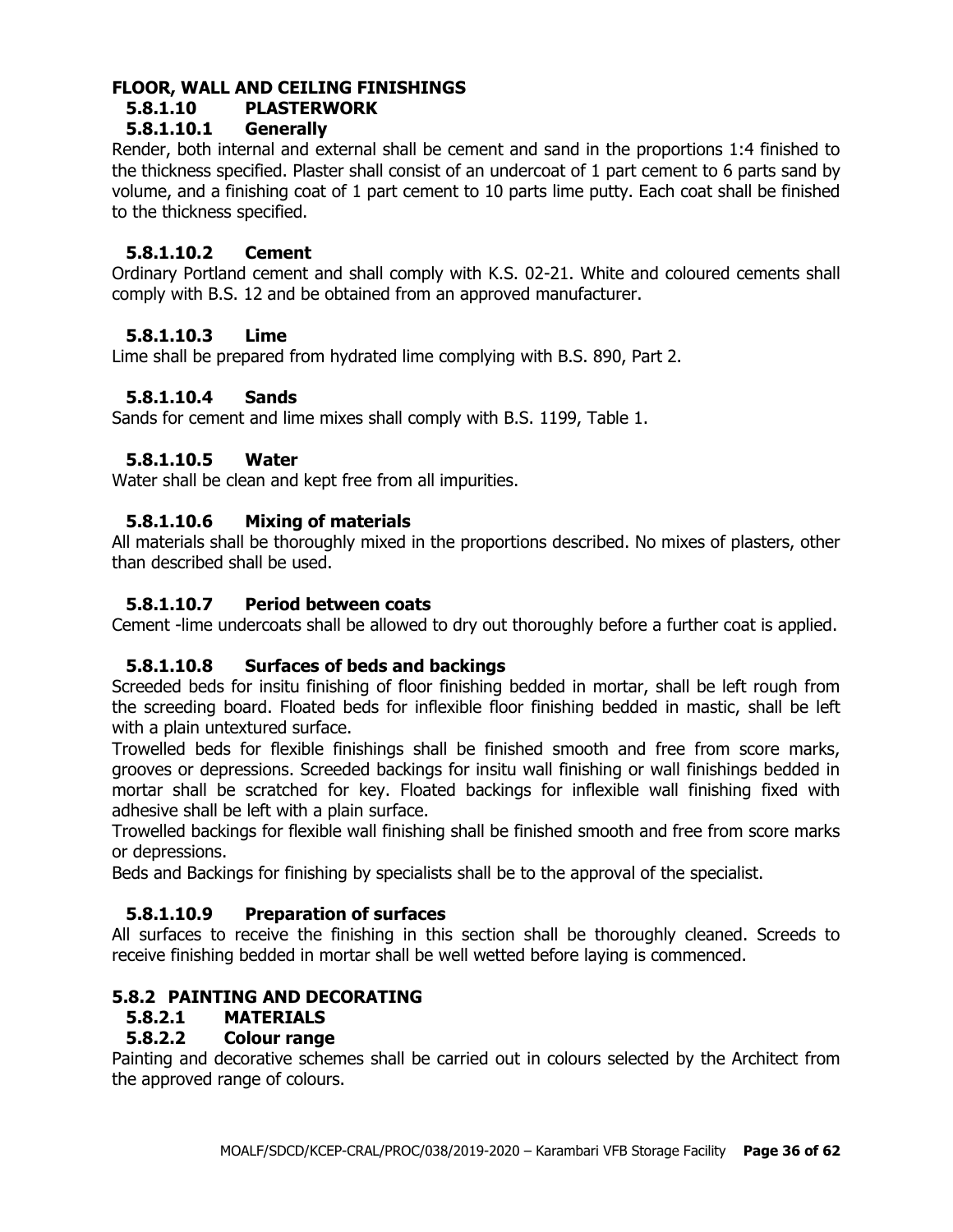## FLOOR, WALL AND CEILING FINISHINGS

### 5.8.1.10 PLASTERWORK

#### 5.8.1.10.1 Generally

Render, both internal and external shall be cement and sand in the proportions 1:4 finished to the thickness specified. Plaster shall consist of an undercoat of 1 part cement to 6 parts sand by volume, and a finishing coat of 1 part cement to 10 parts lime putty. Each coat shall be finished to the thickness specified.

#### 5.8.1.10.2 Cement

Ordinary Portland cement and shall comply with K.S. 02-21. White and coloured cements shall comply with B.S. 12 and be obtained from an approved manufacturer.

#### 5.8.1.10.3 Lime

Lime shall be prepared from hydrated lime complying with B.S. 890, Part 2.

#### 5.8.1.10.4 Sands

Sands for cement and lime mixes shall comply with B.S. 1199, Table 1.

#### 5.8.1.10.5 Water

Water shall be clean and kept free from all impurities.

#### 5.8.1.10.6 Mixing of materials

All materials shall be thoroughly mixed in the proportions described. No mixes of plasters, other than described shall be used.

#### 5.8.1.10.7 Period between coats

Cement -lime undercoats shall be allowed to dry out thoroughly before a further coat is applied.

#### 5.8.1.10.8 Surfaces of beds and backings

Screeded beds for insitu finishing of floor finishing bedded in mortar, shall be left rough from the screeding board. Floated beds for inflexible floor finishing bedded in mastic, shall be left with a plain untextured surface.

Trowelled beds for flexible finishings shall be finished smooth and free from score marks, grooves or depressions. Screeded backings for insitu wall finishing or wall finishings bedded in mortar shall be scratched for key. Floated backings for inflexible wall finishing fixed with adhesive shall be left with a plain surface.

Trowelled backings for flexible wall finishing shall be finished smooth and free from score marks or depressions.

Beds and Backings for finishing by specialists shall be to the approval of the specialist.

#### 5.8.1.10.9 Preparation of surfaces

All surfaces to receive the finishing in this section shall be thoroughly cleaned. Screeds to receive finishing bedded in mortar shall be well wetted before laying is commenced.

## 5.8.2 PAINTING AND DECORATING

### 5.8.2.1 MATERIALS

### 5.8.2.2 Colour range

Painting and decorative schemes shall be carried out in colours selected by the Architect from the approved range of colours.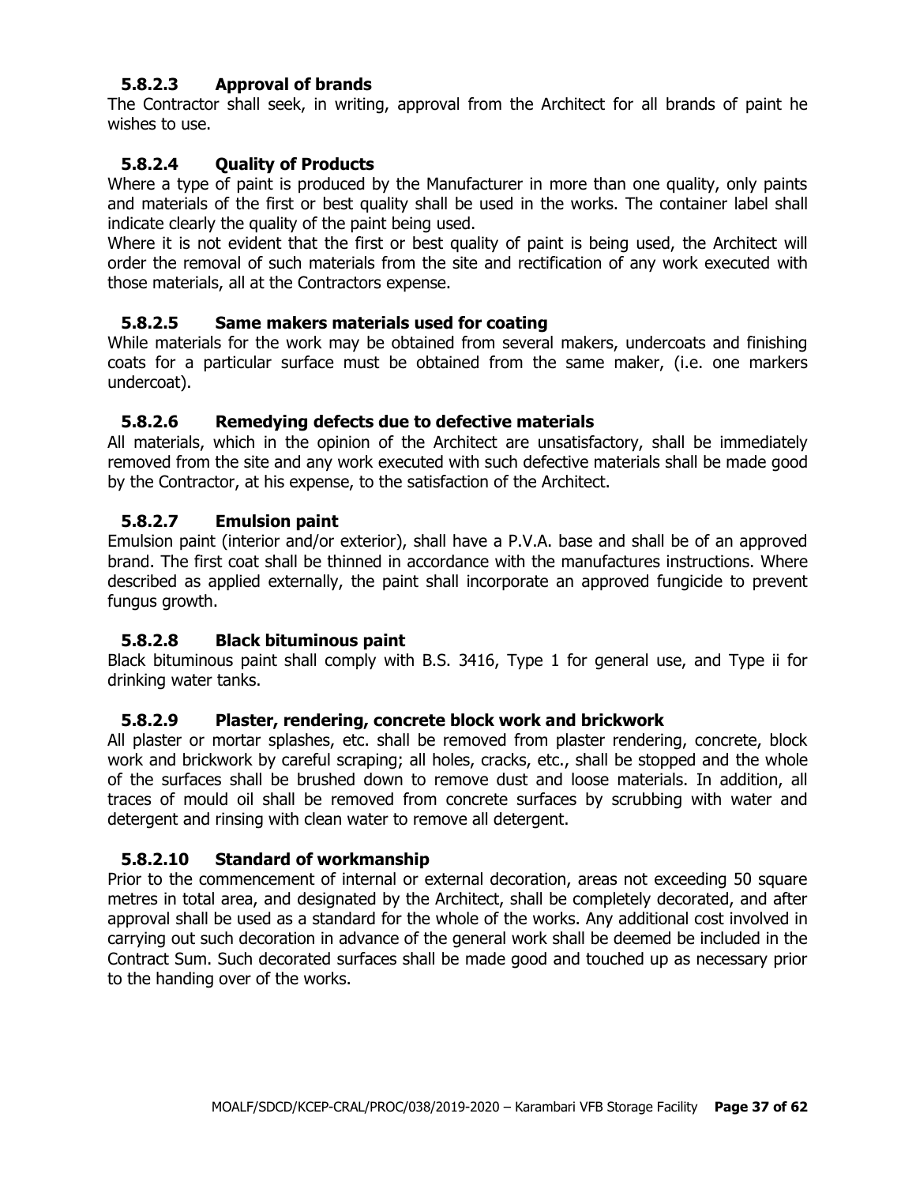#### 5.8.2.3 Approval of brands

The Contractor shall seek, in writing, approval from the Architect for all brands of paint he wishes to use.

#### 5.8.2.4 Quality of Products

Where a type of paint is produced by the Manufacturer in more than one quality, only paints and materials of the first or best quality shall be used in the works. The container label shall indicate clearly the quality of the paint being used.

Where it is not evident that the first or best quality of paint is being used, the Architect will order the removal of such materials from the site and rectification of any work executed with those materials, all at the Contractors expense.

#### 5.8.2.5 Same makers materials used for coating

While materials for the work may be obtained from several makers, undercoats and finishing coats for a particular surface must be obtained from the same maker, (i.e. one markers undercoat).

#### 5.8.2.6 Remedying defects due to defective materials

All materials, which in the opinion of the Architect are unsatisfactory, shall be immediately removed from the site and any work executed with such defective materials shall be made good by the Contractor, at his expense, to the satisfaction of the Architect.

#### 5.8.2.7 Emulsion paint

Emulsion paint (interior and/or exterior), shall have a P.V.A. base and shall be of an approved brand. The first coat shall be thinned in accordance with the manufactures instructions. Where described as applied externally, the paint shall incorporate an approved fungicide to prevent fungus growth.

#### 5.8.2.8 Black bituminous paint

Black bituminous paint shall comply with B.S. 3416, Type 1 for general use, and Type ii for drinking water tanks.

#### 5.8.2.9 Plaster, rendering, concrete block work and brickwork

All plaster or mortar splashes, etc. shall be removed from plaster rendering, concrete, block work and brickwork by careful scraping; all holes, cracks, etc., shall be stopped and the whole of the surfaces shall be brushed down to remove dust and loose materials. In addition, all traces of mould oil shall be removed from concrete surfaces by scrubbing with water and detergent and rinsing with clean water to remove all detergent.

#### 5.8.2.10 Standard of workmanship

Prior to the commencement of internal or external decoration, areas not exceeding 50 square metres in total area, and designated by the Architect, shall be completely decorated, and after approval shall be used as a standard for the whole of the works. Any additional cost involved in carrying out such decoration in advance of the general work shall be deemed be included in the Contract Sum. Such decorated surfaces shall be made good and touched up as necessary prior to the handing over of the works.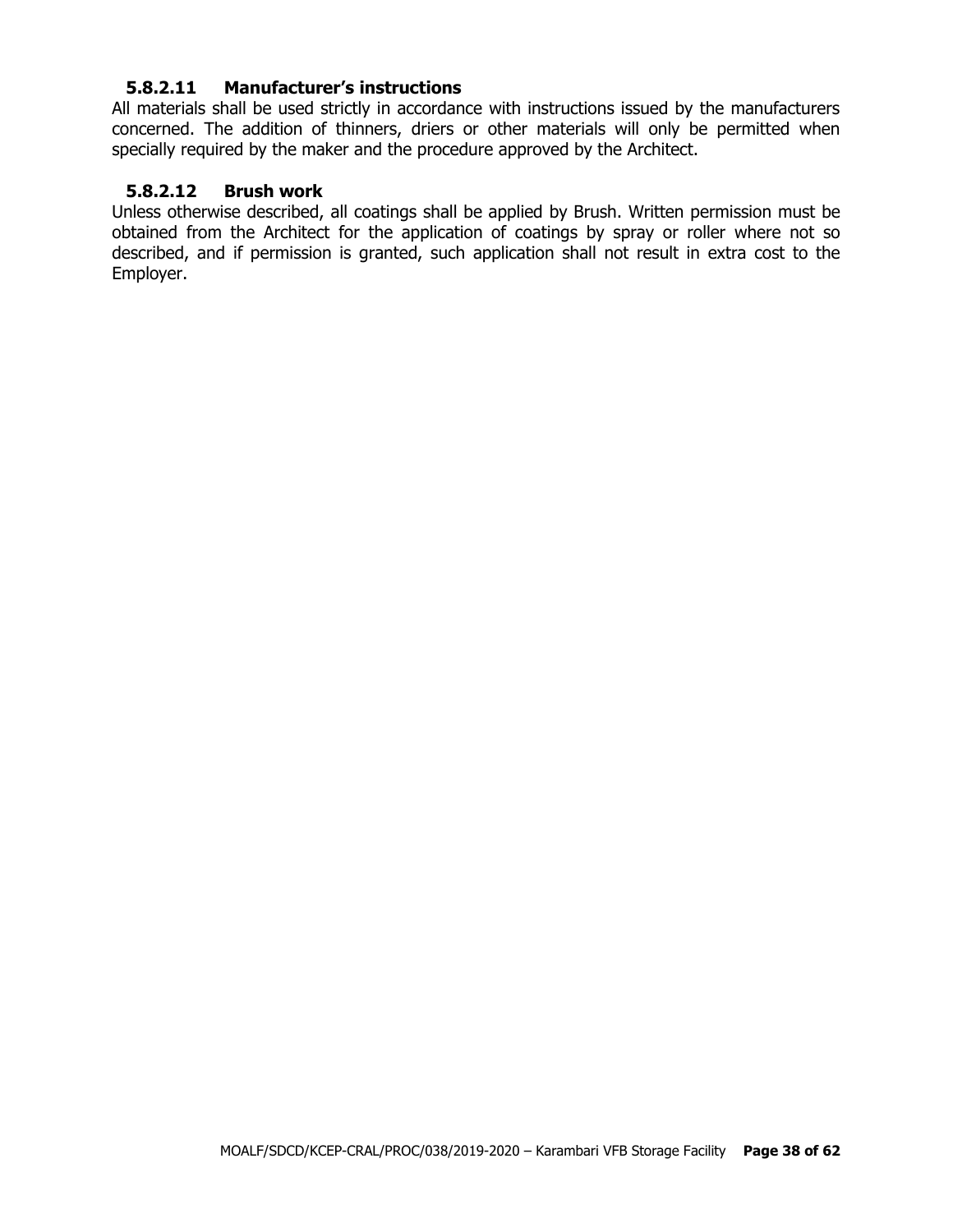#### 5.8.2.11 Manufacturer's instructions

All materials shall be used strictly in accordance with instructions issued by the manufacturers concerned. The addition of thinners, driers or other materials will only be permitted when specially required by the maker and the procedure approved by the Architect.

#### 5.8.2.12 Brush work

Unless otherwise described, all coatings shall be applied by Brush. Written permission must be obtained from the Architect for the application of coatings by spray or roller where not so described, and if permission is granted, such application shall not result in extra cost to the Employer.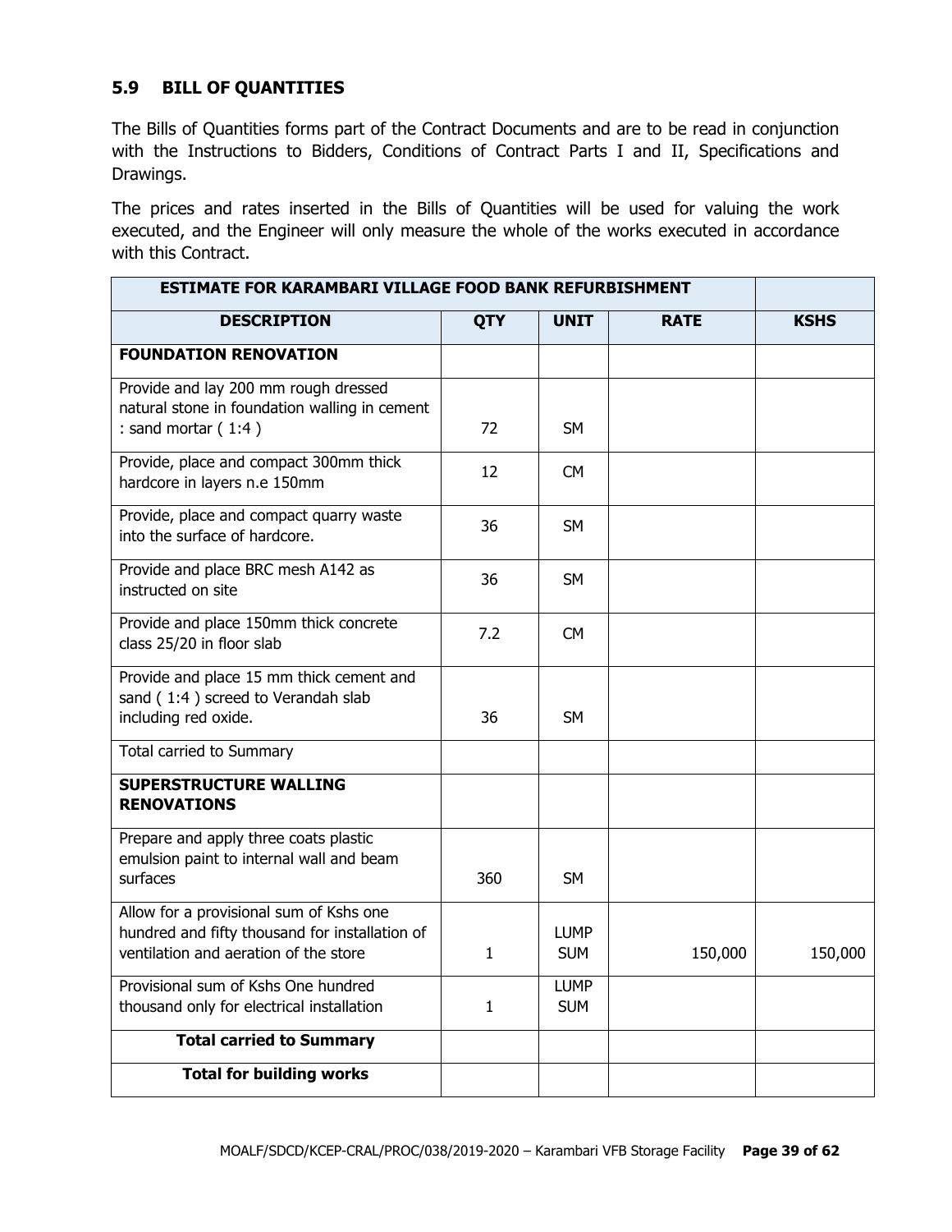## 5.9 BILL OF QUANTITIES

The Bills of Quantities forms part of the Contract Documents and are to be read in conjunction with the Instructions to Bidders, Conditions of Contract Parts I and II, Specifications and Drawings.

The prices and rates inserted in the Bills of Quantities will be used for valuing the work executed, and the Engineer will only measure the whole of the works executed in accordance with this Contract.

| ESTIMATE FOR KARAMBARI VILLAGE FOOD BANK REFURBISHMENT | | | | |
|---|---|---|---|---|
| **DESCRIPTION** | **QTY** | **UNIT** | **RATE** | **KSHS** |
| **FOUNDATION RENOVATION** | | | | |
| Provide and lay 200 mm rough dressed natural stone in foundation walling in cement : sand mortar ( 1:4 ) | 72 | SM | | |
| Provide, place and compact 300mm thick hardcore in layers n.e 150mm | 12 | CM | | |
| Provide, place and compact quarry waste into the surface of hardcore. | 36 | SM | | |
| Provide and place BRC mesh A142 as instructed on site | 36 | SM | | |
| Provide and place 150mm thick concrete class 25/20 in floor slab | 7.2 | CM | | |
| Provide and place 15 mm thick cement and sand ( 1:4 ) screed to Verandah slab including red oxide. | 36 | SM | | |
| Total carried to Summary | | | | |
| **SUPERSTRUCTURE WALLING RENOVATIONS** | | | | |
| Prepare and apply three coats plastic emulsion paint to internal wall and beam surfaces | 360 | SM | | |
| Allow for a provisional sum of Kshs one hundred and fifty thousand for installation of ventilation and aeration of the store | 1 | LUMP SUM | 150,000 | 150,000 |
| Provisional sum of Kshs One hundred thousand only for electrical installation | 1 | LUMP SUM | | |
| **Total carried to Summary** | | | | |
| **Total for building works** | | | | |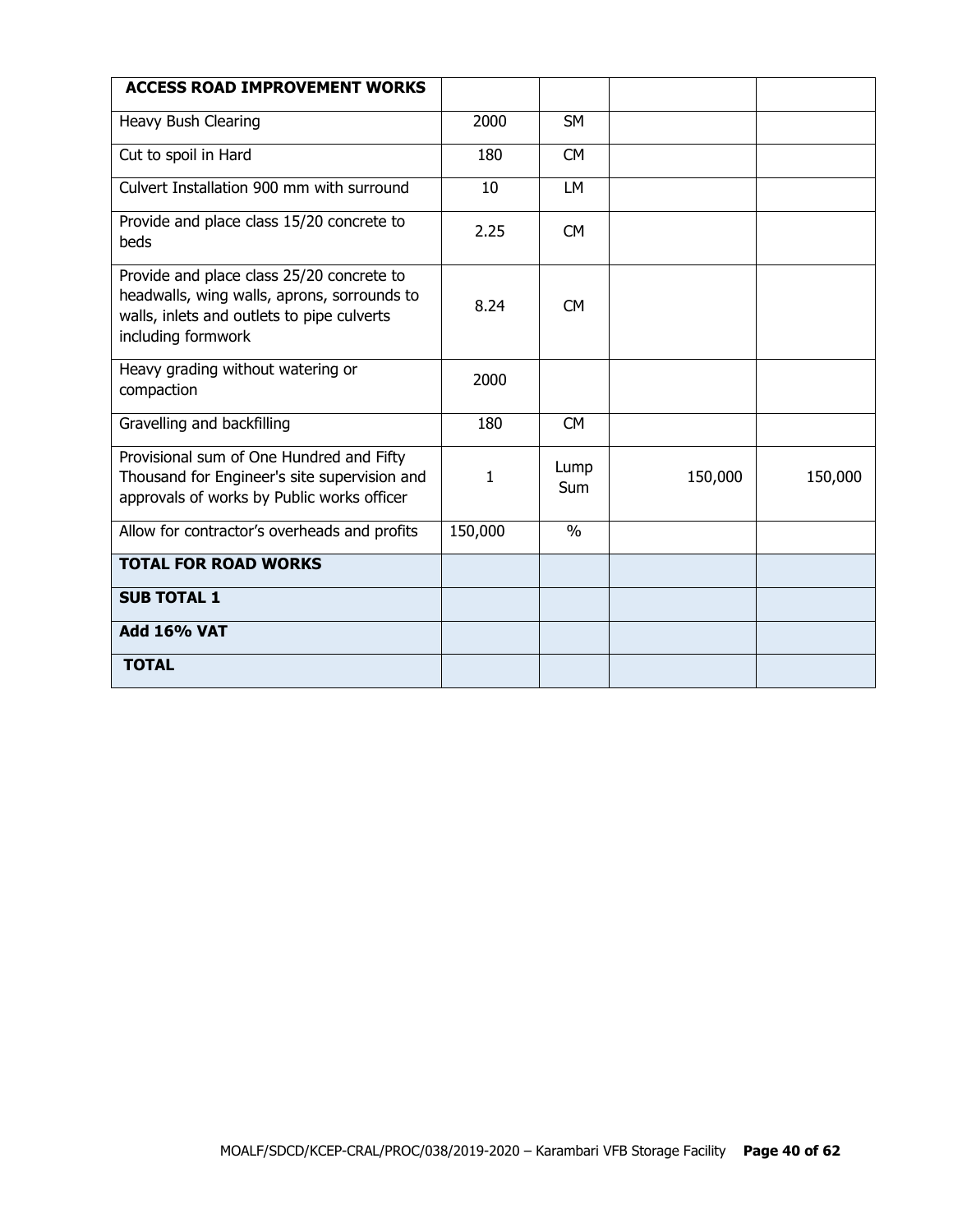| ACCESS ROAD IMPROVEMENT WORKS | | | | |
|---|---|---|---|---|
| Heavy Bush Clearing | 2000 | SM | | |
| Cut to spoil in Hard | 180 | CM | | |
| Culvert Installation 900 mm with surround | 10 | LM | | |
| Provide and place class 15/20 concrete to beds | 2.25 | CM | | |
| Provide and place class 25/20 concrete to headwalls, wing walls, aprons, sorrounds to walls, inlets and outlets to pipe culverts including formwork | 8.24 | CM | | |
| Heavy grading without watering or compaction | 2000 | | | |
| Gravelling and backfilling | 180 | CM | | |
| Provisional sum of One Hundred and Fifty Thousand for Engineer's site supervision and approvals of works by Public works officer | 1 | Lump Sum | 150,000 | 150,000 |
| Allow for contractor's overheads and profits | 150,000 | % | | |
| **TOTAL FOR ROAD WORKS** | | | | |
| **SUB TOTAL 1** | | | | |
| **Add 16% VAT** | | | | |
| **TOTAL** | | | | |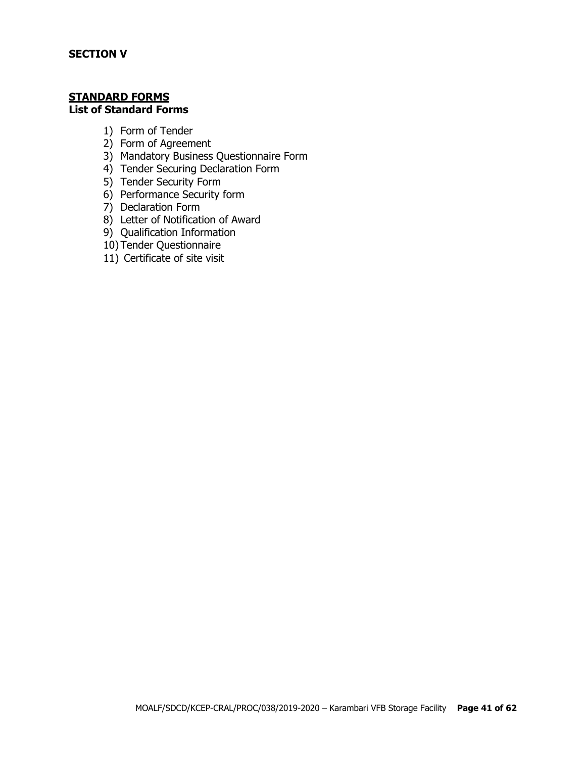**SECTION V**

## STANDARD FORMS

**List of Standard Forms**

1) Form of Tender
2) Form of Agreement
3) Mandatory Business Questionnaire Form
4) Tender Securing Declaration Form
5) Tender Security Form
6) Performance Security form
7) Declaration Form
8) Letter of Notification of Award
9) Qualification Information
10) Tender Questionnaire
11) Certificate of site visit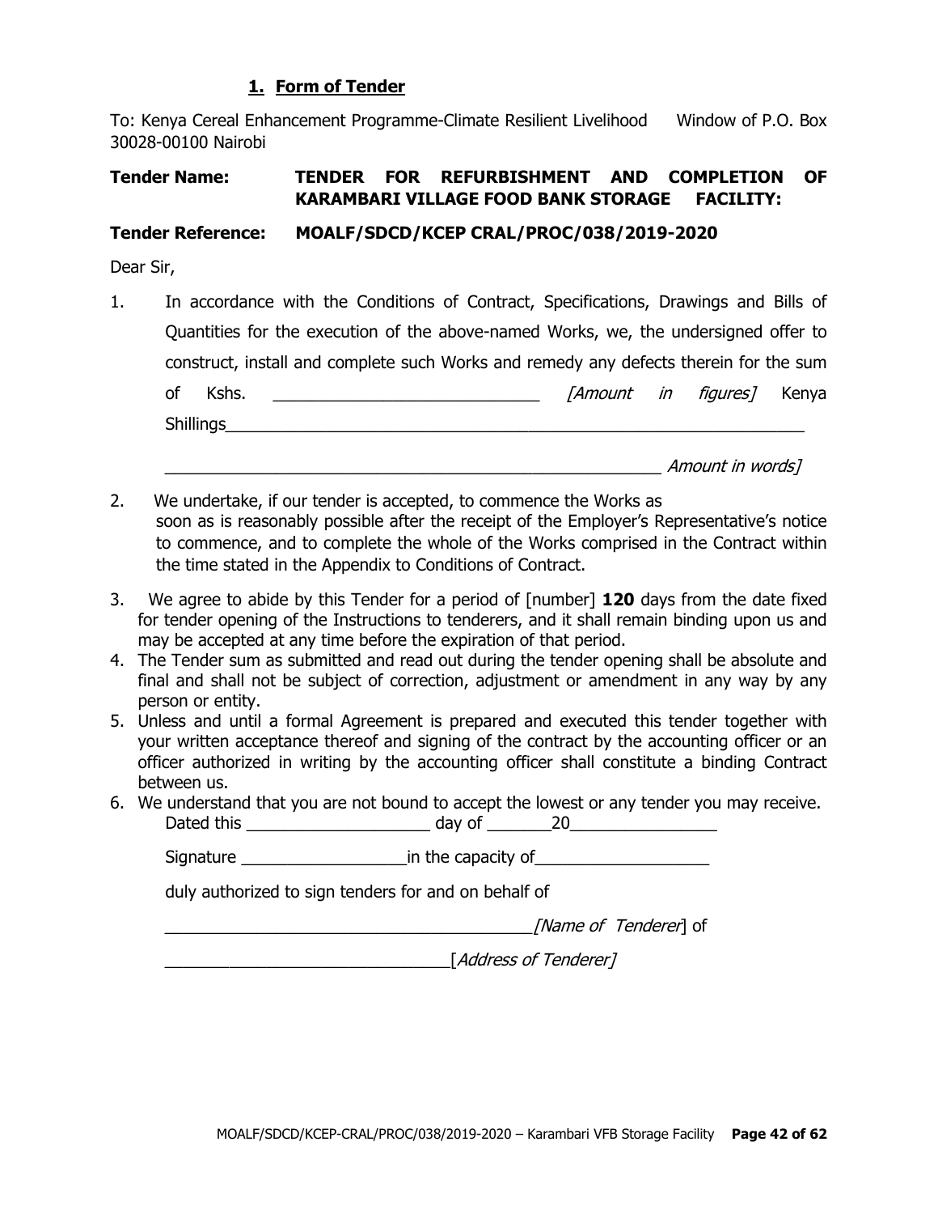## 1. Form of Tender

To: Kenya Cereal Enhancement Programme-Climate Resilient Livelihood Window of P.O. Box 30028-00100 Nairobi

**Tender Name: TENDER FOR REFURBISHMENT AND COMPLETION OF KARAMBARI VILLAGE FOOD BANK STORAGE FACILITY:**

**Tender Reference: MOALF/SDCD/KCEP CRAL/PROC/038/2019-2020**

Dear Sir,

1. In accordance with the Conditions of Contract, Specifications, Drawings and Bills of Quantities for the execution of the above-named Works, we, the undersigned offer to construct, install and complete such Works and remedy any defects therein for the sum of Kshs. ____________________________ *[Amount in figures]* Kenya Shillings_______________________________________________________________

   _______________________________________________________ *Amount in words]*

2. We undertake, if our tender is accepted, to commence the Works as soon as is reasonably possible after the receipt of the Employer's Representative's notice to commence, and to complete the whole of the Works comprised in the Contract within the time stated in the Appendix to Conditions of Contract.

3. We agree to abide by this Tender for a period of [number] **120** days from the date fixed for tender opening of the Instructions to tenderers, and it shall remain binding upon us and may be accepted at any time before the expiration of that period.

4. The Tender sum as submitted and read out during the tender opening shall be absolute and final and shall not be subject of correction, adjustment or amendment in any way by any person or entity.

5. Unless and until a formal Agreement is prepared and executed this tender together with your written acceptance thereof and signing of the contract by the accounting officer or an officer authorized in writing by the accounting officer shall constitute a binding Contract between us.

6. We understand that you are not bound to accept the lowest or any tender you may receive.

   Dated this ____________________ day of _______20________________

   Signature __________________in the capacity of___________________

   duly authorized to sign tenders for and on behalf of

   ________________________________________*[Name of Tenderer*] of

   ______________________________[*Address of Tenderer]*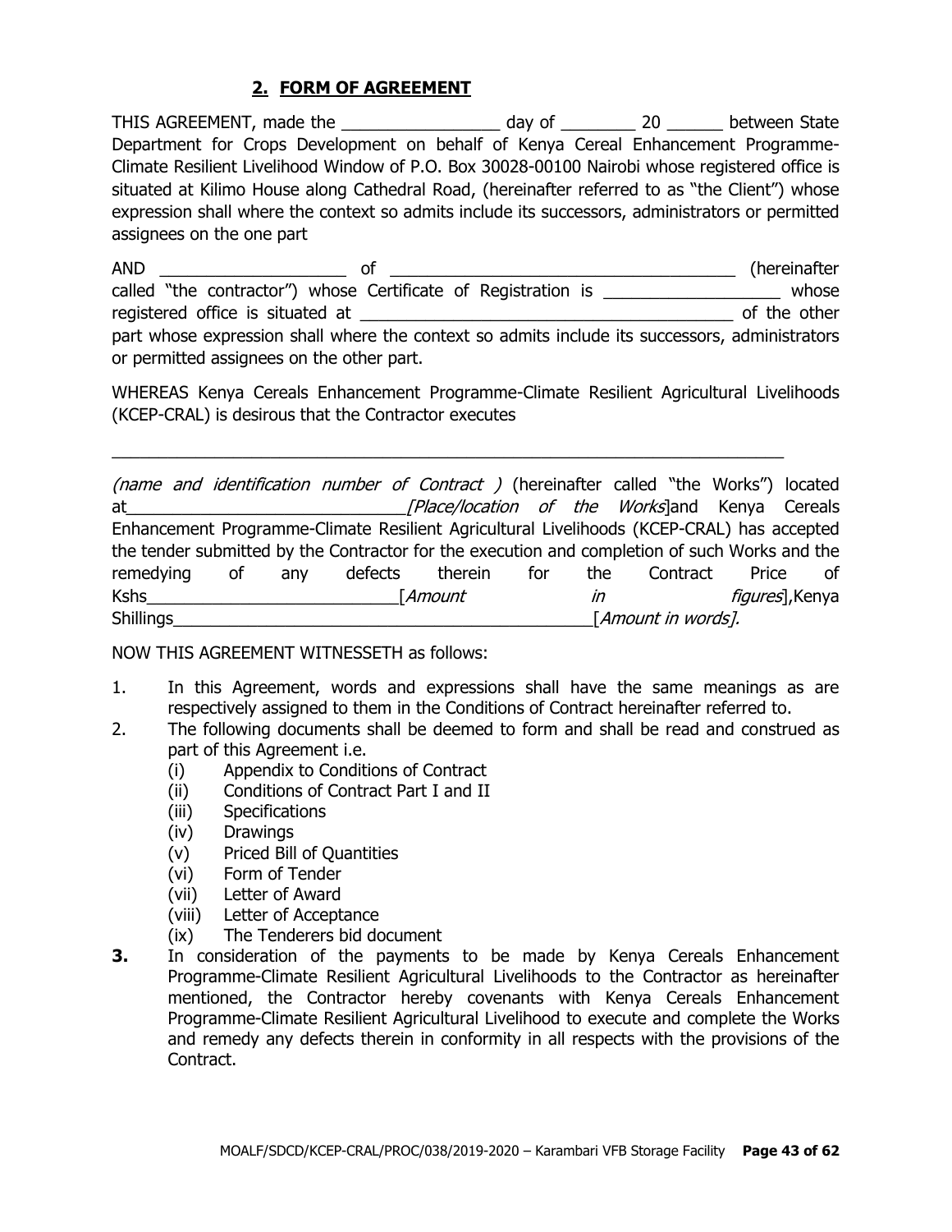## 2. FORM OF AGREEMENT

THIS AGREEMENT, made the _________________ day of ________ 20 ______ between State Department for Crops Development on behalf of Kenya Cereal Enhancement Programme-Climate Resilient Livelihood Window of P.O. Box 30028-00100 Nairobi whose registered office is situated at Kilimo House along Cathedral Road, (hereinafter referred to as "the Client") whose expression shall where the context so admits include its successors, administrators or permitted assignees on the one part

AND ____________________ of _____________________________________ (hereinafter called "the contractor") whose Certificate of Registration is ___________________ whose registered office is situated at ________________________________________ of the other part whose expression shall where the context so admits include its successors, administrators or permitted assignees on the other part.

WHEREAS Kenya Cereals Enhancement Programme-Climate Resilient Agricultural Livelihoods (KCEP-CRAL) is desirous that the Contractor executes

_________________________________________________________________________

*(name and identification number of Contract )* (hereinafter called "the Works") located at______________________________*[Place/location of the Works*]and Kenya Cereals Enhancement Programme-Climate Resilient Agricultural Livelihoods (KCEP-CRAL) has accepted the tender submitted by the Contractor for the execution and completion of such Works and the remedying of any defects therein for the Contract Price of Kshs___________________________[*Amount in figures*],Kenya Shillings_______________________________________________[*Amount in words].*

NOW THIS AGREEMENT WITNESSETH as follows:

1. In this Agreement, words and expressions shall have the same meanings as are respectively assigned to them in the Conditions of Contract hereinafter referred to.
2. The following documents shall be deemed to form and shall be read and construed as part of this Agreement i.e.
   - (i) Appendix to Conditions of Contract
   - (ii) Conditions of Contract Part I and II
   - (iii) Specifications
   - (iv) Drawings
   - (v) Priced Bill of Quantities
   - (vi) Form of Tender
   - (vii) Letter of Award
   - (viii) Letter of Acceptance
   - (ix) The Tenderers bid document
3. In consideration of the payments to be made by Kenya Cereals Enhancement Programme-Climate Resilient Agricultural Livelihoods to the Contractor as hereinafter mentioned, the Contractor hereby covenants with Kenya Cereals Enhancement Programme-Climate Resilient Agricultural Livelihood to execute and complete the Works and remedy any defects therein in conformity in all respects with the provisions of the Contract.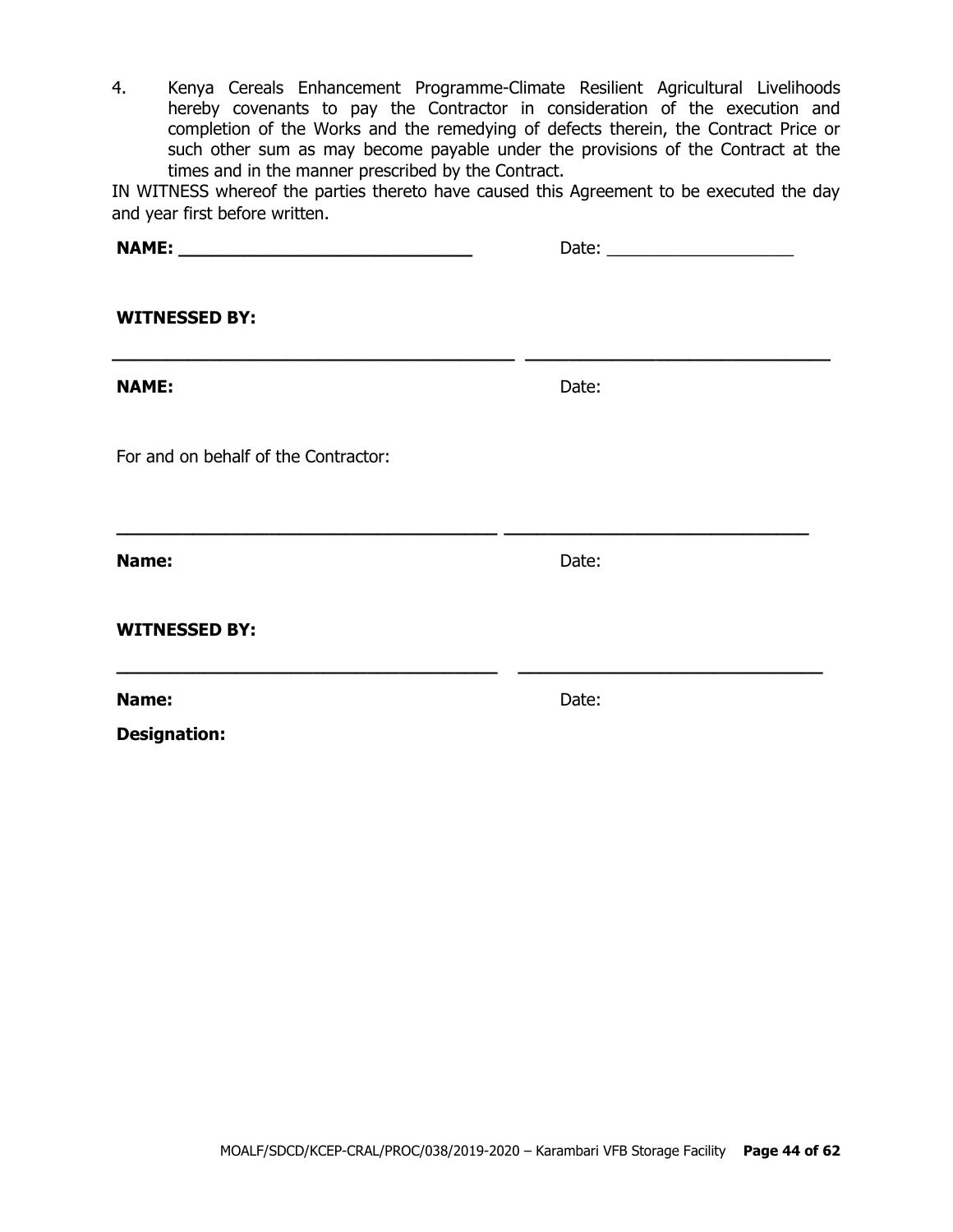4. Kenya Cereals Enhancement Programme-Climate Resilient Agricultural Livelihoods hereby covenants to pay the Contractor in consideration of the execution and completion of the Works and the remedying of defects therein, the Contract Price or such other sum as may become payable under the provisions of the Contract at the times and in the manner prescribed by the Contract.

IN WITNESS whereof the parties thereto have caused this Agreement to be executed the day and year first before written.

**NAME: ______________________________** Date: ____________________

**WITNESSED BY:**

________________________________________ ______________________________

**NAME:** Date:

For and on behalf of the Contractor:

________________________________________ ______________________________

**Name:** Date:

**WITNESSED BY:**

________________________________________ ______________________________

**Name:** Date:

**Designation:**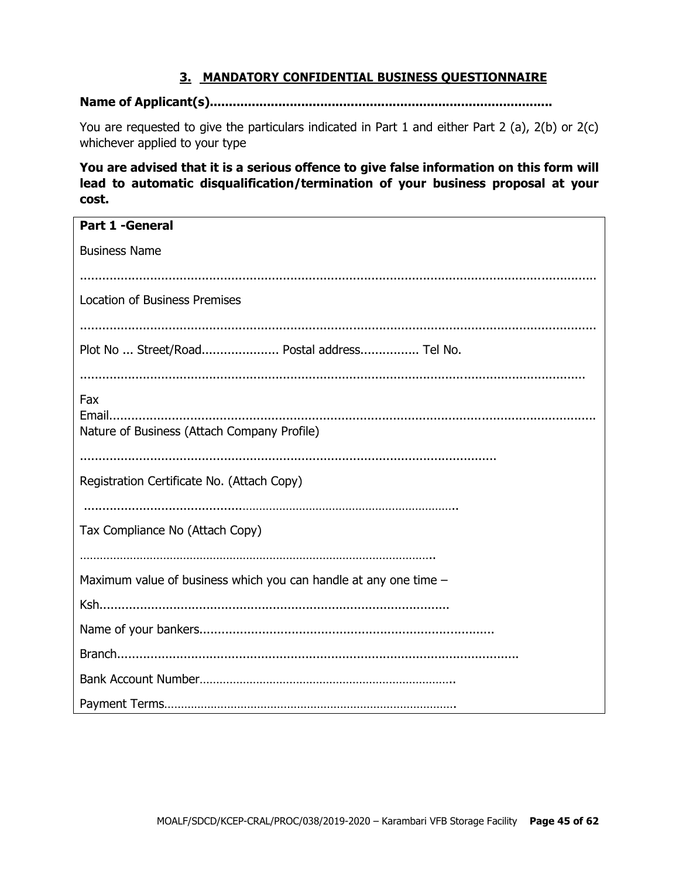## 3. MANDATORY CONFIDENTIAL BUSINESS QUESTIONNAIRE

**Name of Applicant(s)........................................................................................**

You are requested to give the particulars indicated in Part 1 and either Part 2 (a), 2(b) or 2(c) whichever applied to your type

**You are advised that it is a serious offence to give false information on this form will lead to automatic disqualification/termination of your business proposal at your cost.**

| **Part 1 -General** |
|---|
| Business Name |
| .................................................................................................................................... |
| Location of Business Premises |
| .................................................................................................................................... |
| Plot No ... Street/Road..................... Postal address................ Tel No. |
| .................................................................................................................................. |
| Fax<br>Email.................................................................................................................................<br>Nature of Business (Attach Company Profile) |
| ................................................................................................................ |
| Registration Certificate No. (Attach Copy) |
| ……………………………………………………………………………………….. |
| Tax Compliance No (Attach Copy) |
| …………………………………………………………………………………………….. |
| Maximum value of business which you can handle at any one time – |
| Ksh............................................................................................ |
| Name of your bankers............................................................................... |
| Branch............................................................................................................ |
| Bank Account Number………………………………………………………………….. |
| Payment Terms……………………………………………………………………………. |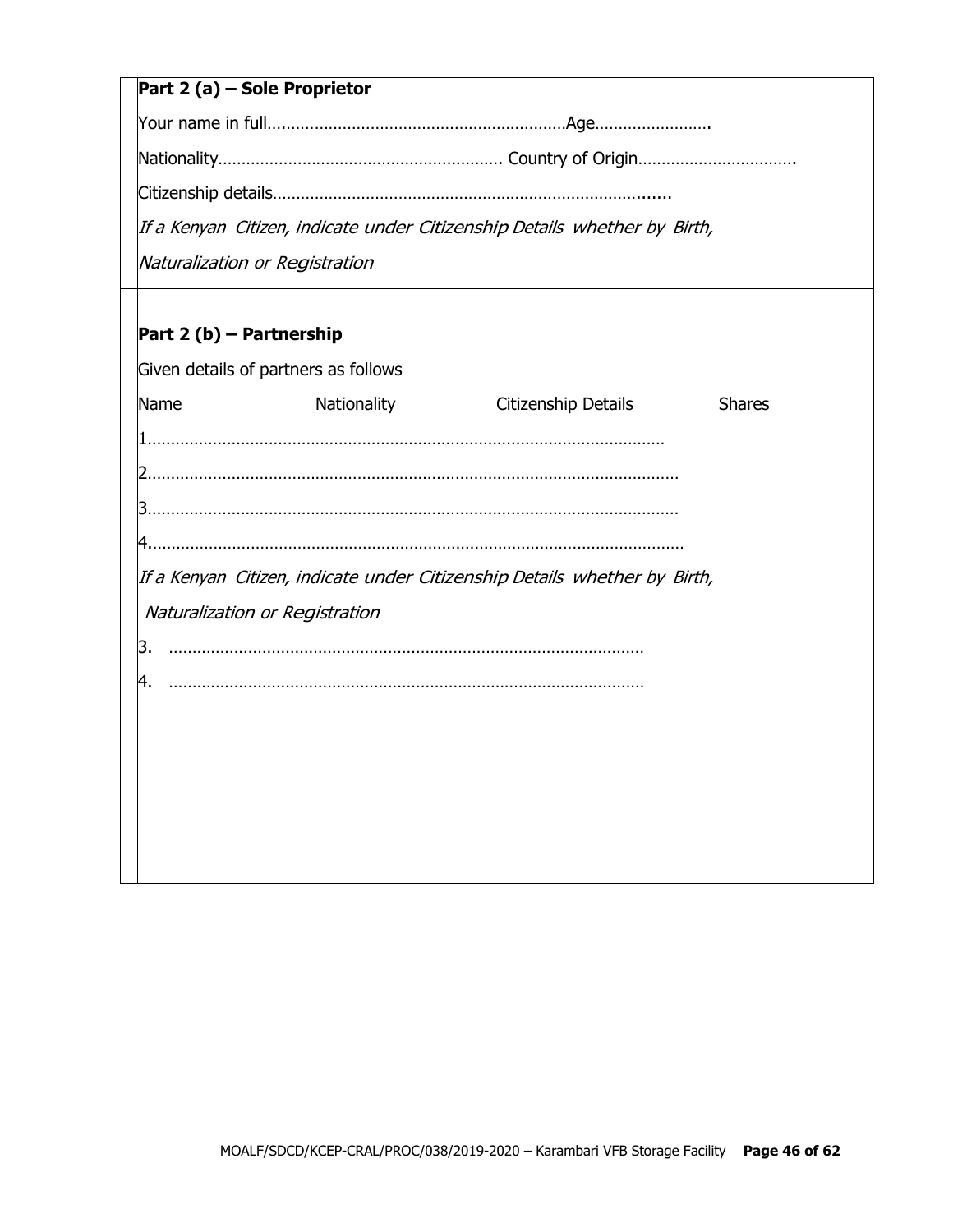**Part 2 (a) – Sole Proprietor**

Your name in full……………………………………………………………Age…………………….

Nationality…………………………………………………. Country of Origin…………………………….

Citizenship details……………………………………………………………………….......

*If a Kenyan Citizen, indicate under Citizenship Details whether by Birth, Naturalization or Registration*

**Part 2 (b) – Partnership**

Given details of partners as follows

| Name | Nationality | Citizenship Details | Shares |
|---|---|---|---|
| 1……………………………………………………………………………………………… | | | |
| 2……………………………………………………………………………………………… | | | |
| 3……………………………………………………………………………………………… | | | |
| 4……………………………………………………………………………………………… | | | |

*If a Kenyan Citizen, indicate under Citizenship Details whether by Birth, Naturalization or Registration*

3. ………………………………………………………………………………………

4. ………………………………………………………………………………………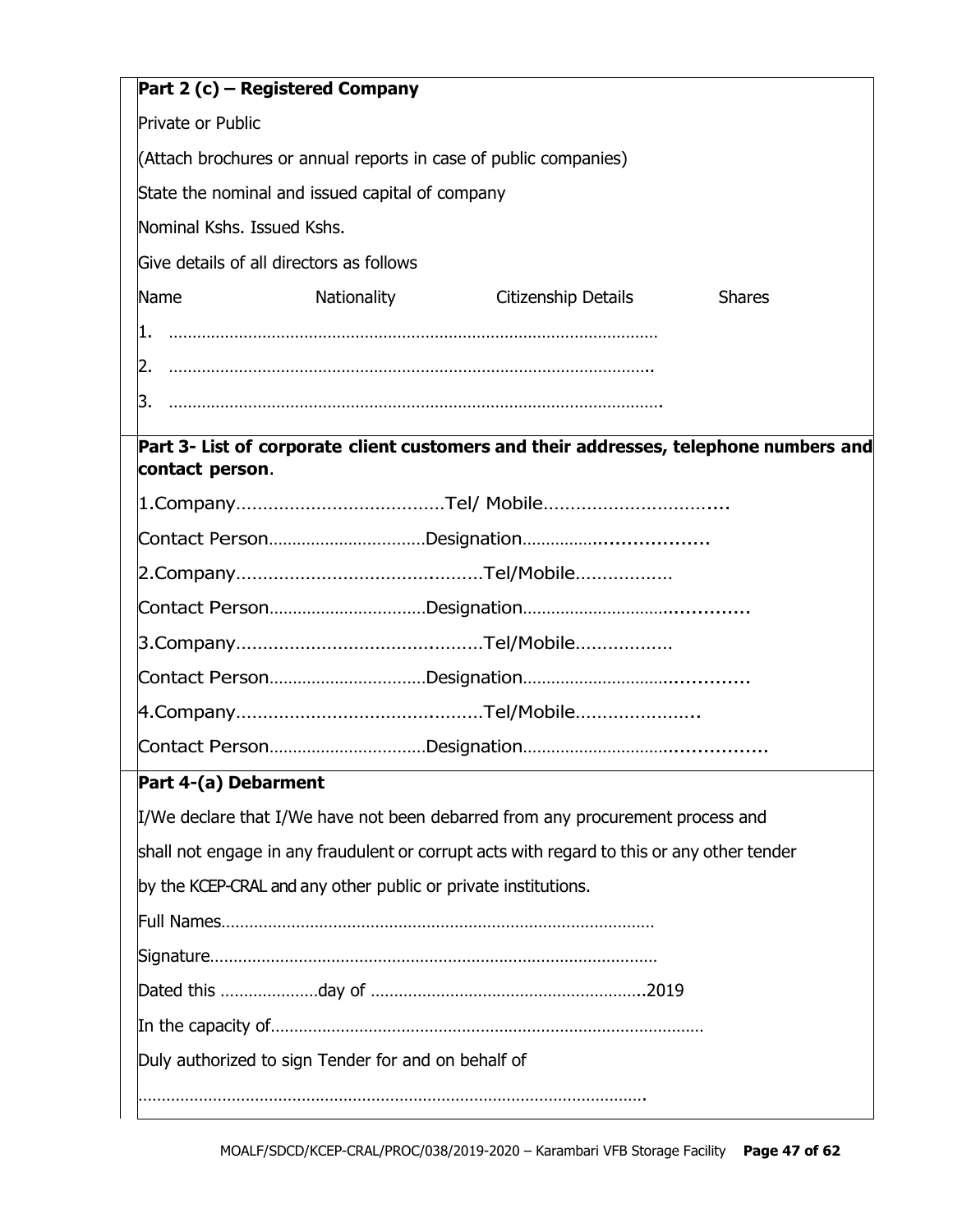**Part 2 (c) – Registered Company**

Private or Public

(Attach brochures or annual reports in case of public companies)

State the nominal and issued capital of company

Nominal Kshs. Issued Kshs.

Give details of all directors as follows

| Name | Nationality | Citizenship Details | Shares |
|---|---|---|---|
| 1. ……………………………………………………………………………………… | | | |
| 2. ……………………………………………………………………………………. | | | |
| 3. ……………………………………………………………………………………. | | | |

**Part 3- List of corporate client customers and their addresses, telephone numbers and contact person**.

1.Company………………………………….Tel/ Mobile…………………………....

Contact Person……………………………Designation……………..................

2.Company……………………………….........Tel/Mobile………………

Contact Person……………………………Designation……………………….............

3.Company……………………………….........Tel/Mobile………………

Contact Person……………………………Designation……………………….............

4.Company……………………………….........Tel/Mobile…………………..

Contact Person……………………………Designation………………………................

**Part 4-(a) Debarment**

I/We declare that I/We have not been debarred from any procurement process and shall not engage in any fraudulent or corrupt acts with regard to this or any other tender by the KCEP-CRAL and any other public or private institutions.

Full Names…………………………………………………………………………………

Signature……………………………………………………………………………………

Dated this …………………day of …………………………………………………..2019

In the capacity of…………………………………………………………………………………

Duly authorized to sign Tender for and on behalf of

……………………………………………………………………………………………….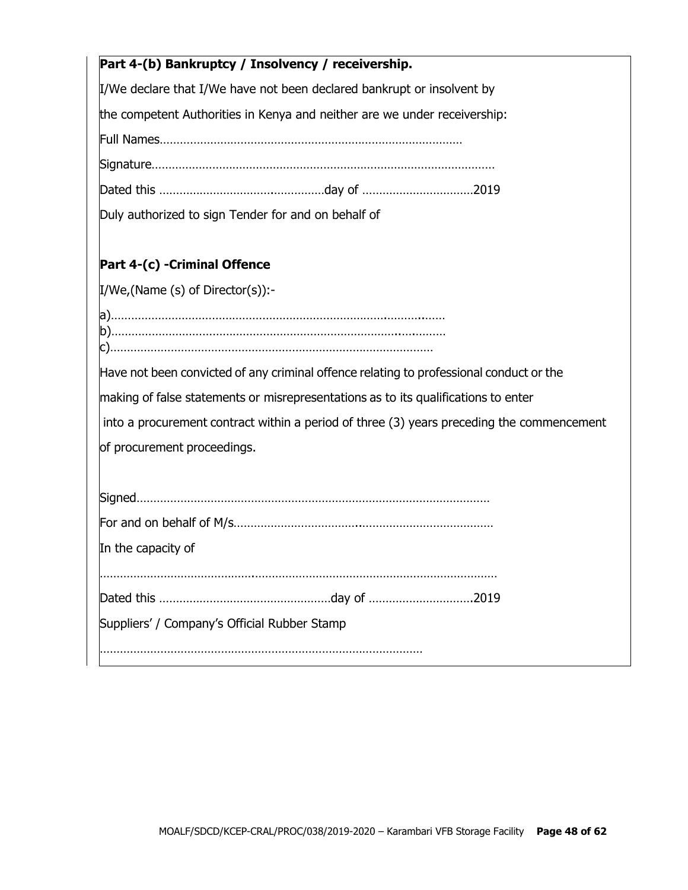**Part 4-(b) Bankruptcy / Insolvency / receivership.**

I/We declare that I/We have not been declared bankrupt or insolvent by

the competent Authorities in Kenya and neither are we under receivership:

Full Names………………………………………………………………………………

Signature…………………………………………………………………………………………

Dated this ……………………………………………day of ……………………………2019

Duly authorized to sign Tender for and on behalf of

**Part 4-(c) -Criminal Offence**

I/We,(Name (s) of Director(s)):-

a)………………………………………………………………………………………
b)………………………………………………………………………………………
c)…………………………………………………………………………………

Have not been convicted of any criminal offence relating to professional conduct or the making of false statements or misrepresentations as to its qualifications to enter into a procurement contract within a period of three (3) years preceding the commencement of procurement proceedings.

Signed……………………………………………………………………………………………

For and on behalf of M/s…………………………………………………………………………

In the capacity of

…………………………………………………………………………………………………………

Dated this ……………………………………………day of …………………………..2019

Suppliers' / Company's Official Rubber Stamp

……………………………………………………………………………………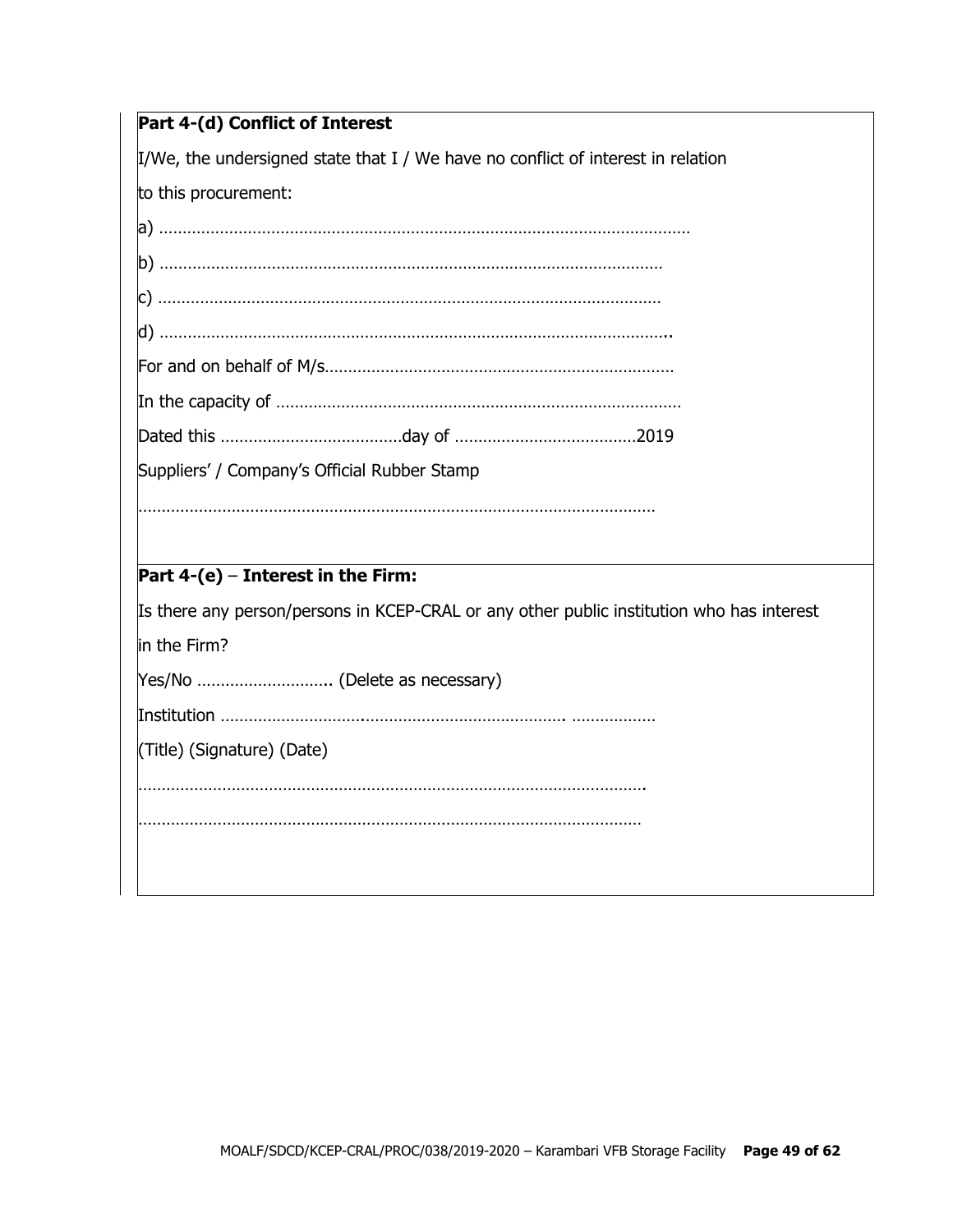**Part 4-(d) Conflict of Interest**

I/We, the undersigned state that I / We have no conflict of interest in relation to this procurement:

a) ………………………………………………………………………………………………

b) ……………………………………………………………………………………………

c) ……………………………………………………………………………………………

d) ……………………………………………………………………………………………..

For and on behalf of M/s………………………………………………………………

In the capacity of ……………………………………………………………………………

Dated this …………………………………day of …………………………………2019

Suppliers' / Company's Official Rubber Stamp

……………………………………………………………………………………………………

**Part 4-(e)** – **Interest in the Firm:**

Is there any person/persons in KCEP-CRAL or any other public institution who has interest in the Firm?

Yes/No ……………………….. (Delete as necessary)

Institution ……………………….………………………………………. ………………

(Title) (Signature) (Date)

……………………………………………………………………………………………….

………………………………………………………………………………………………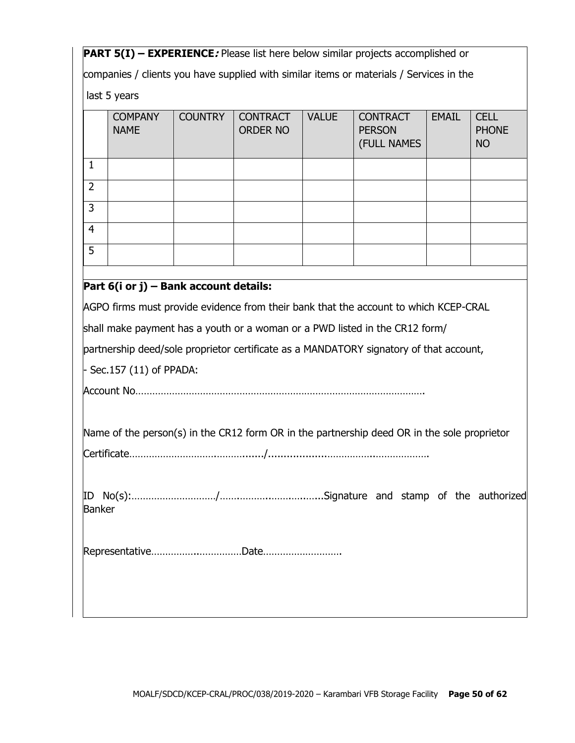**PART 5(I) – EXPERIENCE*:*** Please list here below similar projects accomplished or companies / clients you have supplied with similar items or materials / Services in the last 5 years

| | COMPANY NAME | COUNTRY | CONTRACT ORDER NO | VALUE | CONTRACT PERSON (FULL NAMES | EMAIL | CELL PHONE NO |
|---|---|---|---|---|---|---|---|
| 1 | | | | | | | |
| 2 | | | | | | | |
| 3 | | | | | | | |
| 4 | | | | | | | |
| 5 | | | | | | | |

**Part 6(i or j) – Bank account details:**

AGPO firms must provide evidence from their bank that the account to which KCEP-CRAL shall make payment has a youth or a woman or a PWD listed in the CR12 form/ partnership deed/sole proprietor certificate as a MANDATORY signatory of that account,

- Sec.157 (11) of PPADA:

Account No…………………………………………………………………………………………….

Name of the person(s) in the CR12 form OR in the partnership deed OR in the sole proprietor Certificate……………………………………......./.......................………………..…………………

ID No(s):…………………………/……….………..…………........Signature and stamp of the authorized Banker

Representative…………….…………….Date……………………….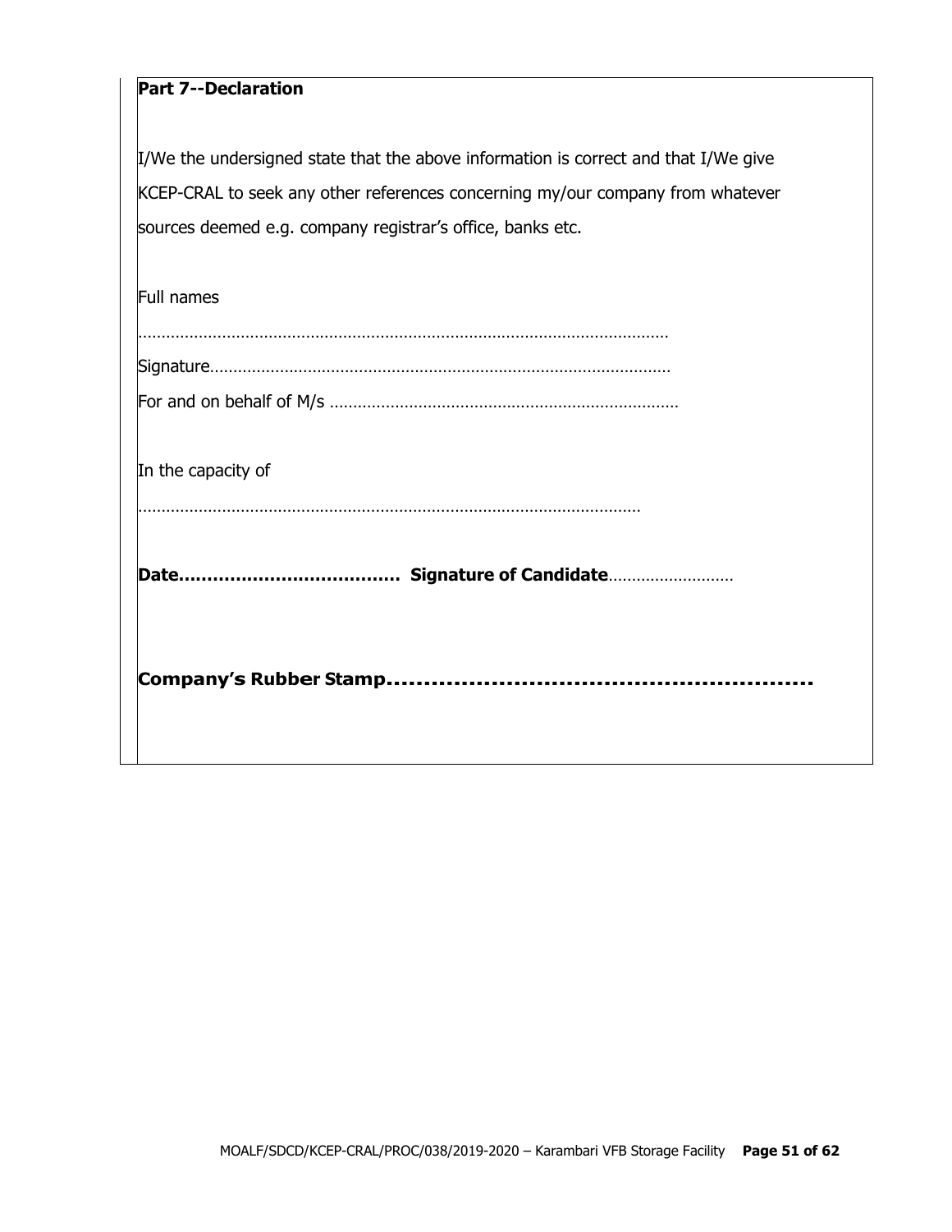**Part 7--Declaration**

I/We the undersigned state that the above information is correct and that I/We give KCEP-CRAL to seek any other references concerning my/our company from whatever sources deemed e.g. company registrar's office, banks etc.

Full names

………………………………………………………………………………………………

Signature………………………………………………………………………………………

For and on behalf of M/s …………………………………………………………………

In the capacity of

………………………………………………………………………………………………

**Date……………………………… Signature of Candidate**………………………

**Company's Rubber Stamp…………………………………………………**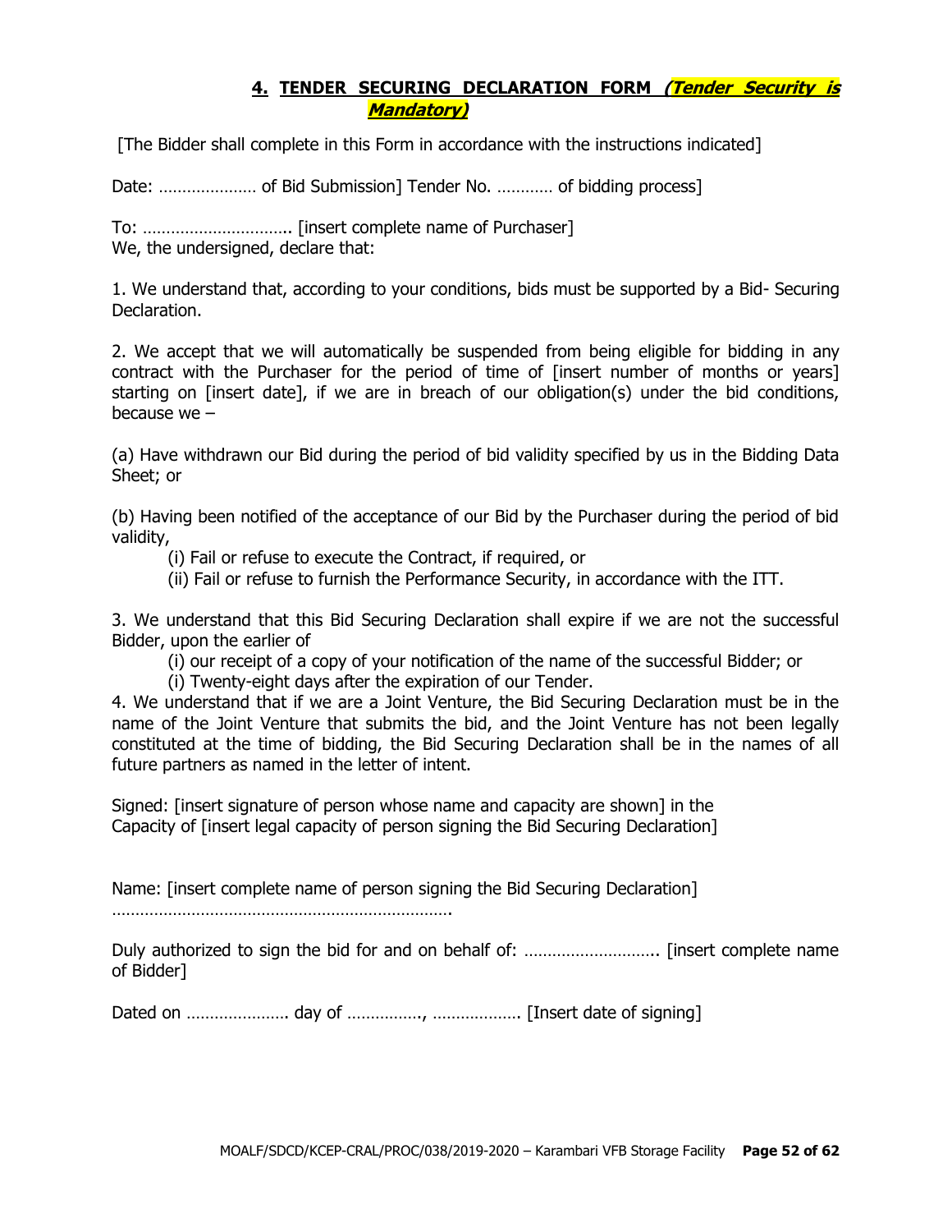## 4. TENDER SECURING DECLARATION FORM *(Tender Security is Mandatory)*

[The Bidder shall complete in this Form in accordance with the instructions indicated]

Date: ………………… of Bid Submission] Tender No. ………… of bidding process]

To: ………………………….. [insert complete name of Purchaser]
We, the undersigned, declare that:

1. We understand that, according to your conditions, bids must be supported by a Bid- Securing Declaration.

2. We accept that we will automatically be suspended from being eligible for bidding in any contract with the Purchaser for the period of time of [insert number of months or years] starting on [insert date], if we are in breach of our obligation(s) under the bid conditions, because we –

(a) Have withdrawn our Bid during the period of bid validity specified by us in the Bidding Data Sheet; or

(b) Having been notified of the acceptance of our Bid by the Purchaser during the period of bid validity,

(i) Fail or refuse to execute the Contract, if required, or
(ii) Fail or refuse to furnish the Performance Security, in accordance with the ITT.

3. We understand that this Bid Securing Declaration shall expire if we are not the successful Bidder, upon the earlier of

(i) our receipt of a copy of your notification of the name of the successful Bidder; or
(i) Twenty-eight days after the expiration of our Tender.

4. We understand that if we are a Joint Venture, the Bid Securing Declaration must be in the name of the Joint Venture that submits the bid, and the Joint Venture has not been legally constituted at the time of bidding, the Bid Securing Declaration shall be in the names of all future partners as named in the letter of intent.

Signed: [insert signature of person whose name and capacity are shown] in the Capacity of [insert legal capacity of person signing the Bid Securing Declaration]

Name: [insert complete name of person signing the Bid Securing Declaration]
……………………………………………………………….

Duly authorized to sign the bid for and on behalf of: ……………………….. [insert complete name of Bidder]

Dated on …………………. day of ……………., ………………. [Insert date of signing]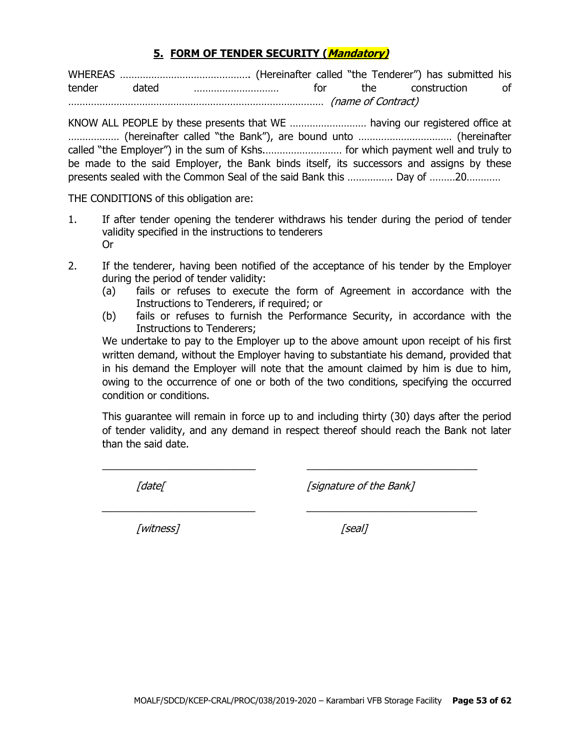## 5. FORM OF TENDER SECURITY (*Mandatory)*

WHEREAS ……………………………………….. (Hereinafter called "the Tenderer") has submitted his tender dated ………………………… for the construction of ……………………………………………………………………………… *(name of Contract)*

KNOW ALL PEOPLE by these presents that WE ……………………… having our registered office at ……………… (hereinafter called "the Bank"), are bound unto …………………………… (hereinafter called "the Employer") in the sum of Kshs.……………………… for which payment well and truly to be made to the said Employer, the Bank binds itself, its successors and assigns by these presents sealed with the Common Seal of the said Bank this ……………. Day of ………20…………

THE CONDITIONS of this obligation are:

1. If after tender opening the tenderer withdraws his tender during the period of tender validity specified in the instructions to tenderers
   Or

2. If the tenderer, having been notified of the acceptance of his tender by the Employer during the period of tender validity:
   (a) fails or refuses to execute the form of Agreement in accordance with the Instructions to Tenderers, if required; or
   (b) fails or refuses to furnish the Performance Security, in accordance with the Instructions to Tenderers;

   We undertake to pay to the Employer up to the above amount upon receipt of his first written demand, without the Employer having to substantiate his demand, provided that in his demand the Employer will note that the amount claimed by him is due to him, owing to the occurrence of one or both of the two conditions, specifying the occurred condition or conditions.

   This guarantee will remain in force up to and including thirty (30) days after the period of tender validity, and any demand in respect thereof should reach the Bank not later than the said date.

| ___________________________ | ______________________________ |
|---|---|
| *[date[* | *[signature of the Bank]* |
| ___________________________ | ______________________________ |
| *[witness]* | *[seal]* |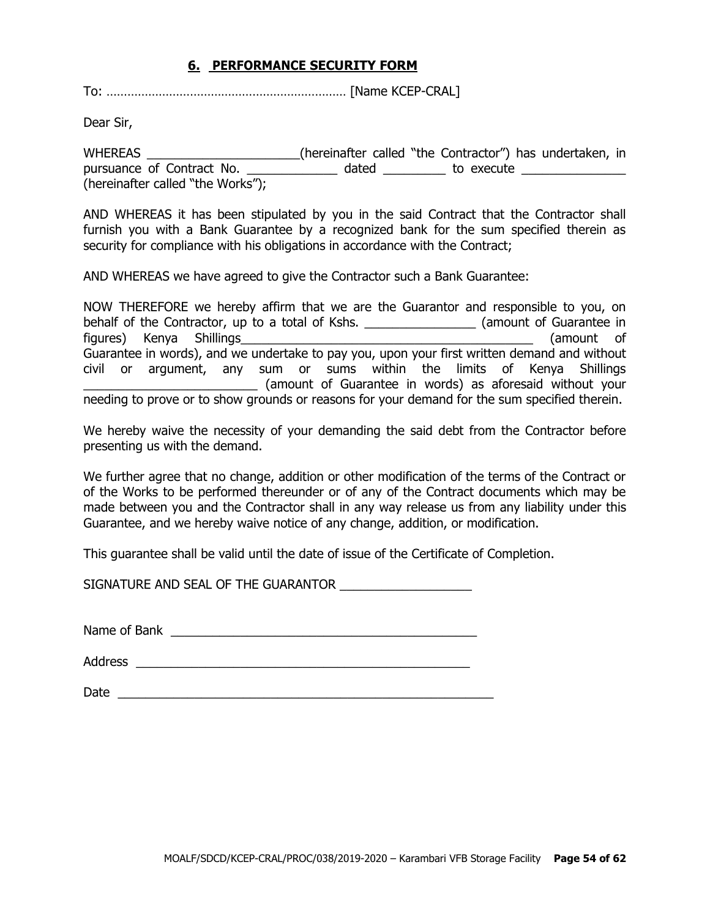## 6. PERFORMANCE SECURITY FORM

To: …………………………………………………………… [Name KCEP-CRAL]

Dear Sir,

WHEREAS ______________________(hereinafter called "the Contractor") has undertaken, in pursuance of Contract No. _____________ dated _________ to execute _______________ (hereinafter called "the Works");

AND WHEREAS it has been stipulated by you in the said Contract that the Contractor shall furnish you with a Bank Guarantee by a recognized bank for the sum specified therein as security for compliance with his obligations in accordance with the Contract;

AND WHEREAS we have agreed to give the Contractor such a Bank Guarantee:

NOW THEREFORE we hereby affirm that we are the Guarantor and responsible to you, on behalf of the Contractor, up to a total of Kshs. ________________ (amount of Guarantee in figures) Kenya Shillings____________________________________________ (amount of Guarantee in words), and we undertake to pay you, upon your first written demand and without civil or argument, any sum or sums within the limits of Kenya Shillings _________________________ (amount of Guarantee in words) as aforesaid without your needing to prove or to show grounds or reasons for your demand for the sum specified therein.

We hereby waive the necessity of your demanding the said debt from the Contractor before presenting us with the demand.

We further agree that no change, addition or other modification of the terms of the Contract or of the Works to be performed thereunder or of any of the Contract documents which may be made between you and the Contractor shall in any way release us from any liability under this Guarantee, and we hereby waive notice of any change, addition, or modification.

This guarantee shall be valid until the date of issue of the Certificate of Completion.

SIGNATURE AND SEAL OF THE GUARANTOR ___________________

Name of Bank _____________________________________________

Address __________________________________________________

Date _______________________________________________________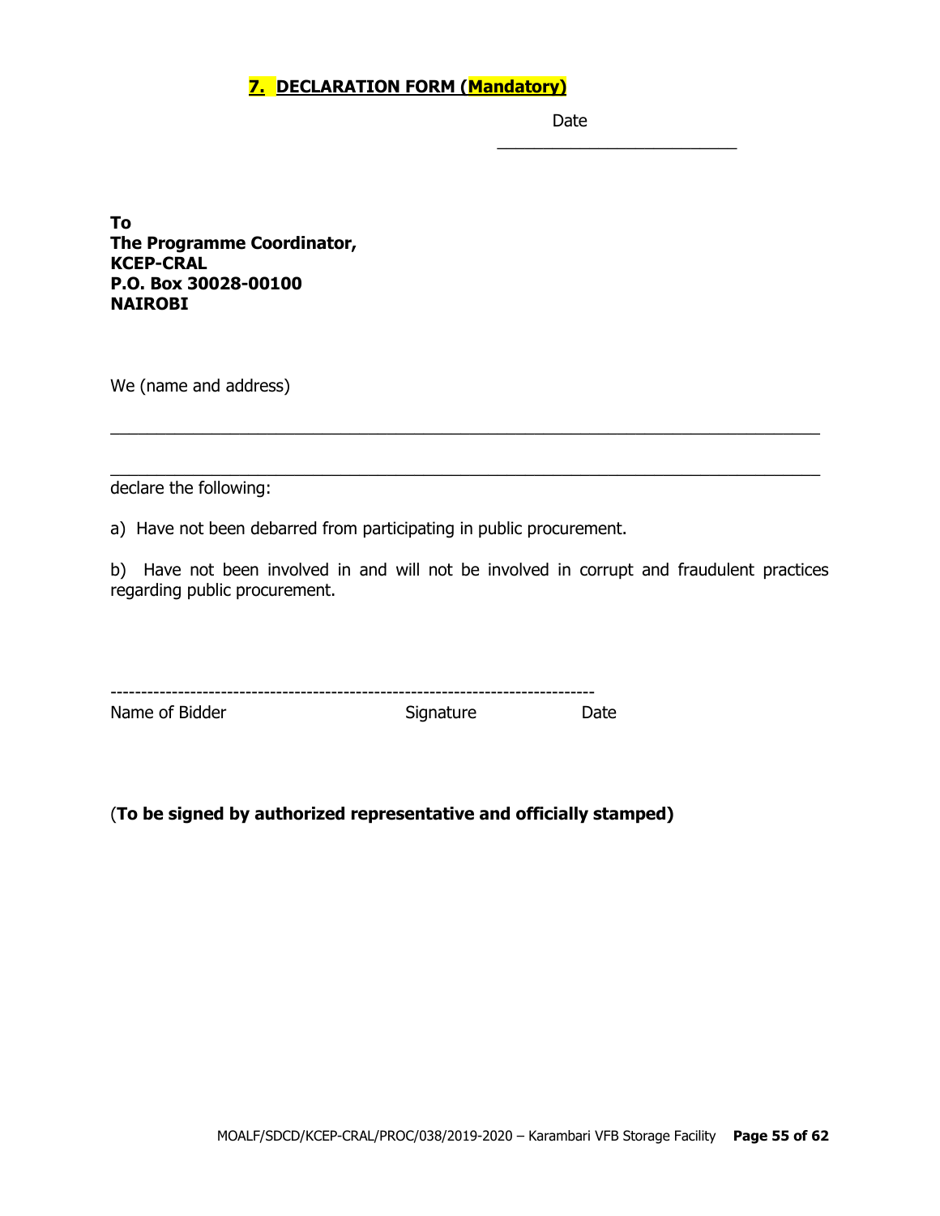## 7. DECLARATION FORM (Mandatory)

Date \_\_\_\_\_\_\_\_\_\_\_\_\_\_\_\_\_\_\_\_\_\_\_\_\_\_

**To**
**The Programme Coordinator,**
**KCEP-CRAL**
**P.O. Box 30028-00100**
**NAIROBI**

We (name and address)

\_\_\_\_\_\_\_\_\_\_\_\_\_\_\_\_\_\_\_\_\_\_\_\_\_\_\_\_\_\_\_\_\_\_\_\_\_\_\_\_\_\_\_\_\_\_\_\_\_\_\_\_\_\_\_\_\_\_\_\_\_\_\_\_\_\_\_\_\_\_\_\_

\_\_\_\_\_\_\_\_\_\_\_\_\_\_\_\_\_\_\_\_\_\_\_\_\_\_\_\_\_\_\_\_\_\_\_\_\_\_\_\_\_\_\_\_\_\_\_\_\_\_\_\_\_\_\_\_\_\_\_\_\_\_\_\_\_\_\_\_\_\_\_\_

declare the following:

a) Have not been debarred from participating in public procurement.

b) Have not been involved in and will not be involved in corrupt and fraudulent practices regarding public procurement.

-------------------------------------------------------------------------------

Name of Bidder Signature Date

(**To be signed by authorized representative and officially stamped)**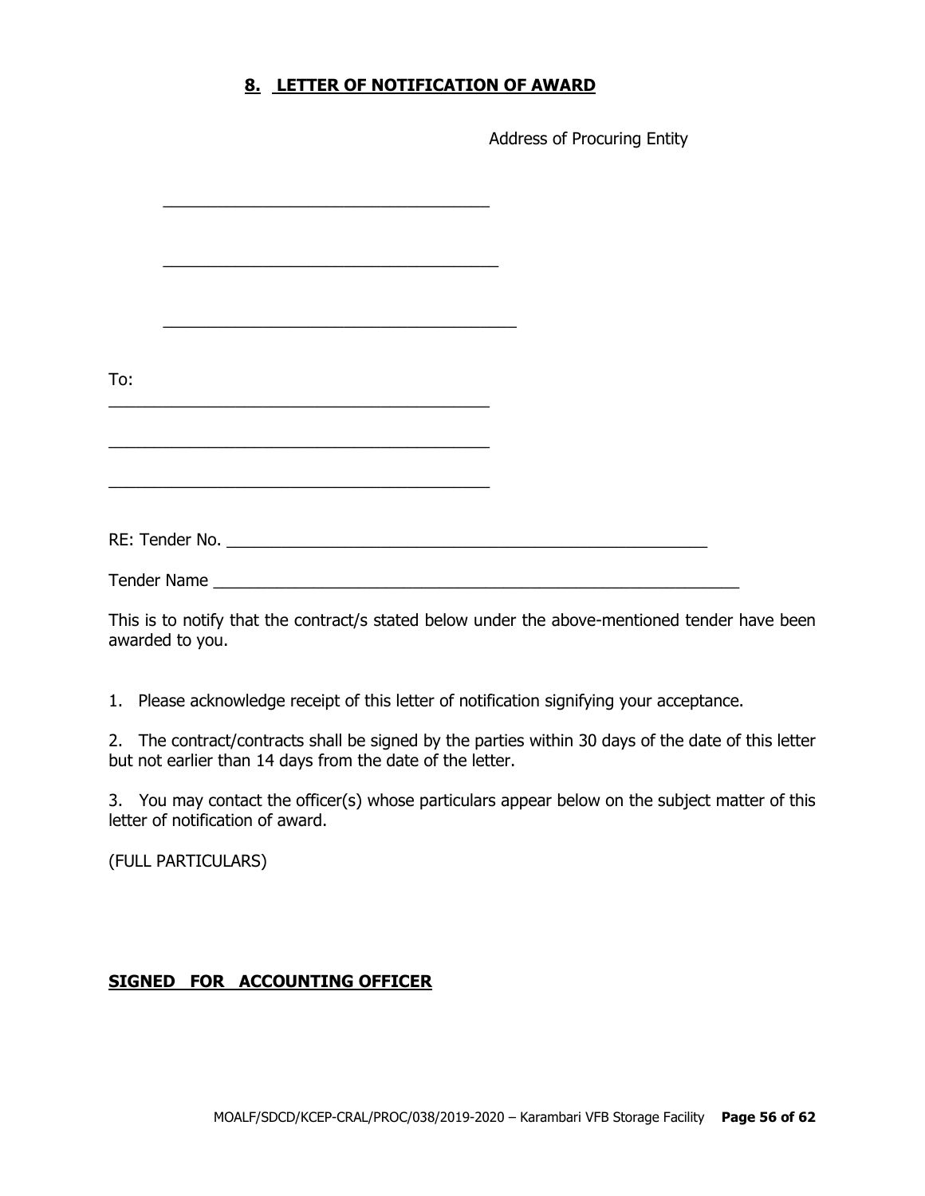## 8. LETTER OF NOTIFICATION OF AWARD

Address of Procuring Entity

\_\_\_\_\_\_\_\_\_\_\_\_\_\_\_\_\_\_\_\_\_\_\_\_\_\_\_\_\_\_\_\_\_\_\_\_

\_\_\_\_\_\_\_\_\_\_\_\_\_\_\_\_\_\_\_\_\_\_\_\_\_\_\_\_\_\_\_\_\_\_\_\_\_

\_\_\_\_\_\_\_\_\_\_\_\_\_\_\_\_\_\_\_\_\_\_\_\_\_\_\_\_\_\_\_\_\_\_\_\_\_\_\_

To:
\_\_\_\_\_\_\_\_\_\_\_\_\_\_\_\_\_\_\_\_\_\_\_\_\_\_\_\_\_\_\_\_\_\_\_\_\_\_\_\_\_\_

\_\_\_\_\_\_\_\_\_\_\_\_\_\_\_\_\_\_\_\_\_\_\_\_\_\_\_\_\_\_\_\_\_\_\_\_\_\_\_\_\_\_

\_\_\_\_\_\_\_\_\_\_\_\_\_\_\_\_\_\_\_\_\_\_\_\_\_\_\_\_\_\_\_\_\_\_\_\_\_\_\_\_\_\_

RE: Tender No. \_\_\_\_\_\_\_\_\_\_\_\_\_\_\_\_\_\_\_\_\_\_\_\_\_\_\_\_\_\_\_\_\_\_\_\_\_\_\_\_\_\_\_\_\_\_\_\_\_\_\_\_

Tender Name \_\_\_\_\_\_\_\_\_\_\_\_\_\_\_\_\_\_\_\_\_\_\_\_\_\_\_\_\_\_\_\_\_\_\_\_\_\_\_\_\_\_\_\_\_\_\_\_\_\_\_\_\_\_\_\_\_\_\_\_

This is to notify that the contract/s stated below under the above-mentioned tender have been awarded to you.

1. Please acknowledge receipt of this letter of notification signifying your acceptance.

2. The contract/contracts shall be signed by the parties within 30 days of the date of this letter but not earlier than 14 days from the date of the letter.

3. You may contact the officer(s) whose particulars appear below on the subject matter of this letter of notification of award.

(FULL PARTICULARS)

**SIGNED FOR ACCOUNTING OFFICER**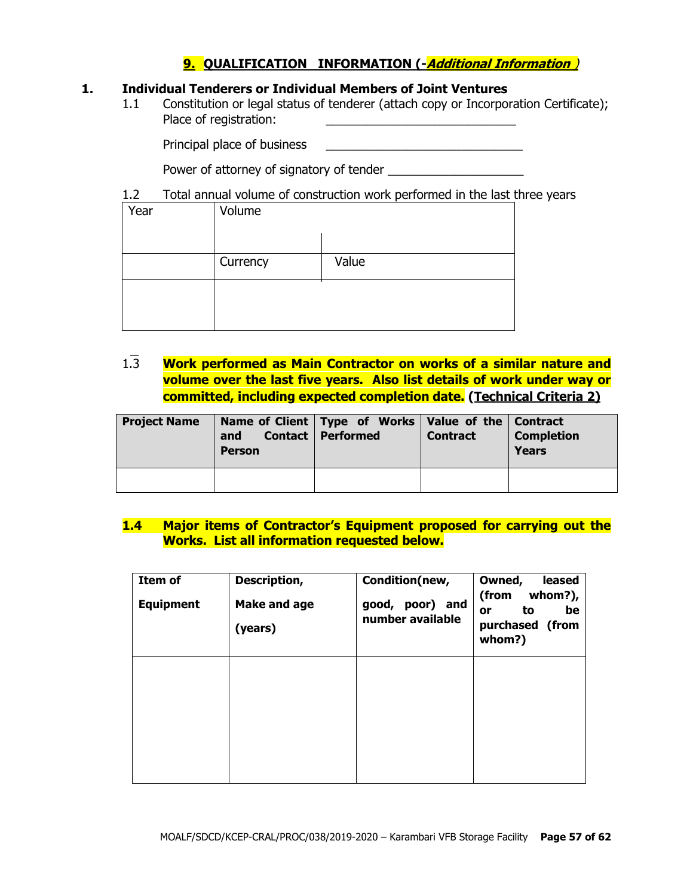## 9. QUALIFICATION INFORMATION (-*Additional Information* )

**1. Individual Tenderers or Individual Members of Joint Ventures**

1.1 Constitution or legal status of tenderer (attach copy or Incorporation Certificate);
Place of registration: ____________________________

Principal place of business ____________________________

Power of attorney of signatory of tender ____________________

1.2 Total annual volume of construction work performed in the last three years

| Year | Volume | |
|---|---|---|
| | Currency | Value |
| | | |

1.3 **Work performed as Main Contractor on works of a similar nature and volume over the last five years. Also list details of work under way or committed, including expected completion date.** **(Technical Criteria 2)**

| Project Name | Name of Client and Contact Person | Type of Works Performed | Value of the Contract | Contract Completion Years |
|---|---|---|---|---|
| | | | | |

**1.4 Major items of Contractor's Equipment proposed for carrying out the Works. List all information requested below.**

| Item of Equipment | Description, Make and age (years) | Condition(new, good, poor) and number available | Owned, leased (from whom?), or to be purchased (from whom?) |
|---|---|---|---|
| | | | |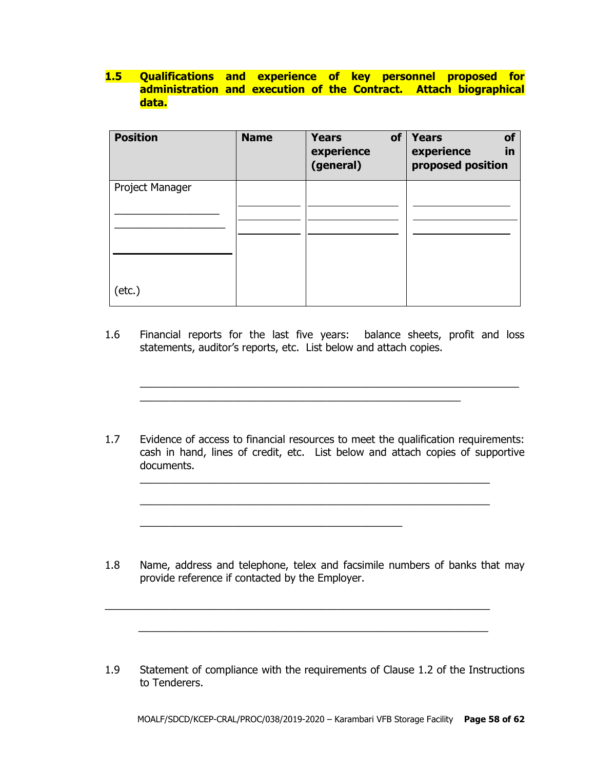**1.5 Qualifications and experience of key personnel proposed for administration and execution of the Contract. Attach biographical data.**

| Position | Name | Years of experience (general) | Years of experience in proposed position |
|---|---|---|---|
| Project Manager | | | |
| \_\_\_\_\_\_\_\_\_\_\_\_\_\_\_\_ | \_\_\_\_\_\_\_\_\_\_ | \_\_\_\_\_\_\_\_\_\_\_\_\_\_ | \_\_\_\_\_\_\_\_\_\_\_\_\_\_ |
| \_\_\_\_\_\_\_\_\_\_\_\_\_\_\_\_ | \_\_\_\_\_\_\_\_\_\_ | \_\_\_\_\_\_\_\_\_\_\_\_\_\_ | \_\_\_\_\_\_\_\_\_\_\_\_\_\_ |
| \_\_\_\_\_\_\_\_\_\_\_\_\_\_\_\_ | \_\_\_\_\_\_\_\_\_\_ | \_\_\_\_\_\_\_\_\_\_\_\_\_\_ | \_\_\_\_\_\_\_\_\_\_\_\_\_\_ |
| (etc.) | | | |

1.6 Financial reports for the last five years: balance sheets, profit and loss statements, auditor's reports, etc. List below and attach copies.

\_\_\_\_\_\_\_\_\_\_\_\_\_\_\_\_\_\_\_\_\_\_\_\_\_\_\_\_\_\_\_\_\_\_\_\_\_\_\_\_\_\_\_\_\_\_\_\_\_\_\_\_\_\_\_\_\_\_\_\_

\_\_\_\_\_\_\_\_\_\_\_\_\_\_\_\_\_\_\_\_\_\_\_\_\_\_\_\_\_\_\_\_\_\_\_\_\_\_\_\_\_\_\_\_\_\_\_\_\_\_\_\_

1.7 Evidence of access to financial resources to meet the qualification requirements: cash in hand, lines of credit, etc. List below and attach copies of supportive documents.

\_\_\_\_\_\_\_\_\_\_\_\_\_\_\_\_\_\_\_\_\_\_\_\_\_\_\_\_\_\_\_\_\_\_\_\_\_\_\_\_\_\_\_\_\_\_\_\_\_\_\_\_\_\_\_\_\_\_

\_\_\_\_\_\_\_\_\_\_\_\_\_\_\_\_\_\_\_\_\_\_\_\_\_\_\_\_\_\_\_\_\_\_\_\_\_\_\_\_\_\_\_\_\_\_\_\_\_\_\_\_\_\_\_\_\_\_

\_\_\_\_\_\_\_\_\_\_\_\_\_\_\_\_\_\_\_\_\_\_\_\_\_\_\_\_\_\_\_\_\_\_\_\_\_\_\_\_\_\_

1.8 Name, address and telephone, telex and facsimile numbers of banks that may provide reference if contacted by the Employer.

\_\_\_\_\_\_\_\_\_\_\_\_\_\_\_\_\_\_\_\_\_\_\_\_\_\_\_\_\_\_\_\_\_\_\_\_\_\_\_\_\_\_\_\_\_\_\_\_\_\_\_\_\_\_\_\_\_\_\_\_

\_\_\_\_\_\_\_\_\_\_\_\_\_\_\_\_\_\_\_\_\_\_\_\_\_\_\_\_\_\_\_\_\_\_\_\_\_\_\_\_\_\_\_\_\_\_\_\_\_\_\_\_\_\_\_\_\_\_

1.9 Statement of compliance with the requirements of Clause 1.2 of the Instructions to Tenderers.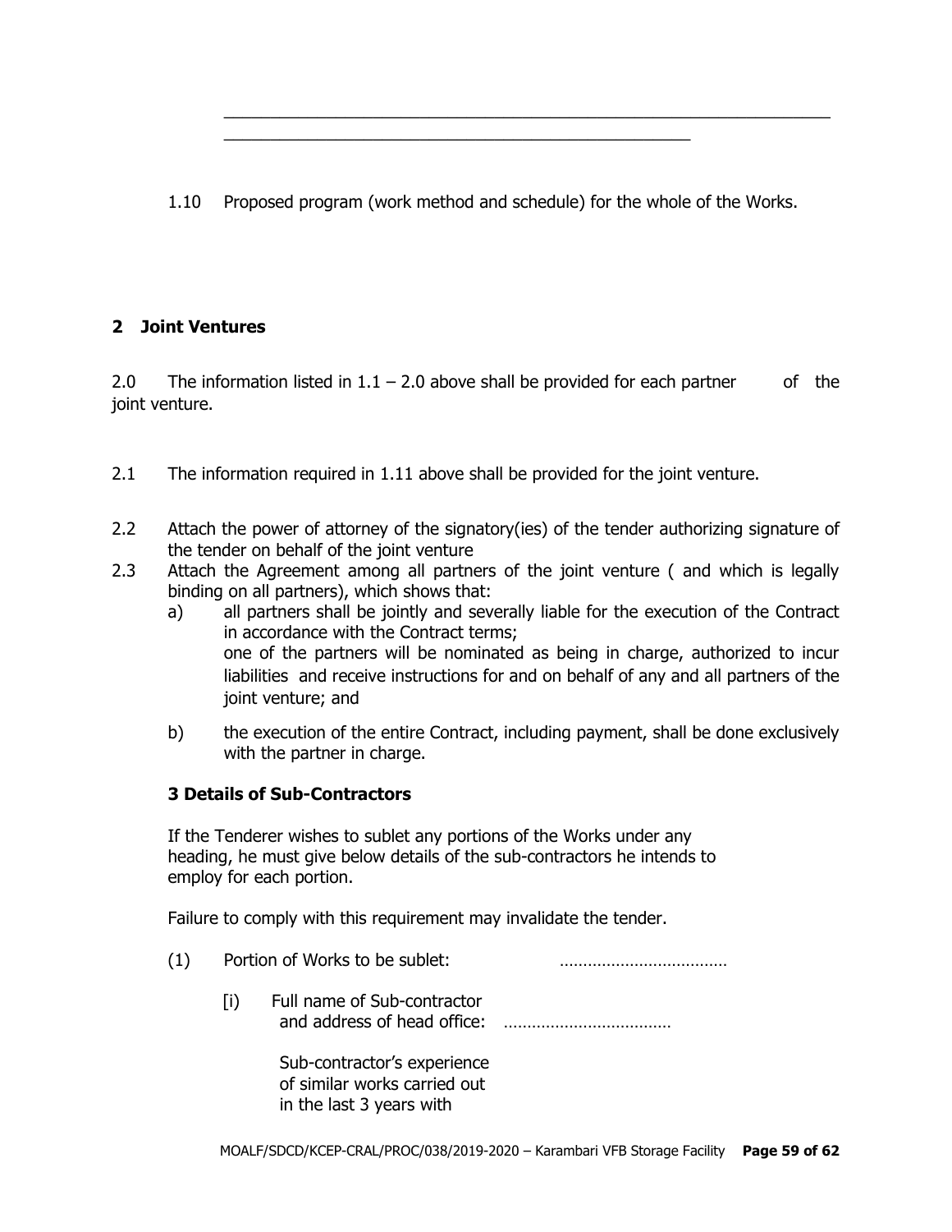\_\_\_\_\_\_\_\_\_\_\_\_\_\_\_\_\_\_\_\_\_\_\_\_\_\_\_\_\_\_\_\_\_\_\_\_\_\_\_\_\_\_\_\_\_\_\_\_\_\_\_\_\_\_\_\_\_\_\_\_\_\_\_\_
\_\_\_\_\_\_\_\_\_\_\_\_\_\_\_\_\_\_\_\_\_\_\_\_\_\_\_\_\_\_\_\_\_\_\_\_\_\_\_\_\_\_\_\_\_\_\_\_\_\_

1.10 Proposed program (work method and schedule) for the whole of the Works.

## 2 Joint Ventures

2.0 The information listed in 1.1 – 2.0 above shall be provided for each partner of the joint venture.

2.1 The information required in 1.11 above shall be provided for the joint venture.

2.2 Attach the power of attorney of the signatory(ies) of the tender authorizing signature of the tender on behalf of the joint venture

2.3 Attach the Agreement among all partners of the joint venture ( and which is legally binding on all partners), which shows that:

a) all partners shall be jointly and severally liable for the execution of the Contract in accordance with the Contract terms;
   one of the partners will be nominated as being in charge, authorized to incur liabilities and receive instructions for and on behalf of any and all partners of the joint venture; and

b) the execution of the entire Contract, including payment, shall be done exclusively with the partner in charge.

### 3 Details of Sub-Contractors

If the Tenderer wishes to sublet any portions of the Works under any heading, he must give below details of the sub-contractors he intends to employ for each portion.

Failure to comply with this requirement may invalidate the tender.

(1) Portion of Works to be sublet: ………………………………

[i] Full name of Sub-contractor and address of head office: ………………………………

Sub-contractor's experience of similar works carried out in the last 3 years with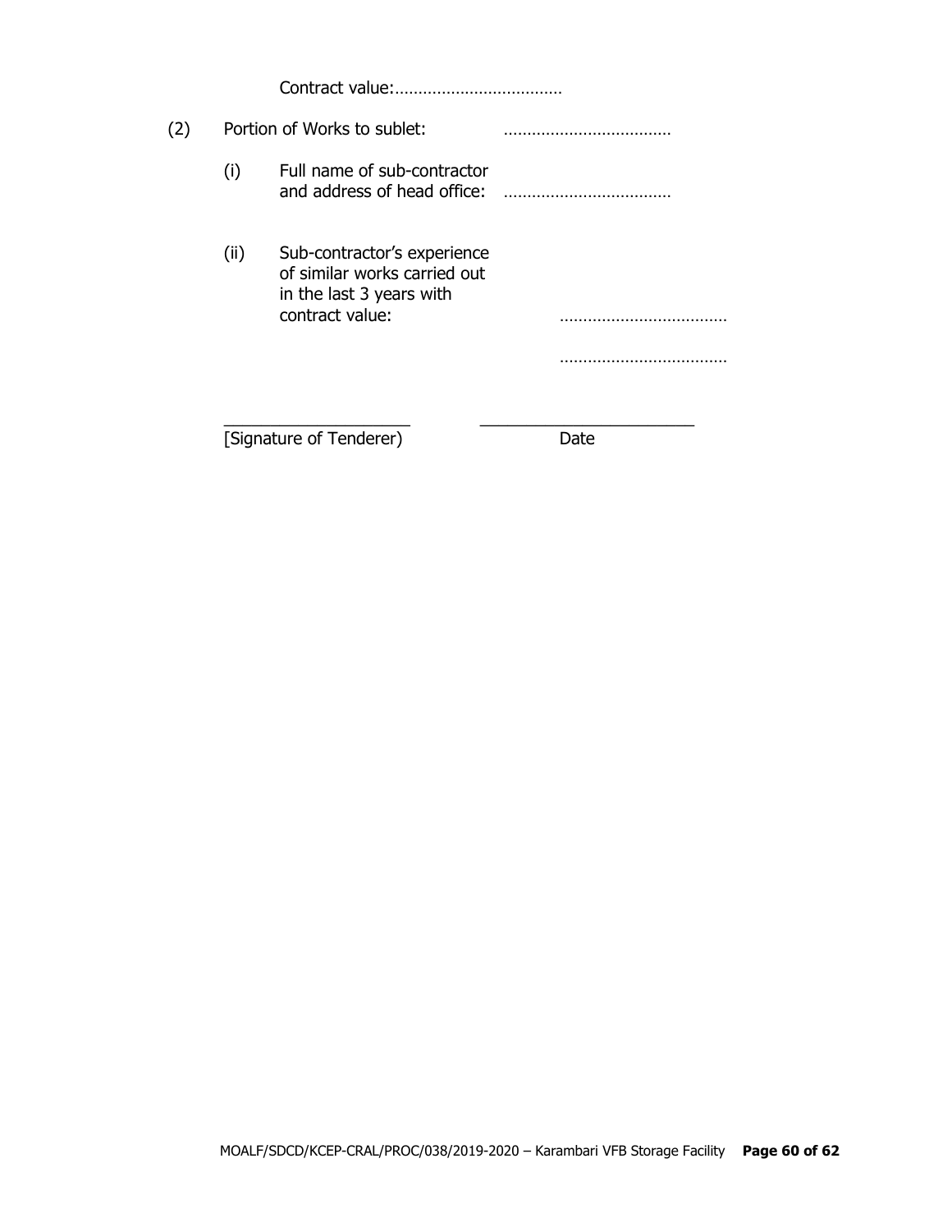Contract value:………………………………

(2) Portion of Works to sublet: ………………………………

(i) Full name of sub-contractor and address of head office: ………………………………

(ii) Sub-contractor's experience of similar works carried out in the last 3 years with contract value: ………………………………

………………………………

____________________ ______________________

[Signature of Tenderer) Date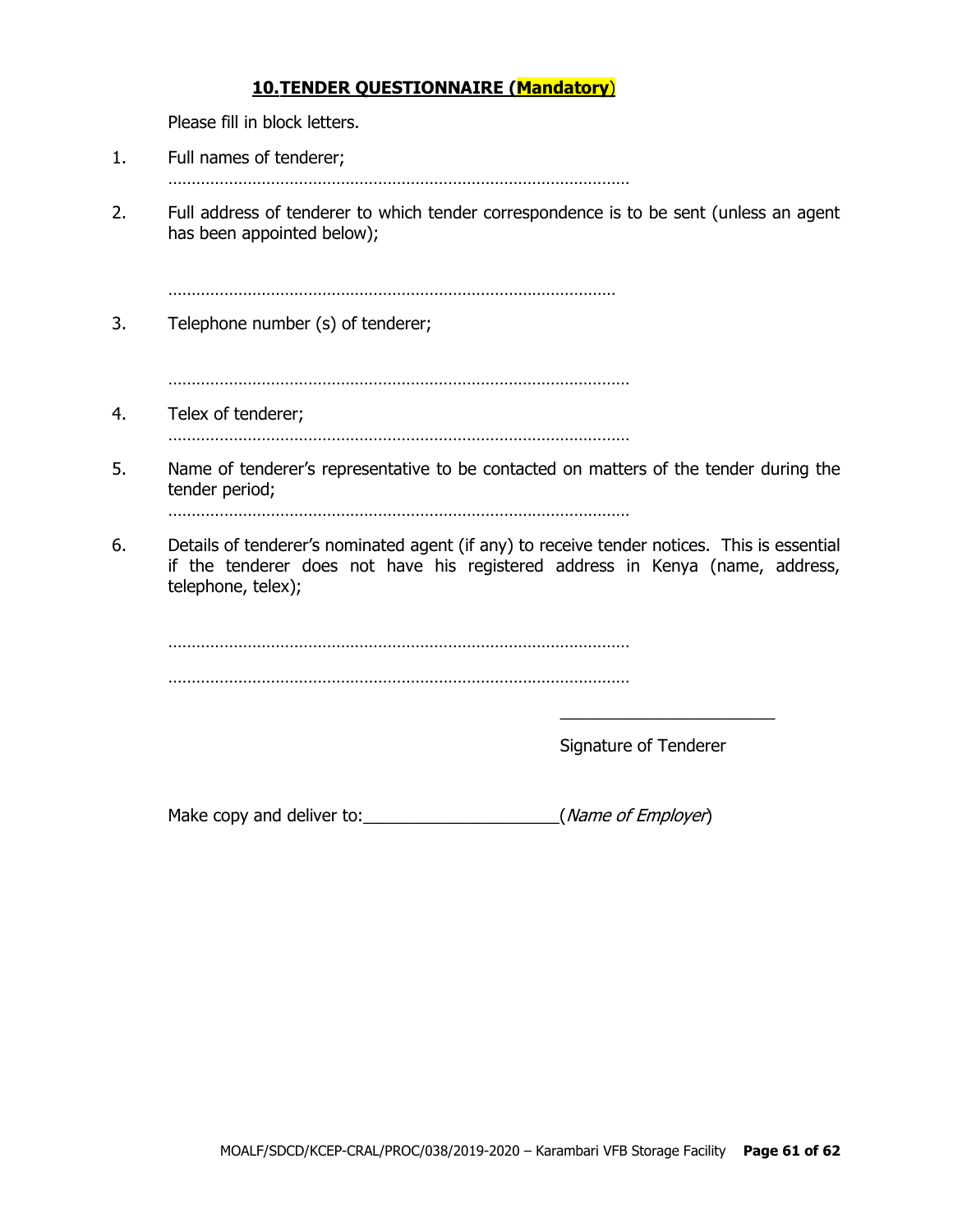## 10.TENDER QUESTIONNAIRE (Mandatory)

Please fill in block letters.

1. Full names of tenderer;

   ………………………………………………………………………………………

2. Full address of tenderer to which tender correspondence is to be sent (unless an agent has been appointed below);

   ………………………………………………………………………………………

3. Telephone number (s) of tenderer;

   ………………………………………………………………………………………

4. Telex of tenderer;

   ………………………………………………………………………………………

5. Name of tenderer's representative to be contacted on matters of the tender during the tender period;

   ………………………………………………………………………………………

6. Details of tenderer's nominated agent (if any) to receive tender notices. This is essential if the tenderer does not have his registered address in Kenya (name, address, telephone, telex);

   ………………………………………………………………………………………

   ………………………………………………………………………………………

_______________________

Signature of Tenderer

Make copy and deliver to:_____________________(*Name of Employer*)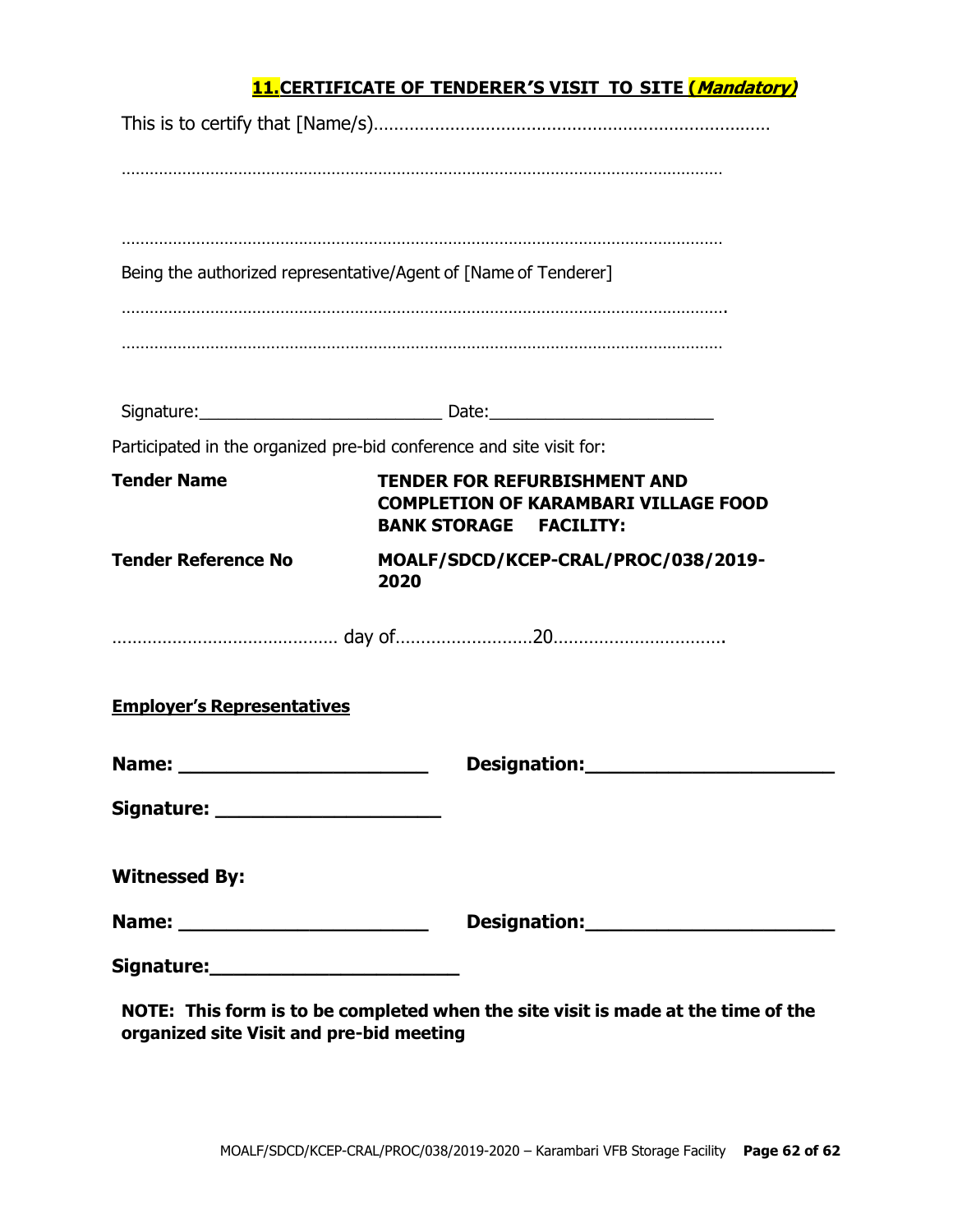## **11. CERTIFICATE OF TENDERER'S VISIT TO SITE (*Mandatory*)**

This is to certify that [Name/s]……………………………………………………………………

………………………………………………………………………………………………………………

………………………………………………………………………………………………………………

Being the authorized representative/Agent of [Name of Tenderer]

……………………………………………………………………………………………………………….

………………………………………………………………………………………………………………

Signature:_________________________ Date:_______________________

Participated in the organized pre-bid conference and site visit for:

| | |
|---|---|
| **Tender Name** | **TENDER FOR REFURBISHMENT AND COMPLETION OF KARAMBARI VILLAGE FOOD BANK STORAGE FACILITY:** |
| **Tender Reference No** | **MOALF/SDCD/KCEP-CRAL/PROC/038/2019-2020** |

……………………………………… day of……………………20……………………………..

**Employer's Representatives**

**Name: ______________________** **Designation:______________________**

**Signature: ___________________**

**Witnessed By:**

**Name: ______________________** **Designation:______________________**

**Signature:______________________**

**NOTE: This form is to be completed when the site visit is made at the time of the organized site Visit and pre-bid meeting**